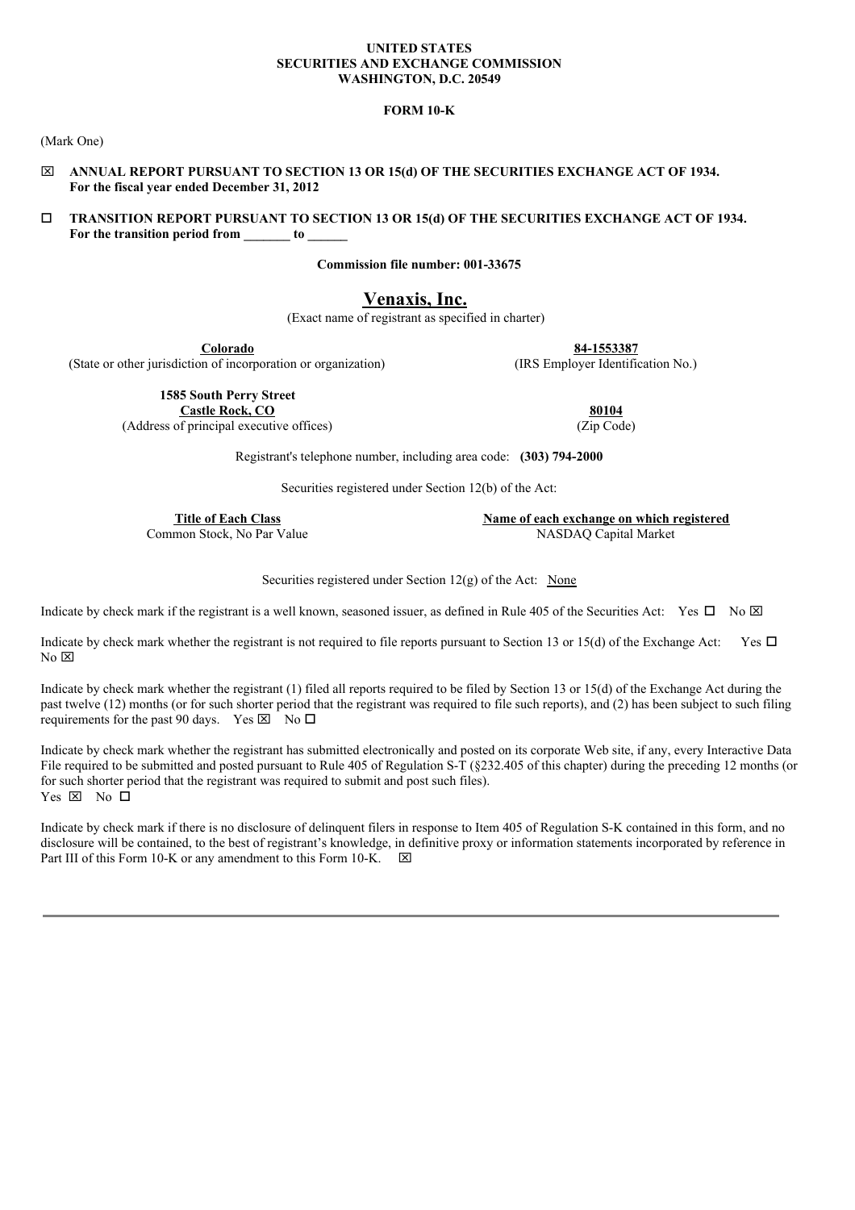**UNITED STATES**
**SECURITIES AND EXCHANGE COMMISSION**
**WASHINGTON, D.C. 20549**

**FORM 10-K**

(Mark One)

☒ **ANNUAL REPORT PURSUANT TO SECTION 13 OR 15(d) OF THE SECURITIES EXCHANGE ACT OF 1934.**
**For the fiscal year ended December 31, 2012**

☐ **TRANSITION REPORT PURSUANT TO SECTION 13 OR 15(d) OF THE SECURITIES EXCHANGE ACT OF 1934.**
**For the transition period from _______ to ______**

**Commission file number: 001-33675**

# Venaxis, Inc.

(Exact name of registrant as specified in charter)

| | |
|---|---|
| **Colorado** | **84-1553387** |
| (State or other jurisdiction of incorporation or organization) | (IRS Employer Identification No.) |
| **1585 South Perry Street** **Castle Rock, CO** | **80104** |
| (Address of principal executive offices) | (Zip Code) |

Registrant's telephone number, including area code: **(303) 794-2000**

Securities registered under Section 12(b) of the Act:

| **Title of Each Class** | **Name of each exchange on which registered** |
|---|---|
| Common Stock, No Par Value | NASDAQ Capital Market |

Securities registered under Section 12(g) of the Act: None

Indicate by check mark if the registrant is a well known, seasoned issuer, as defined in Rule 405 of the Securities Act: Yes ☐ No ☒

Indicate by check mark whether the registrant is not required to file reports pursuant to Section 13 or 15(d) of the Exchange Act: Yes ☐ No ☒

Indicate by check mark whether the registrant (1) filed all reports required to be filed by Section 13 or 15(d) of the Exchange Act during the past twelve (12) months (or for such shorter period that the registrant was required to file such reports), and (2) has been subject to such filing requirements for the past 90 days. Yes ☒ No ☐

Indicate by check mark whether the registrant has submitted electronically and posted on its corporate Web site, if any, every Interactive Data File required to be submitted and posted pursuant to Rule 405 of Regulation S-T (§232.405 of this chapter) during the preceding 12 months (or for such shorter period that the registrant was required to submit and post such files).
Yes ☒ No ☐

Indicate by check mark if there is no disclosure of delinquent filers in response to Item 405 of Regulation S-K contained in this form, and no disclosure will be contained, to the best of registrant's knowledge, in definitive proxy or information statements incorporated by reference in Part III of this Form 10-K or any amendment to this Form 10-K. ☒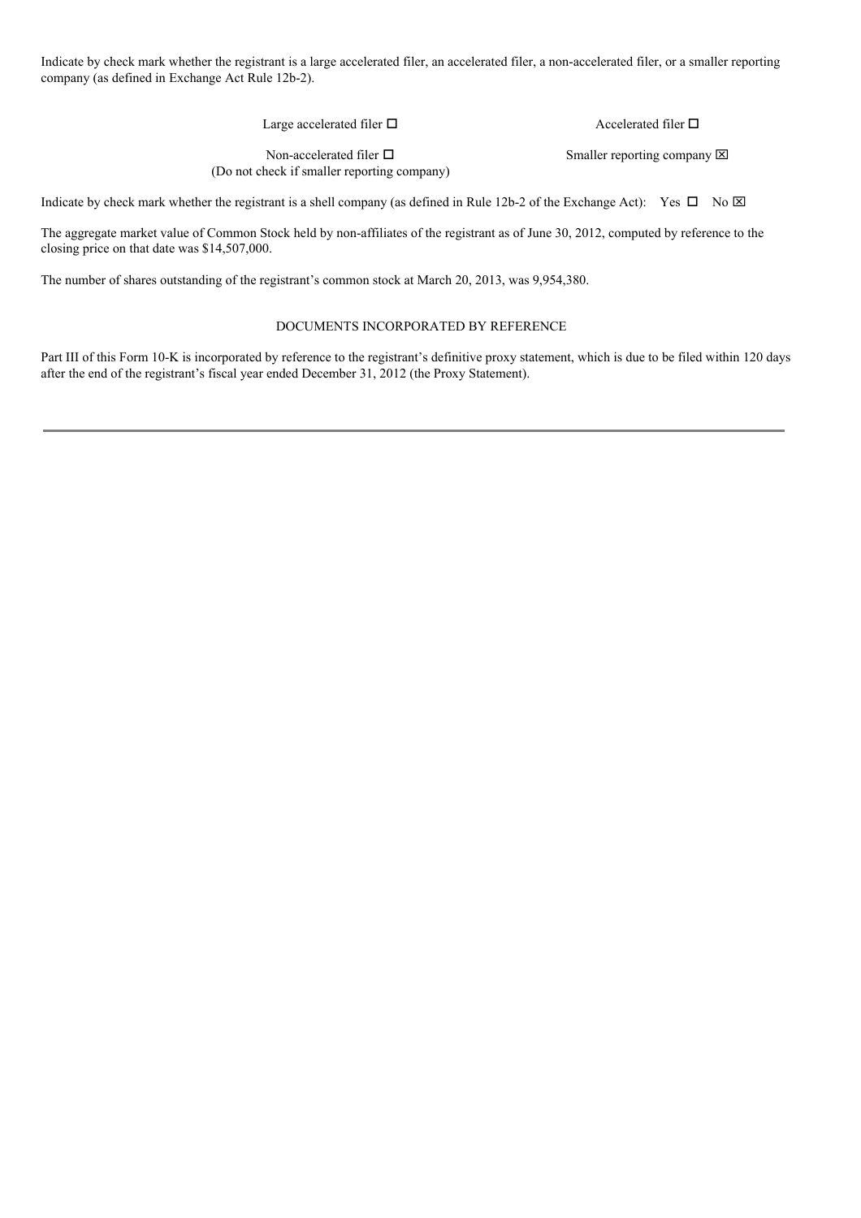Indicate by check mark whether the registrant is a large accelerated filer, an accelerated filer, a non-accelerated filer, or a smaller reporting company (as defined in Exchange Act Rule 12b-2).

| | |
|---|---|
| Large accelerated filer ☐ | Accelerated filer ☐ |
| Non-accelerated filer ☐ (Do not check if smaller reporting company) | Smaller reporting company ☒ |

Indicate by check mark whether the registrant is a shell company (as defined in Rule 12b-2 of the Exchange Act): Yes ☐ No ☒

The aggregate market value of Common Stock held by non-affiliates of the registrant as of June 30, 2012, computed by reference to the closing price on that date was $14,507,000.

The number of shares outstanding of the registrant's common stock at March 20, 2013, was 9,954,380.

DOCUMENTS INCORPORATED BY REFERENCE

Part III of this Form 10-K is incorporated by reference to the registrant's definitive proxy statement, which is due to be filed within 120 days after the end of the registrant's fiscal year ended December 31, 2012 (the Proxy Statement).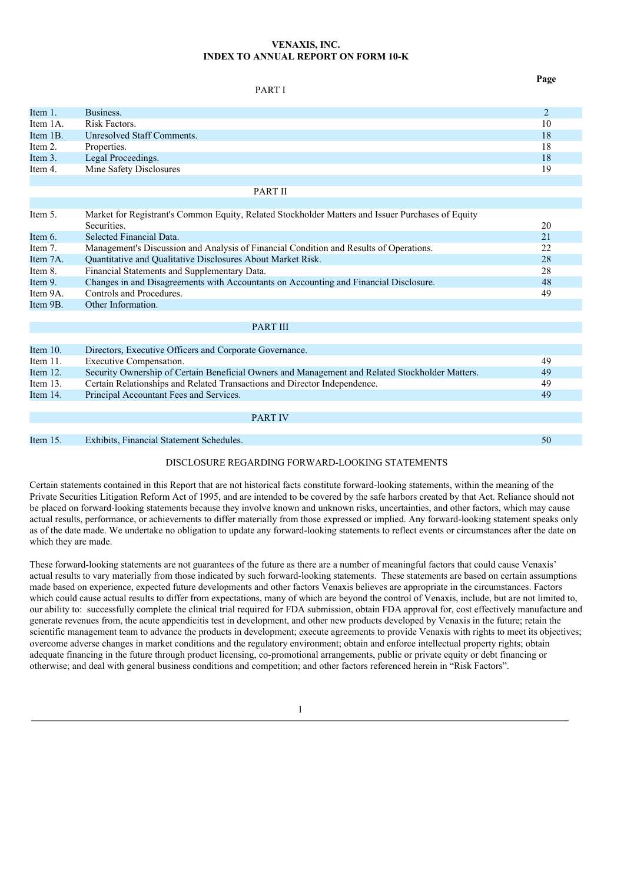# VENAXIS, INC.
# INDEX TO ANNUAL REPORT ON FORM 10-K

| | | Page |
|---|---|---|
| | **PART I** | |
| Item 1. | Business. | 2 |
| Item 1A. | Risk Factors. | 10 |
| Item 1B. | Unresolved Staff Comments. | 18 |
| Item 2. | Properties. | 18 |
| Item 3. | Legal Proceedings. | 18 |
| Item 4. | Mine Safety Disclosures | 19 |
| | **PART II** | |
| Item 5. | Market for Registrant's Common Equity, Related Stockholder Matters and Issuer Purchases of Equity Securities. | 20 |
| Item 6. | Selected Financial Data. | 21 |
| Item 7. | Management's Discussion and Analysis of Financial Condition and Results of Operations. | 22 |
| Item 7A. | Quantitative and Qualitative Disclosures About Market Risk. | 28 |
| Item 8. | Financial Statements and Supplementary Data. | 28 |
| Item 9. | Changes in and Disagreements with Accountants on Accounting and Financial Disclosure. | 48 |
| Item 9A. | Controls and Procedures. | 49 |
| Item 9B. | Other Information. | |
| | **PART III** | |
| Item 10. | Directors, Executive Officers and Corporate Governance. | |
| Item 11. | Executive Compensation. | 49 |
| Item 12. | Security Ownership of Certain Beneficial Owners and Management and Related Stockholder Matters. | 49 |
| Item 13. | Certain Relationships and Related Transactions and Director Independence. | 49 |
| Item 14. | Principal Accountant Fees and Services. | 49 |
| | **PART IV** | |
| Item 15. | Exhibits, Financial Statement Schedules. | 50 |

## DISCLOSURE REGARDING FORWARD-LOOKING STATEMENTS

Certain statements contained in this Report that are not historical facts constitute forward-looking statements, within the meaning of the Private Securities Litigation Reform Act of 1995, and are intended to be covered by the safe harbors created by that Act. Reliance should not be placed on forward-looking statements because they involve known and unknown risks, uncertainties, and other factors, which may cause actual results, performance, or achievements to differ materially from those expressed or implied. Any forward-looking statement speaks only as of the date made. We undertake no obligation to update any forward-looking statements to reflect events or circumstances after the date on which they are made.

These forward-looking statements are not guarantees of the future as there are a number of meaningful factors that could cause Venaxis' actual results to vary materially from those indicated by such forward-looking statements. These statements are based on certain assumptions made based on experience, expected future developments and other factors Venaxis believes are appropriate in the circumstances. Factors which could cause actual results to differ from expectations, many of which are beyond the control of Venaxis, include, but are not limited to, our ability to: successfully complete the clinical trial required for FDA submission, obtain FDA approval for, cost effectively manufacture and generate revenues from, the acute appendicitis test in development, and other new products developed by Venaxis in the future; retain the scientific management team to advance the products in development; execute agreements to provide Venaxis with rights to meet its objectives; overcome adverse changes in market conditions and the regulatory environment; obtain and enforce intellectual property rights; obtain adequate financing in the future through product licensing, co-promotional arrangements, public or private equity or debt financing or otherwise; and deal with general business conditions and competition; and other factors referenced herein in "Risk Factors".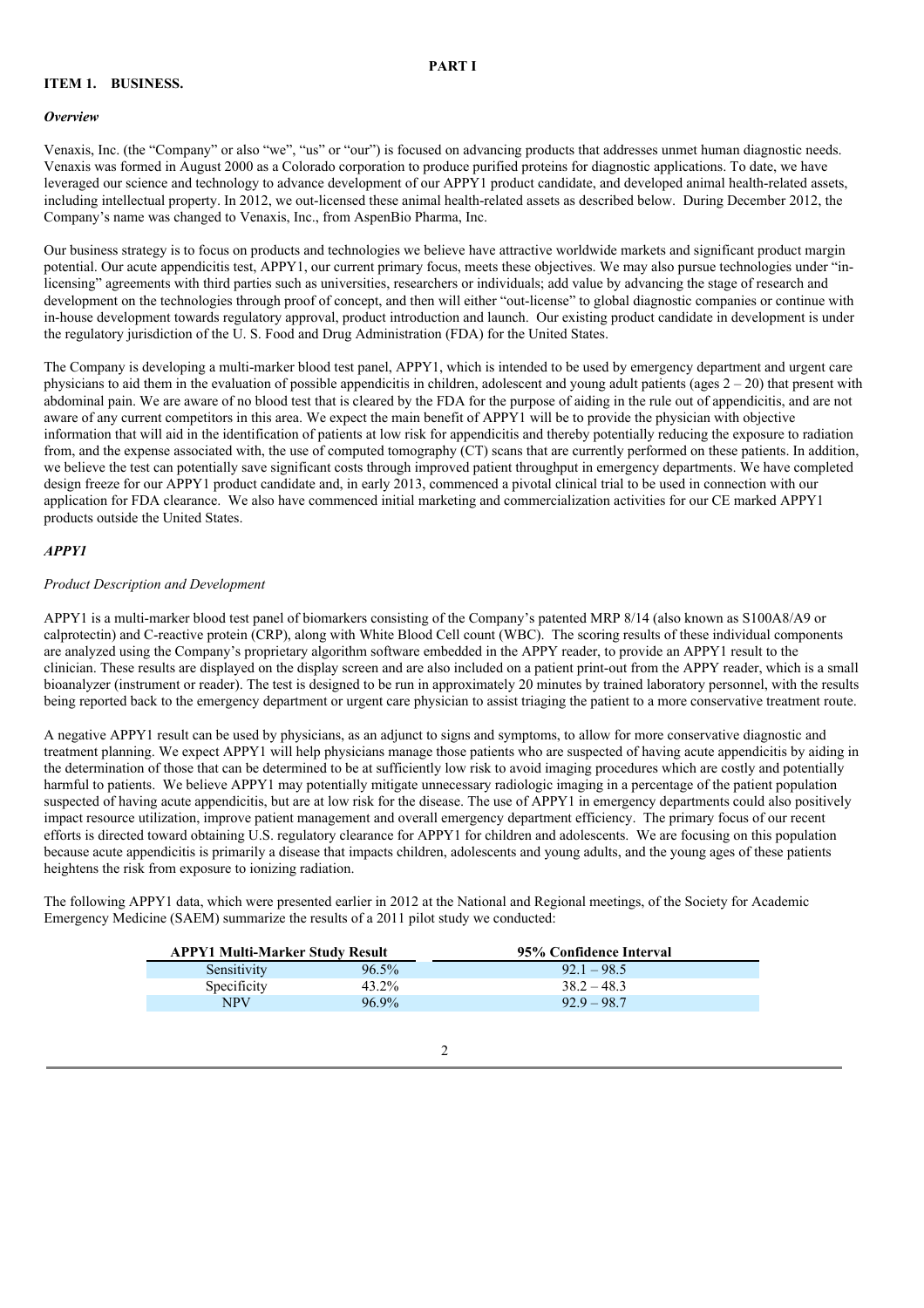# PART I

## ITEM 1. BUSINESS.

### *Overview*

Venaxis, Inc. (the "Company" or also "we", "us" or "our") is focused on advancing products that addresses unmet human diagnostic needs. Venaxis was formed in August 2000 as a Colorado corporation to produce purified proteins for diagnostic applications. To date, we have leveraged our science and technology to advance development of our APPY1 product candidate, and developed animal health-related assets, including intellectual property. In 2012, we out-licensed these animal health-related assets as described below. During December 2012, the Company's name was changed to Venaxis, Inc., from AspenBio Pharma, Inc.

Our business strategy is to focus on products and technologies we believe have attractive worldwide markets and significant product margin potential. Our acute appendicitis test, APPY1, our current primary focus, meets these objectives. We may also pursue technologies under "in-licensing" agreements with third parties such as universities, researchers or individuals; add value by advancing the stage of research and development on the technologies through proof of concept, and then will either "out-license" to global diagnostic companies or continue with in-house development towards regulatory approval, product introduction and launch. Our existing product candidate in development is under the regulatory jurisdiction of the U. S. Food and Drug Administration (FDA) for the United States.

The Company is developing a multi-marker blood test panel, APPY1, which is intended to be used by emergency department and urgent care physicians to aid them in the evaluation of possible appendicitis in children, adolescent and young adult patients (ages 2 – 20) that present with abdominal pain. We are aware of no blood test that is cleared by the FDA for the purpose of aiding in the rule out of appendicitis, and are not aware of any current competitors in this area. We expect the main benefit of APPY1 will be to provide the physician with objective information that will aid in the identification of patients at low risk for appendicitis and thereby potentially reducing the exposure to radiation from, and the expense associated with, the use of computed tomography (CT) scans that are currently performed on these patients. In addition, we believe the test can potentially save significant costs through improved patient throughput in emergency departments. We have completed design freeze for our APPY1 product candidate and, in early 2013, commenced a pivotal clinical trial to be used in connection with our application for FDA clearance. We also have commenced initial marketing and commercialization activities for our CE marked APPY1 products outside the United States.

### *APPY1*

*Product Description and Development*

APPY1 is a multi-marker blood test panel of biomarkers consisting of the Company's patented MRP 8/14 (also known as S100A8/A9 or calprotectin) and C-reactive protein (CRP), along with White Blood Cell count (WBC). The scoring results of these individual components are analyzed using the Company's proprietary algorithm software embedded in the APPY reader, to provide an APPY1 result to the clinician. These results are displayed on the display screen and are also included on a patient print-out from the APPY reader, which is a small bioanalyzer (instrument or reader). The test is designed to be run in approximately 20 minutes by trained laboratory personnel, with the results being reported back to the emergency department or urgent care physician to assist triaging the patient to a more conservative treatment route.

A negative APPY1 result can be used by physicians, as an adjunct to signs and symptoms, to allow for more conservative diagnostic and treatment planning. We expect APPY1 will help physicians manage those patients who are suspected of having acute appendicitis by aiding in the determination of those that can be determined to be at sufficiently low risk to avoid imaging procedures which are costly and potentially harmful to patients. We believe APPY1 may potentially mitigate unnecessary radiologic imaging in a percentage of the patient population suspected of having acute appendicitis, but are at low risk for the disease. The use of APPY1 in emergency departments could also positively impact resource utilization, improve patient management and overall emergency department efficiency. The primary focus of our recent efforts is directed toward obtaining U.S. regulatory clearance for APPY1 for children and adolescents. We are focusing on this population because acute appendicitis is primarily a disease that impacts children, adolescents and young adults, and the young ages of these patients heightens the risk from exposure to ionizing radiation.

The following APPY1 data, which were presented earlier in 2012 at the National and Regional meetings, of the Society for Academic Emergency Medicine (SAEM) summarize the results of a 2011 pilot study we conducted:

| APPY1 Multi-Marker Study Result | | 95% Confidence Interval |
|---|---|---|
| Sensitivity | 96.5% | 92.1 – 98.5 |
| Specificity | 43.2% | 38.2 – 48.3 |
| NPV | 96.9% | 92.9 – 98.7 |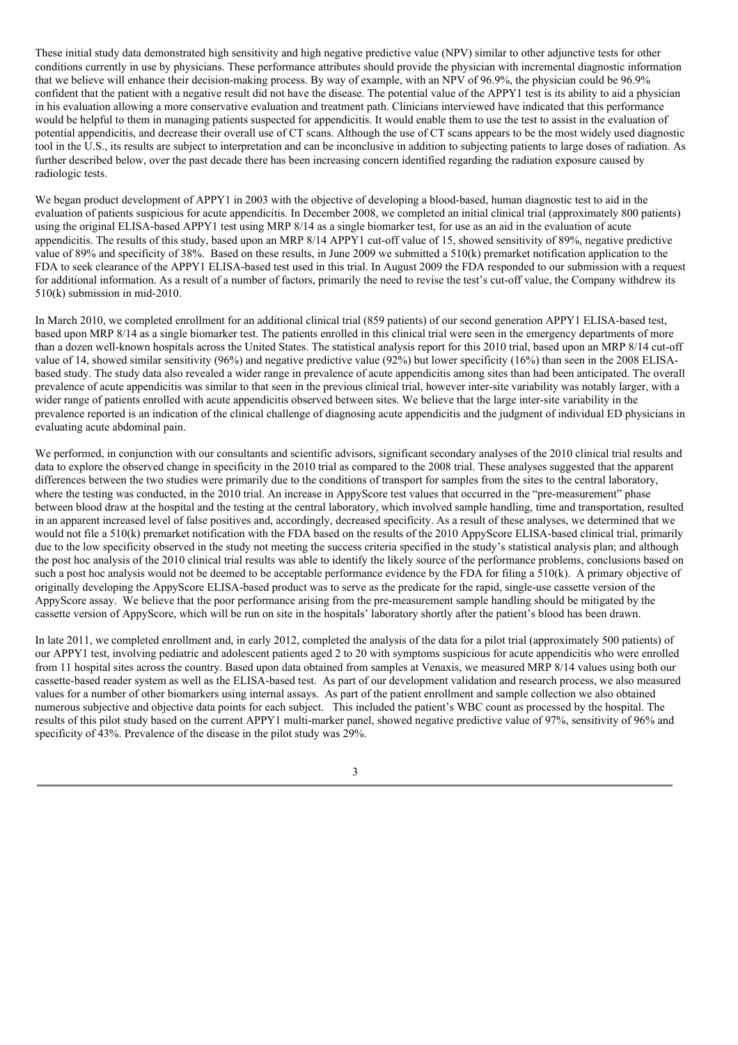These initial study data demonstrated high sensitivity and high negative predictive value (NPV) similar to other adjunctive tests for other conditions currently in use by physicians. These performance attributes should provide the physician with incremental diagnostic information that we believe will enhance their decision-making process. By way of example, with an NPV of 96.9%, the physician could be 96.9% confident that the patient with a negative result did not have the disease. The potential value of the APPY1 test is its ability to aid a physician in his evaluation allowing a more conservative evaluation and treatment path. Clinicians interviewed have indicated that this performance would be helpful to them in managing patients suspected for appendicitis. It would enable them to use the test to assist in the evaluation of potential appendicitis, and decrease their overall use of CT scans. Although the use of CT scans appears to be the most widely used diagnostic tool in the U.S., its results are subject to interpretation and can be inconclusive in addition to subjecting patients to large doses of radiation. As further described below, over the past decade there has been increasing concern identified regarding the radiation exposure caused by radiologic tests.

We began product development of APPY1 in 2003 with the objective of developing a blood-based, human diagnostic test to aid in the evaluation of patients suspicious for acute appendicitis. In December 2008, we completed an initial clinical trial (approximately 800 patients) using the original ELISA-based APPY1 test using MRP 8/14 as a single biomarker test, for use as an aid in the evaluation of acute appendicitis. The results of this study, based upon an MRP 8/14 APPY1 cut-off value of 15, showed sensitivity of 89%, negative predictive value of 89% and specificity of 38%. Based on these results, in June 2009 we submitted a 510(k) premarket notification application to the FDA to seek clearance of the APPY1 ELISA-based test used in this trial. In August 2009 the FDA responded to our submission with a request for additional information. As a result of a number of factors, primarily the need to revise the test's cut-off value, the Company withdrew its 510(k) submission in mid-2010.

In March 2010, we completed enrollment for an additional clinical trial (859 patients) of our second generation APPY1 ELISA-based test, based upon MRP 8/14 as a single biomarker test. The patients enrolled in this clinical trial were seen in the emergency departments of more than a dozen well-known hospitals across the United States. The statistical analysis report for this 2010 trial, based upon an MRP 8/14 cut-off value of 14, showed similar sensitivity (96%) and negative predictive value (92%) but lower specificity (16%) than seen in the 2008 ELISA-based study. The study data also revealed a wider range in prevalence of acute appendicitis among sites than had been anticipated. The overall prevalence of acute appendicitis was similar to that seen in the previous clinical trial, however inter-site variability was notably larger, with a wider range of patients enrolled with acute appendicitis observed between sites. We believe that the large inter-site variability in the prevalence reported is an indication of the clinical challenge of diagnosing acute appendicitis and the judgment of individual ED physicians in evaluating acute abdominal pain.

We performed, in conjunction with our consultants and scientific advisors, significant secondary analyses of the 2010 clinical trial results and data to explore the observed change in specificity in the 2010 trial as compared to the 2008 trial. These analyses suggested that the apparent differences between the two studies were primarily due to the conditions of transport for samples from the sites to the central laboratory, where the testing was conducted, in the 2010 trial. An increase in AppyScore test values that occurred in the "pre-measurement" phase between blood draw at the hospital and the testing at the central laboratory, which involved sample handling, time and transportation, resulted in an apparent increased level of false positives and, accordingly, decreased specificity. As a result of these analyses, we determined that we would not file a 510(k) premarket notification with the FDA based on the results of the 2010 AppyScore ELISA-based clinical trial, primarily due to the low specificity observed in the study not meeting the success criteria specified in the study's statistical analysis plan; and although the post hoc analysis of the 2010 clinical trial results was able to identify the likely source of the performance problems, conclusions based on such a post hoc analysis would not be deemed to be acceptable performance evidence by the FDA for filing a 510(k). A primary objective of originally developing the AppyScore ELISA-based product was to serve as the predicate for the rapid, single-use cassette version of the AppyScore assay. We believe that the poor performance arising from the pre-measurement sample handling should be mitigated by the cassette version of AppyScore, which will be run on site in the hospitals' laboratory shortly after the patient's blood has been drawn.

In late 2011, we completed enrollment and, in early 2012, completed the analysis of the data for a pilot trial (approximately 500 patients) of our APPY1 test, involving pediatric and adolescent patients aged 2 to 20 with symptoms suspicious for acute appendicitis who were enrolled from 11 hospital sites across the country. Based upon data obtained from samples at Venaxis, we measured MRP 8/14 values using both our cassette-based reader system as well as the ELISA-based test. As part of our development validation and research process, we also measured values for a number of other biomarkers using internal assays. As part of the patient enrollment and sample collection we also obtained numerous subjective and objective data points for each subject. This included the patient's WBC count as processed by the hospital. The results of this pilot study based on the current APPY1 multi-marker panel, showed negative predictive value of 97%, sensitivity of 96% and specificity of 43%. Prevalence of the disease in the pilot study was 29%.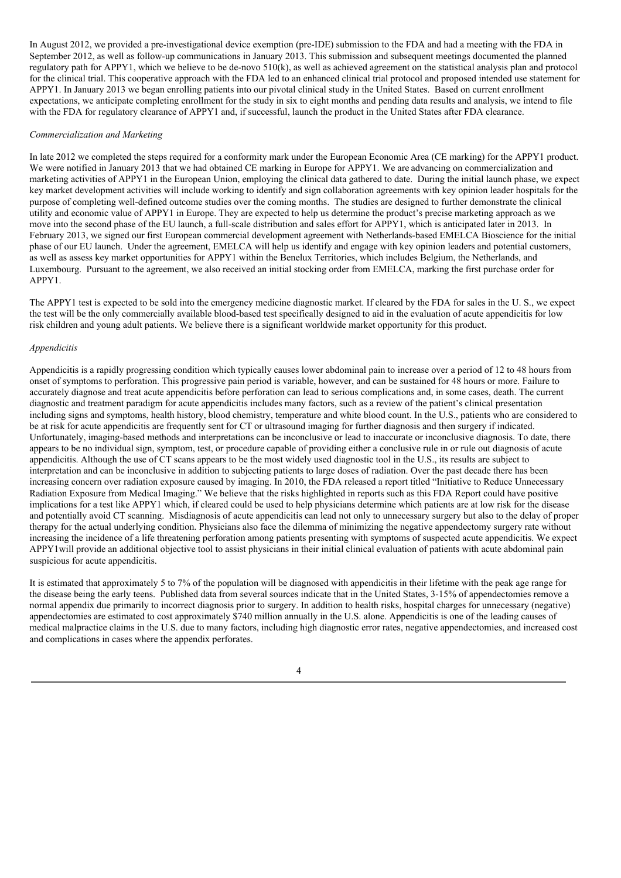In August 2012, we provided a pre-investigational device exemption (pre-IDE) submission to the FDA and had a meeting with the FDA in September 2012, as well as follow-up communications in January 2013. This submission and subsequent meetings documented the planned regulatory path for APPY1, which we believe to be de-novo 510(k), as well as achieved agreement on the statistical analysis plan and protocol for the clinical trial. This cooperative approach with the FDA led to an enhanced clinical trial protocol and proposed intended use statement for APPY1. In January 2013 we began enrolling patients into our pivotal clinical study in the United States. Based on current enrollment expectations, we anticipate completing enrollment for the study in six to eight months and pending data results and analysis, we intend to file with the FDA for regulatory clearance of APPY1 and, if successful, launch the product in the United States after FDA clearance.

*Commercialization and Marketing*

In late 2012 we completed the steps required for a conformity mark under the European Economic Area (CE marking) for the APPY1 product. We were notified in January 2013 that we had obtained CE marking in Europe for APPY1. We are advancing on commercialization and marketing activities of APPY1 in the European Union, employing the clinical data gathered to date. During the initial launch phase, we expect key market development activities will include working to identify and sign collaboration agreements with key opinion leader hospitals for the purpose of completing well-defined outcome studies over the coming months. The studies are designed to further demonstrate the clinical utility and economic value of APPY1 in Europe. They are expected to help us determine the product's precise marketing approach as we move into the second phase of the EU launch, a full-scale distribution and sales effort for APPY1, which is anticipated later in 2013. In February 2013, we signed our first European commercial development agreement with Netherlands-based EMELCA Bioscience for the initial phase of our EU launch. Under the agreement, EMELCA will help us identify and engage with key opinion leaders and potential customers, as well as assess key market opportunities for APPY1 within the Benelux Territories, which includes Belgium, the Netherlands, and Luxembourg. Pursuant to the agreement, we also received an initial stocking order from EMELCA, marking the first purchase order for APPY1.

The APPY1 test is expected to be sold into the emergency medicine diagnostic market. If cleared by the FDA for sales in the U. S., we expect the test will be the only commercially available blood-based test specifically designed to aid in the evaluation of acute appendicitis for low risk children and young adult patients. We believe there is a significant worldwide market opportunity for this product.

*Appendicitis*

Appendicitis is a rapidly progressing condition which typically causes lower abdominal pain to increase over a period of 12 to 48 hours from onset of symptoms to perforation. This progressive pain period is variable, however, and can be sustained for 48 hours or more. Failure to accurately diagnose and treat acute appendicitis before perforation can lead to serious complications and, in some cases, death. The current diagnostic and treatment paradigm for acute appendicitis includes many factors, such as a review of the patient's clinical presentation including signs and symptoms, health history, blood chemistry, temperature and white blood count. In the U.S., patients who are considered to be at risk for acute appendicitis are frequently sent for CT or ultrasound imaging for further diagnosis and then surgery if indicated. Unfortunately, imaging-based methods and interpretations can be inconclusive or lead to inaccurate or inconclusive diagnosis. To date, there appears to be no individual sign, symptom, test, or procedure capable of providing either a conclusive rule in or rule out diagnosis of acute appendicitis. Although the use of CT scans appears to be the most widely used diagnostic tool in the U.S., its results are subject to interpretation and can be inconclusive in addition to subjecting patients to large doses of radiation. Over the past decade there has been increasing concern over radiation exposure caused by imaging. In 2010, the FDA released a report titled "Initiative to Reduce Unnecessary Radiation Exposure from Medical Imaging." We believe that the risks highlighted in reports such as this FDA Report could have positive implications for a test like APPY1 which, if cleared could be used to help physicians determine which patients are at low risk for the disease and potentially avoid CT scanning. Misdiagnosis of acute appendicitis can lead not only to unnecessary surgery but also to the delay of proper therapy for the actual underlying condition. Physicians also face the dilemma of minimizing the negative appendectomy surgery rate without increasing the incidence of a life threatening perforation among patients presenting with symptoms of suspected acute appendicitis. We expect APPY1will provide an additional objective tool to assist physicians in their initial clinical evaluation of patients with acute abdominal pain suspicious for acute appendicitis.

It is estimated that approximately 5 to 7% of the population will be diagnosed with appendicitis in their lifetime with the peak age range for the disease being the early teens. Published data from several sources indicate that in the United States, 3-15% of appendectomies remove a normal appendix due primarily to incorrect diagnosis prior to surgery. In addition to health risks, hospital charges for unnecessary (negative) appendectomies are estimated to cost approximately $740 million annually in the U.S. alone. Appendicitis is one of the leading causes of medical malpractice claims in the U.S. due to many factors, including high diagnostic error rates, negative appendectomies, and increased cost and complications in cases where the appendix perforates.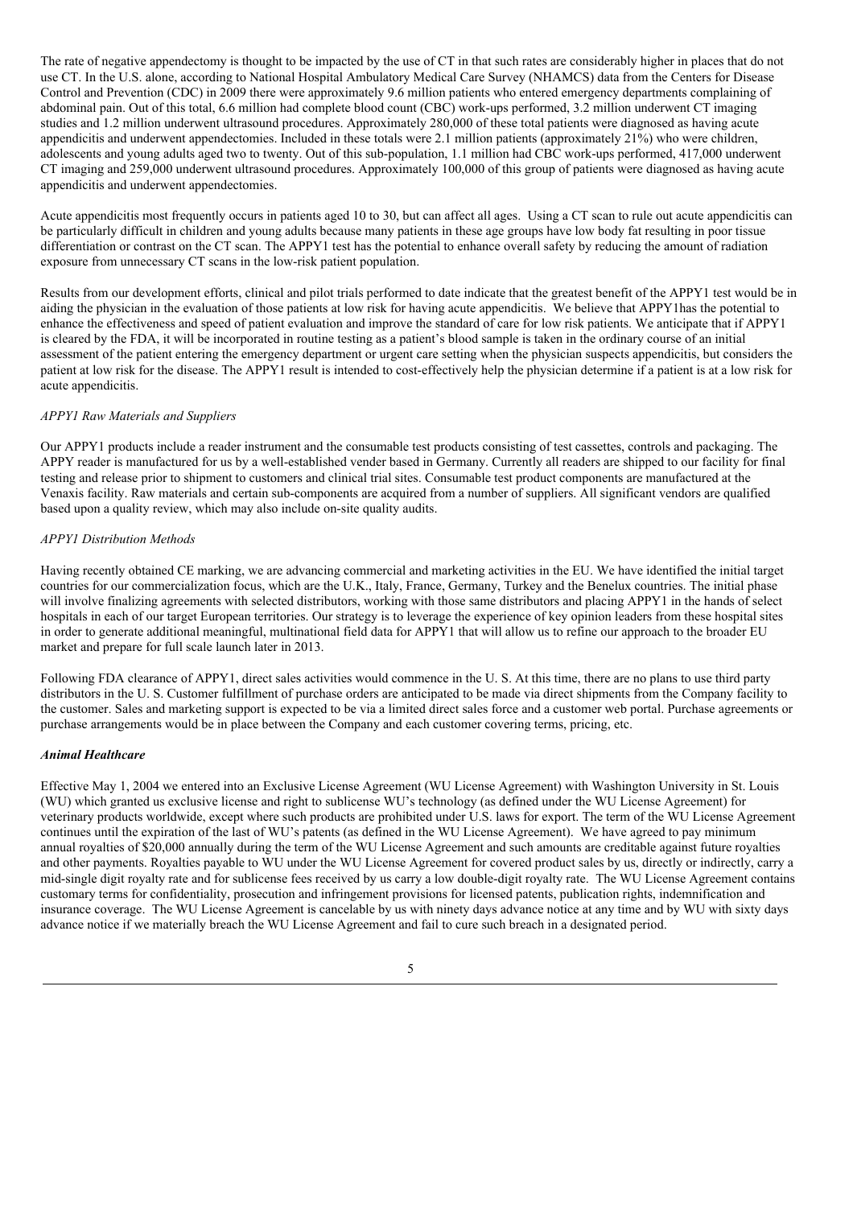The rate of negative appendectomy is thought to be impacted by the use of CT in that such rates are considerably higher in places that do not use CT. In the U.S. alone, according to National Hospital Ambulatory Medical Care Survey (NHAMCS) data from the Centers for Disease Control and Prevention (CDC) in 2009 there were approximately 9.6 million patients who entered emergency departments complaining of abdominal pain. Out of this total, 6.6 million had complete blood count (CBC) work-ups performed, 3.2 million underwent CT imaging studies and 1.2 million underwent ultrasound procedures. Approximately 280,000 of these total patients were diagnosed as having acute appendicitis and underwent appendectomies. Included in these totals were 2.1 million patients (approximately 21%) who were children, adolescents and young adults aged two to twenty. Out of this sub-population, 1.1 million had CBC work-ups performed, 417,000 underwent CT imaging and 259,000 underwent ultrasound procedures. Approximately 100,000 of this group of patients were diagnosed as having acute appendicitis and underwent appendectomies.

Acute appendicitis most frequently occurs in patients aged 10 to 30, but can affect all ages. Using a CT scan to rule out acute appendicitis can be particularly difficult in children and young adults because many patients in these age groups have low body fat resulting in poor tissue differentiation or contrast on the CT scan. The APPY1 test has the potential to enhance overall safety by reducing the amount of radiation exposure from unnecessary CT scans in the low-risk patient population.

Results from our development efforts, clinical and pilot trials performed to date indicate that the greatest benefit of the APPY1 test would be in aiding the physician in the evaluation of those patients at low risk for having acute appendicitis. We believe that APPY1has the potential to enhance the effectiveness and speed of patient evaluation and improve the standard of care for low risk patients. We anticipate that if APPY1 is cleared by the FDA, it will be incorporated in routine testing as a patient's blood sample is taken in the ordinary course of an initial assessment of the patient entering the emergency department or urgent care setting when the physician suspects appendicitis, but considers the patient at low risk for the disease. The APPY1 result is intended to cost-effectively help the physician determine if a patient is at a low risk for acute appendicitis.

*APPY1 Raw Materials and Suppliers*

Our APPY1 products include a reader instrument and the consumable test products consisting of test cassettes, controls and packaging. The APPY reader is manufactured for us by a well-established vender based in Germany. Currently all readers are shipped to our facility for final testing and release prior to shipment to customers and clinical trial sites. Consumable test product components are manufactured at the Venaxis facility. Raw materials and certain sub-components are acquired from a number of suppliers. All significant vendors are qualified based upon a quality review, which may also include on-site quality audits.

*APPY1 Distribution Methods*

Having recently obtained CE marking, we are advancing commercial and marketing activities in the EU. We have identified the initial target countries for our commercialization focus, which are the U.K., Italy, France, Germany, Turkey and the Benelux countries. The initial phase will involve finalizing agreements with selected distributors, working with those same distributors and placing APPY1 in the hands of select hospitals in each of our target European territories. Our strategy is to leverage the experience of key opinion leaders from these hospital sites in order to generate additional meaningful, multinational field data for APPY1 that will allow us to refine our approach to the broader EU market and prepare for full scale launch later in 2013.

Following FDA clearance of APPY1, direct sales activities would commence in the U. S. At this time, there are no plans to use third party distributors in the U. S. Customer fulfillment of purchase orders are anticipated to be made via direct shipments from the Company facility to the customer. Sales and marketing support is expected to be via a limited direct sales force and a customer web portal. Purchase agreements or purchase arrangements would be in place between the Company and each customer covering terms, pricing, etc.

***Animal Healthcare***

Effective May 1, 2004 we entered into an Exclusive License Agreement (WU License Agreement) with Washington University in St. Louis (WU) which granted us exclusive license and right to sublicense WU's technology (as defined under the WU License Agreement) for veterinary products worldwide, except where such products are prohibited under U.S. laws for export. The term of the WU License Agreement continues until the expiration of the last of WU's patents (as defined in the WU License Agreement). We have agreed to pay minimum annual royalties of $20,000 annually during the term of the WU License Agreement and such amounts are creditable against future royalties and other payments. Royalties payable to WU under the WU License Agreement for covered product sales by us, directly or indirectly, carry a mid-single digit royalty rate and for sublicense fees received by us carry a low double-digit royalty rate. The WU License Agreement contains customary terms for confidentiality, prosecution and infringement provisions for licensed patents, publication rights, indemnification and insurance coverage. The WU License Agreement is cancelable by us with ninety days advance notice at any time and by WU with sixty days advance notice if we materially breach the WU License Agreement and fail to cure such breach in a designated period.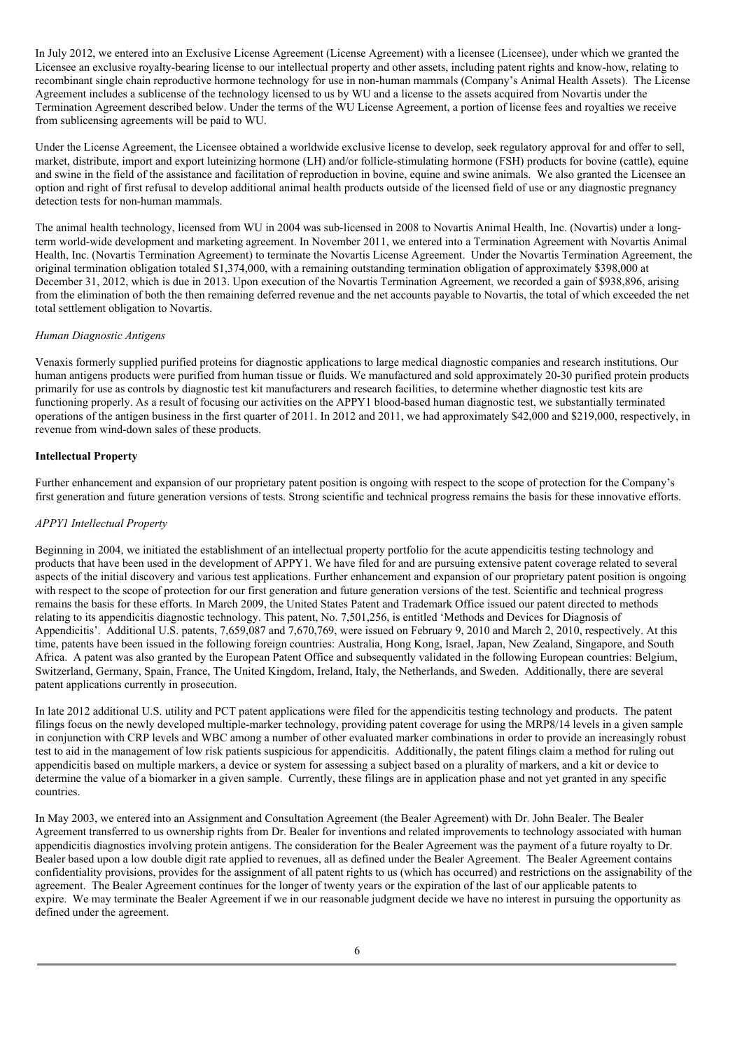In July 2012, we entered into an Exclusive License Agreement (License Agreement) with a licensee (Licensee), under which we granted the Licensee an exclusive royalty-bearing license to our intellectual property and other assets, including patent rights and know-how, relating to recombinant single chain reproductive hormone technology for use in non-human mammals (Company's Animal Health Assets). The License Agreement includes a sublicense of the technology licensed to us by WU and a license to the assets acquired from Novartis under the Termination Agreement described below. Under the terms of the WU License Agreement, a portion of license fees and royalties we receive from sublicensing agreements will be paid to WU.

Under the License Agreement, the Licensee obtained a worldwide exclusive license to develop, seek regulatory approval for and offer to sell, market, distribute, import and export luteinizing hormone (LH) and/or follicle-stimulating hormone (FSH) products for bovine (cattle), equine and swine in the field of the assistance and facilitation of reproduction in bovine, equine and swine animals. We also granted the Licensee an option and right of first refusal to develop additional animal health products outside of the licensed field of use or any diagnostic pregnancy detection tests for non-human mammals.

The animal health technology, licensed from WU in 2004 was sub-licensed in 2008 to Novartis Animal Health, Inc. (Novartis) under a long-term world-wide development and marketing agreement. In November 2011, we entered into a Termination Agreement with Novartis Animal Health, Inc. (Novartis Termination Agreement) to terminate the Novartis License Agreement. Under the Novartis Termination Agreement, the original termination obligation totaled $1,374,000, with a remaining outstanding termination obligation of approximately $398,000 at December 31, 2012, which is due in 2013. Upon execution of the Novartis Termination Agreement, we recorded a gain of $938,896, arising from the elimination of both the then remaining deferred revenue and the net accounts payable to Novartis, the total of which exceeded the net total settlement obligation to Novartis.

*Human Diagnostic Antigens*

Venaxis formerly supplied purified proteins for diagnostic applications to large medical diagnostic companies and research institutions. Our human antigens products were purified from human tissue or fluids. We manufactured and sold approximately 20-30 purified protein products primarily for use as controls by diagnostic test kit manufacturers and research facilities, to determine whether diagnostic test kits are functioning properly. As a result of focusing our activities on the APPY1 blood-based human diagnostic test, we substantially terminated operations of the antigen business in the first quarter of 2011. In 2012 and 2011, we had approximately $42,000 and $219,000, respectively, in revenue from wind-down sales of these products.

**Intellectual Property**

Further enhancement and expansion of our proprietary patent position is ongoing with respect to the scope of protection for the Company's first generation and future generation versions of tests. Strong scientific and technical progress remains the basis for these innovative efforts.

*APPY1 Intellectual Property*

Beginning in 2004, we initiated the establishment of an intellectual property portfolio for the acute appendicitis testing technology and products that have been used in the development of APPY1. We have filed for and are pursuing extensive patent coverage related to several aspects of the initial discovery and various test applications. Further enhancement and expansion of our proprietary patent position is ongoing with respect to the scope of protection for our first generation and future generation versions of the test. Scientific and technical progress remains the basis for these efforts. In March 2009, the United States Patent and Trademark Office issued our patent directed to methods relating to its appendicitis diagnostic technology. This patent, No. 7,501,256, is entitled 'Methods and Devices for Diagnosis of Appendicitis'. Additional U.S. patents, 7,659,087 and 7,670,769, were issued on February 9, 2010 and March 2, 2010, respectively. At this time, patents have been issued in the following foreign countries: Australia, Hong Kong, Israel, Japan, New Zealand, Singapore, and South Africa. A patent was also granted by the European Patent Office and subsequently validated in the following European countries: Belgium, Switzerland, Germany, Spain, France, The United Kingdom, Ireland, Italy, the Netherlands, and Sweden. Additionally, there are several patent applications currently in prosecution.

In late 2012 additional U.S. utility and PCT patent applications were filed for the appendicitis testing technology and products. The patent filings focus on the newly developed multiple-marker technology, providing patent coverage for using the MRP8/14 levels in a given sample in conjunction with CRP levels and WBC among a number of other evaluated marker combinations in order to provide an increasingly robust test to aid in the management of low risk patients suspicious for appendicitis. Additionally, the patent filings claim a method for ruling out appendicitis based on multiple markers, a device or system for assessing a subject based on a plurality of markers, and a kit or device to determine the value of a biomarker in a given sample. Currently, these filings are in application phase and not yet granted in any specific countries.

In May 2003, we entered into an Assignment and Consultation Agreement (the Bealer Agreement) with Dr. John Bealer. The Bealer Agreement transferred to us ownership rights from Dr. Bealer for inventions and related improvements to technology associated with human appendicitis diagnostics involving protein antigens. The consideration for the Bealer Agreement was the payment of a future royalty to Dr. Bealer based upon a low double digit rate applied to revenues, all as defined under the Bealer Agreement. The Bealer Agreement contains confidentiality provisions, provides for the assignment of all patent rights to us (which has occurred) and restrictions on the assignability of the agreement. The Bealer Agreement continues for the longer of twenty years or the expiration of the last of our applicable patents to expire. We may terminate the Bealer Agreement if we in our reasonable judgment decide we have no interest in pursuing the opportunity as defined under the agreement.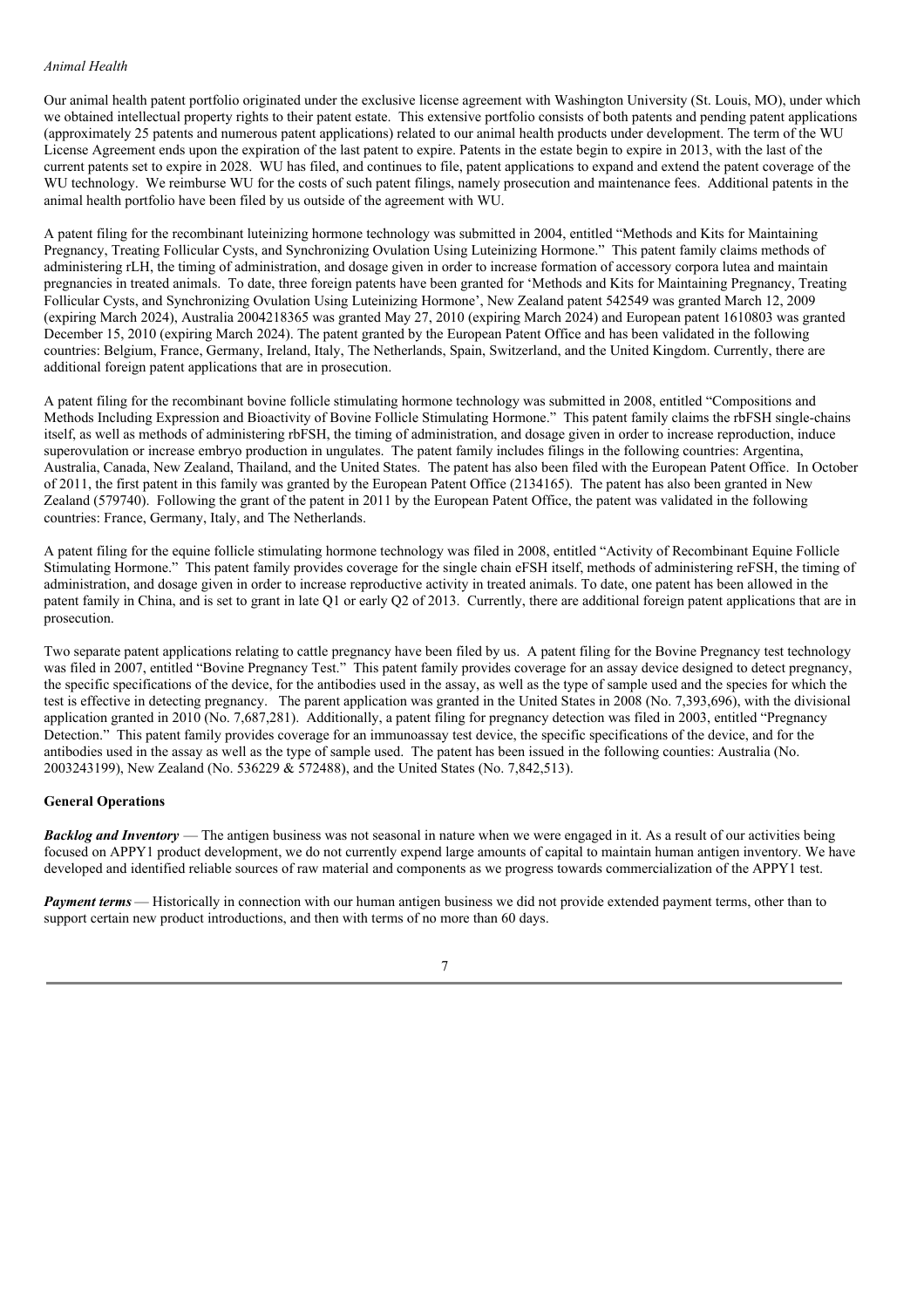*Animal Health*

Our animal health patent portfolio originated under the exclusive license agreement with Washington University (St. Louis, MO), under which we obtained intellectual property rights to their patent estate. This extensive portfolio consists of both patents and pending patent applications (approximately 25 patents and numerous patent applications) related to our animal health products under development. The term of the WU License Agreement ends upon the expiration of the last patent to expire. Patents in the estate begin to expire in 2013, with the last of the current patents set to expire in 2028. WU has filed, and continues to file, patent applications to expand and extend the patent coverage of the WU technology. We reimburse WU for the costs of such patent filings, namely prosecution and maintenance fees. Additional patents in the animal health portfolio have been filed by us outside of the agreement with WU.

A patent filing for the recombinant luteinizing hormone technology was submitted in 2004, entitled "Methods and Kits for Maintaining Pregnancy, Treating Follicular Cysts, and Synchronizing Ovulation Using Luteinizing Hormone." This patent family claims methods of administering rLH, the timing of administration, and dosage given in order to increase formation of accessory corpora lutea and maintain pregnancies in treated animals. To date, three foreign patents have been granted for 'Methods and Kits for Maintaining Pregnancy, Treating Follicular Cysts, and Synchronizing Ovulation Using Luteinizing Hormone', New Zealand patent 542549 was granted March 12, 2009 (expiring March 2024), Australia 2004218365 was granted May 27, 2010 (expiring March 2024) and European patent 1610803 was granted December 15, 2010 (expiring March 2024). The patent granted by the European Patent Office and has been validated in the following countries: Belgium, France, Germany, Ireland, Italy, The Netherlands, Spain, Switzerland, and the United Kingdom. Currently, there are additional foreign patent applications that are in prosecution.

A patent filing for the recombinant bovine follicle stimulating hormone technology was submitted in 2008, entitled "Compositions and Methods Including Expression and Bioactivity of Bovine Follicle Stimulating Hormone." This patent family claims the rbFSH single-chains itself, as well as methods of administering rbFSH, the timing of administration, and dosage given in order to increase reproduction, induce superovulation or increase embryo production in ungulates. The patent family includes filings in the following countries: Argentina, Australia, Canada, New Zealand, Thailand, and the United States. The patent has also been filed with the European Patent Office. In October of 2011, the first patent in this family was granted by the European Patent Office (2134165). The patent has also been granted in New Zealand (579740). Following the grant of the patent in 2011 by the European Patent Office, the patent was validated in the following countries: France, Germany, Italy, and The Netherlands.

A patent filing for the equine follicle stimulating hormone technology was filed in 2008, entitled "Activity of Recombinant Equine Follicle Stimulating Hormone." This patent family provides coverage for the single chain eFSH itself, methods of administering reFSH, the timing of administration, and dosage given in order to increase reproductive activity in treated animals. To date, one patent has been allowed in the patent family in China, and is set to grant in late Q1 or early Q2 of 2013. Currently, there are additional foreign patent applications that are in prosecution.

Two separate patent applications relating to cattle pregnancy have been filed by us. A patent filing for the Bovine Pregnancy test technology was filed in 2007, entitled "Bovine Pregnancy Test." This patent family provides coverage for an assay device designed to detect pregnancy, the specific specifications of the device, for the antibodies used in the assay, as well as the type of sample used and the species for which the test is effective in detecting pregnancy. The parent application was granted in the United States in 2008 (No. 7,393,696), with the divisional application granted in 2010 (No. 7,687,281). Additionally, a patent filing for pregnancy detection was filed in 2003, entitled "Pregnancy Detection." This patent family provides coverage for an immunoassay test device, the specific specifications of the device, and for the antibodies used in the assay as well as the type of sample used. The patent has been issued in the following counties: Australia (No. 2003243199), New Zealand (No. 536229 & 572488), and the United States (No. 7,842,513).

**General Operations**

***Backlog and Inventory*** — The antigen business was not seasonal in nature when we were engaged in it. As a result of our activities being focused on APPY1 product development, we do not currently expend large amounts of capital to maintain human antigen inventory. We have developed and identified reliable sources of raw material and components as we progress towards commercialization of the APPY1 test.

***Payment terms*** — Historically in connection with our human antigen business we did not provide extended payment terms, other than to support certain new product introductions, and then with terms of no more than 60 days.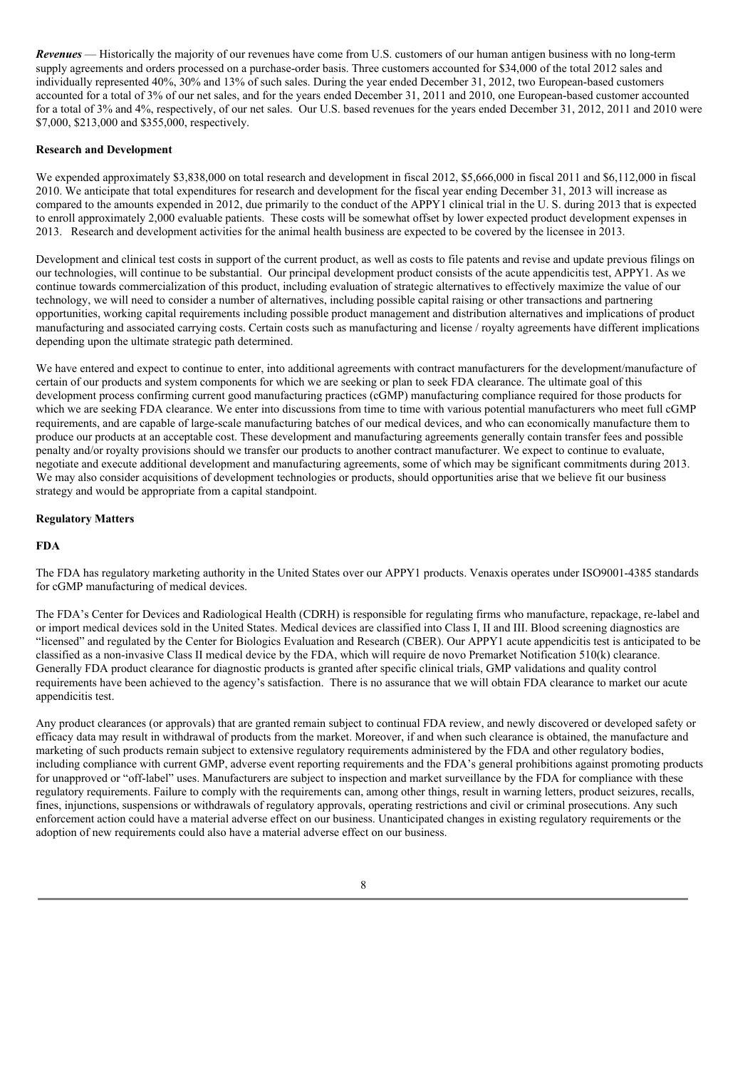***Revenues*** — Historically the majority of our revenues have come from U.S. customers of our human antigen business with no long-term supply agreements and orders processed on a purchase-order basis. Three customers accounted for $34,000 of the total 2012 sales and individually represented 40%, 30% and 13% of such sales. During the year ended December 31, 2012, two European-based customers accounted for a total of 3% of our net sales, and for the years ended December 31, 2011 and 2010, one European-based customer accounted for a total of 3% and 4%, respectively, of our net sales. Our U.S. based revenues for the years ended December 31, 2012, 2011 and 2010 were $7,000, $213,000 and $355,000, respectively.

**Research and Development**

We expended approximately $3,838,000 on total research and development in fiscal 2012, $5,666,000 in fiscal 2011 and $6,112,000 in fiscal 2010. We anticipate that total expenditures for research and development for the fiscal year ending December 31, 2013 will increase as compared to the amounts expended in 2012, due primarily to the conduct of the APPY1 clinical trial in the U. S. during 2013 that is expected to enroll approximately 2,000 evaluable patients. These costs will be somewhat offset by lower expected product development expenses in 2013. Research and development activities for the animal health business are expected to be covered by the licensee in 2013.

Development and clinical test costs in support of the current product, as well as costs to file patents and revise and update previous filings on our technologies, will continue to be substantial. Our principal development product consists of the acute appendicitis test, APPY1. As we continue towards commercialization of this product, including evaluation of strategic alternatives to effectively maximize the value of our technology, we will need to consider a number of alternatives, including possible capital raising or other transactions and partnering opportunities, working capital requirements including possible product management and distribution alternatives and implications of product manufacturing and associated carrying costs. Certain costs such as manufacturing and license / royalty agreements have different implications depending upon the ultimate strategic path determined.

We have entered and expect to continue to enter, into additional agreements with contract manufacturers for the development/manufacture of certain of our products and system components for which we are seeking or plan to seek FDA clearance. The ultimate goal of this development process confirming current good manufacturing practices (cGMP) manufacturing compliance required for those products for which we are seeking FDA clearance. We enter into discussions from time to time with various potential manufacturers who meet full cGMP requirements, and are capable of large-scale manufacturing batches of our medical devices, and who can economically manufacture them to produce our products at an acceptable cost. These development and manufacturing agreements generally contain transfer fees and possible penalty and/or royalty provisions should we transfer our products to another contract manufacturer. We expect to continue to evaluate, negotiate and execute additional development and manufacturing agreements, some of which may be significant commitments during 2013. We may also consider acquisitions of development technologies or products, should opportunities arise that we believe fit our business strategy and would be appropriate from a capital standpoint.

**Regulatory Matters**

**FDA**

The FDA has regulatory marketing authority in the United States over our APPY1 products. Venaxis operates under ISO9001-4385 standards for cGMP manufacturing of medical devices.

The FDA's Center for Devices and Radiological Health (CDRH) is responsible for regulating firms who manufacture, repackage, re-label and or import medical devices sold in the United States. Medical devices are classified into Class I, II and III. Blood screening diagnostics are "licensed" and regulated by the Center for Biologics Evaluation and Research (CBER). Our APPY1 acute appendicitis test is anticipated to be classified as a non-invasive Class II medical device by the FDA, which will require de novo Premarket Notification 510(k) clearance. Generally FDA product clearance for diagnostic products is granted after specific clinical trials, GMP validations and quality control requirements have been achieved to the agency's satisfaction. There is no assurance that we will obtain FDA clearance to market our acute appendicitis test.

Any product clearances (or approvals) that are granted remain subject to continual FDA review, and newly discovered or developed safety or efficacy data may result in withdrawal of products from the market. Moreover, if and when such clearance is obtained, the manufacture and marketing of such products remain subject to extensive regulatory requirements administered by the FDA and other regulatory bodies, including compliance with current GMP, adverse event reporting requirements and the FDA's general prohibitions against promoting products for unapproved or "off-label" uses. Manufacturers are subject to inspection and market surveillance by the FDA for compliance with these regulatory requirements. Failure to comply with the requirements can, among other things, result in warning letters, product seizures, recalls, fines, injunctions, suspensions or withdrawals of regulatory approvals, operating restrictions and civil or criminal prosecutions. Any such enforcement action could have a material adverse effect on our business. Unanticipated changes in existing regulatory requirements or the adoption of new requirements could also have a material adverse effect on our business.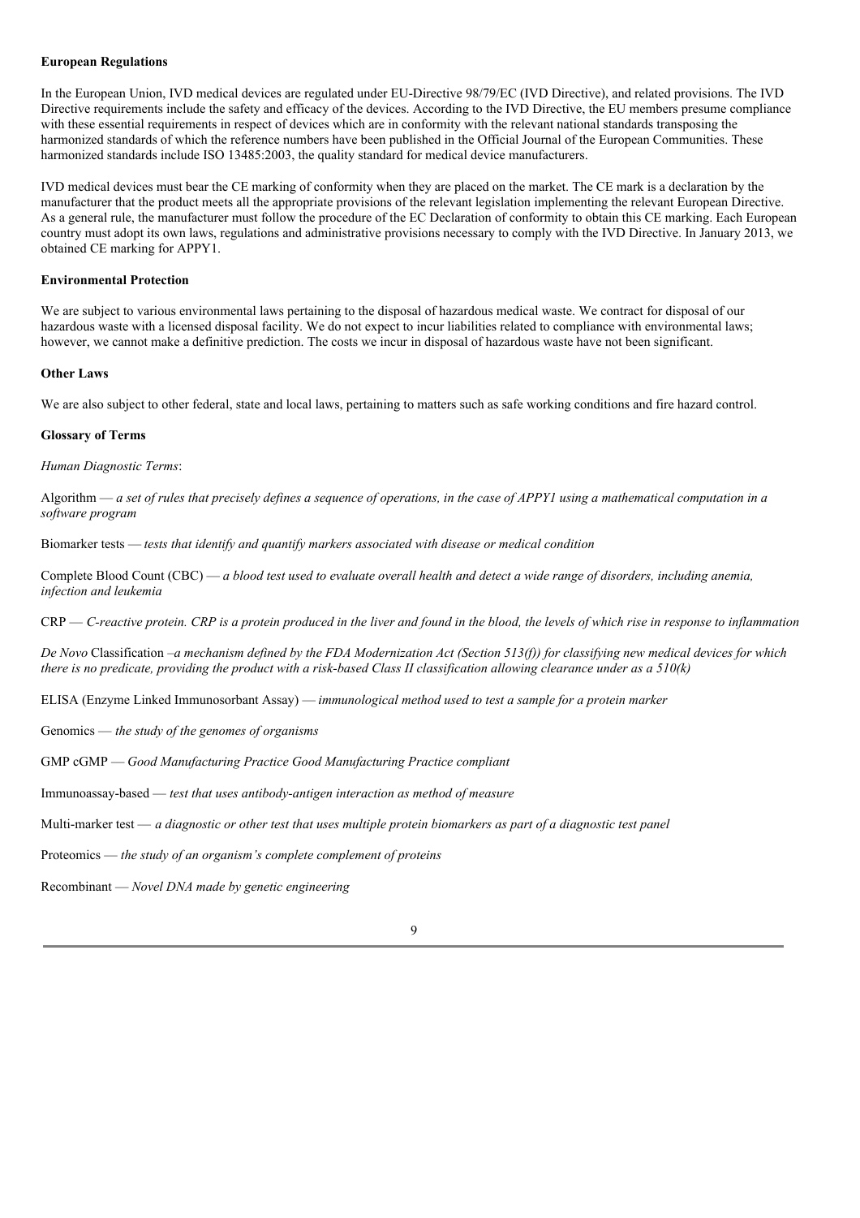**European Regulations**

In the European Union, IVD medical devices are regulated under EU-Directive 98/79/EC (IVD Directive), and related provisions. The IVD Directive requirements include the safety and efficacy of the devices. According to the IVD Directive, the EU members presume compliance with these essential requirements in respect of devices which are in conformity with the relevant national standards transposing the harmonized standards of which the reference numbers have been published in the Official Journal of the European Communities. These harmonized standards include ISO 13485:2003, the quality standard for medical device manufacturers.

IVD medical devices must bear the CE marking of conformity when they are placed on the market. The CE mark is a declaration by the manufacturer that the product meets all the appropriate provisions of the relevant legislation implementing the relevant European Directive. As a general rule, the manufacturer must follow the procedure of the EC Declaration of conformity to obtain this CE marking. Each European country must adopt its own laws, regulations and administrative provisions necessary to comply with the IVD Directive. In January 2013, we obtained CE marking for APPY1.

**Environmental Protection**

We are subject to various environmental laws pertaining to the disposal of hazardous medical waste. We contract for disposal of our hazardous waste with a licensed disposal facility. We do not expect to incur liabilities related to compliance with environmental laws; however, we cannot make a definitive prediction. The costs we incur in disposal of hazardous waste have not been significant.

**Other Laws**

We are also subject to other federal, state and local laws, pertaining to matters such as safe working conditions and fire hazard control.

**Glossary of Terms**

*Human Diagnostic Terms*:

Algorithm — *a set of rules that precisely defines a sequence of operations, in the case of APPY1 using a mathematical computation in a software program*

Biomarker tests — *tests that identify and quantify markers associated with disease or medical condition*

Complete Blood Count (CBC) — *a blood test used to evaluate overall health and detect a wide range of disorders, including anemia, infection and leukemia*

CRP — *C-reactive protein. CRP is a protein produced in the liver and found in the blood, the levels of which rise in response to inflammation*

*De Novo* Classification –*a mechanism defined by the FDA Modernization Act (Section 513(f)) for classifying new medical devices for which there is no predicate, providing the product with a risk-based Class II classification allowing clearance under as a 510(k)*

ELISA (Enzyme Linked Immunosorbant Assay) — *immunological method used to test a sample for a protein marker*

Genomics — *the study of the genomes of organisms*

GMP cGMP — *Good Manufacturing Practice Good Manufacturing Practice compliant*

Immunoassay-based — *test that uses antibody-antigen interaction as method of measure*

Multi-marker test — *a diagnostic or other test that uses multiple protein biomarkers as part of a diagnostic test panel*

Proteomics — *the study of an organism's complete complement of proteins*

Recombinant — *Novel DNA made by genetic engineering*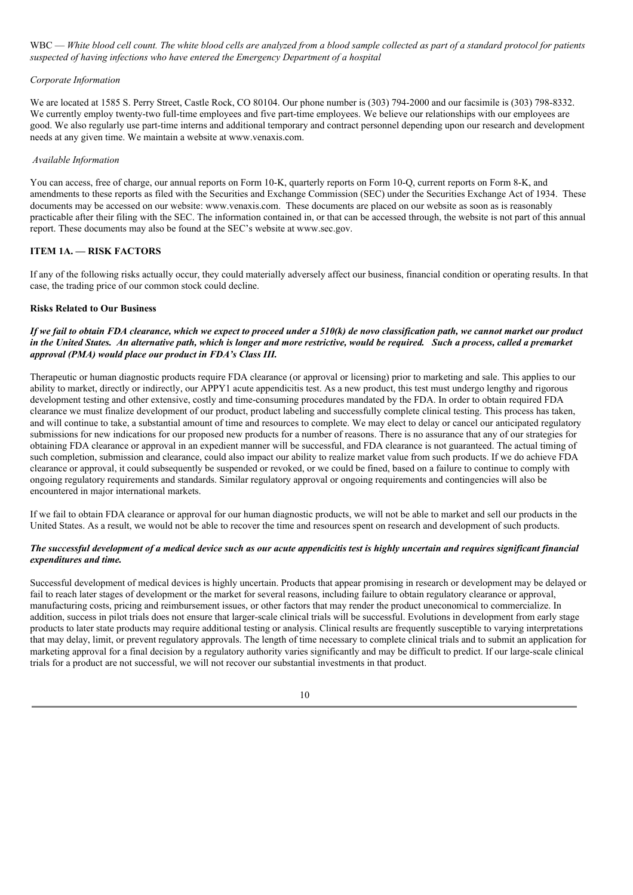WBC — *White blood cell count. The white blood cells are analyzed from a blood sample collected as part of a standard protocol for patients suspected of having infections who have entered the Emergency Department of a hospital*

*Corporate Information*

We are located at 1585 S. Perry Street, Castle Rock, CO 80104. Our phone number is (303) 794-2000 and our facsimile is (303) 798-8332. We currently employ twenty-two full-time employees and five part-time employees. We believe our relationships with our employees are good. We also regularly use part-time interns and additional temporary and contract personnel depending upon our research and development needs at any given time. We maintain a website at www.venaxis.com.

*Available Information*

You can access, free of charge, our annual reports on Form 10-K, quarterly reports on Form 10-Q, current reports on Form 8-K, and amendments to these reports as filed with the Securities and Exchange Commission (SEC) under the Securities Exchange Act of 1934. These documents may be accessed on our website: www.venaxis.com. These documents are placed on our website as soon as is reasonably practicable after their filing with the SEC. The information contained in, or that can be accessed through, the website is not part of this annual report. These documents may also be found at the SEC's website at www.sec.gov.

## ITEM 1A. — RISK FACTORS

If any of the following risks actually occur, they could materially adversely affect our business, financial condition or operating results. In that case, the trading price of our common stock could decline.

### Risks Related to Our Business

***If we fail to obtain FDA clearance, which we expect to proceed under a 510(k) de novo classification path, we cannot market our product in the United States. An alternative path, which is longer and more restrictive, would be required. Such a process, called a premarket approval (PMA) would place our product in FDA's Class III.***

Therapeutic or human diagnostic products require FDA clearance (or approval or licensing) prior to marketing and sale. This applies to our ability to market, directly or indirectly, our APPY1 acute appendicitis test. As a new product, this test must undergo lengthy and rigorous development testing and other extensive, costly and time-consuming procedures mandated by the FDA. In order to obtain required FDA clearance we must finalize development of our product, product labeling and successfully complete clinical testing. This process has taken, and will continue to take, a substantial amount of time and resources to complete. We may elect to delay or cancel our anticipated regulatory submissions for new indications for our proposed new products for a number of reasons. There is no assurance that any of our strategies for obtaining FDA clearance or approval in an expedient manner will be successful, and FDA clearance is not guaranteed. The actual timing of such completion, submission and clearance, could also impact our ability to realize market value from such products. If we do achieve FDA clearance or approval, it could subsequently be suspended or revoked, or we could be fined, based on a failure to continue to comply with ongoing regulatory requirements and standards. Similar regulatory approval or ongoing requirements and contingencies will also be encountered in major international markets.

If we fail to obtain FDA clearance or approval for our human diagnostic products, we will not be able to market and sell our products in the United States. As a result, we would not be able to recover the time and resources spent on research and development of such products.

***The successful development of a medical device such as our acute appendicitis test is highly uncertain and requires significant financial expenditures and time.***

Successful development of medical devices is highly uncertain. Products that appear promising in research or development may be delayed or fail to reach later stages of development or the market for several reasons, including failure to obtain regulatory clearance or approval, manufacturing costs, pricing and reimbursement issues, or other factors that may render the product uneconomical to commercialize. In addition, success in pilot trials does not ensure that larger-scale clinical trials will be successful. Evolutions in development from early stage products to later state products may require additional testing or analysis. Clinical results are frequently susceptible to varying interpretations that may delay, limit, or prevent regulatory approvals. The length of time necessary to complete clinical trials and to submit an application for marketing approval for a final decision by a regulatory authority varies significantly and may be difficult to predict. If our large-scale clinical trials for a product are not successful, we will not recover our substantial investments in that product.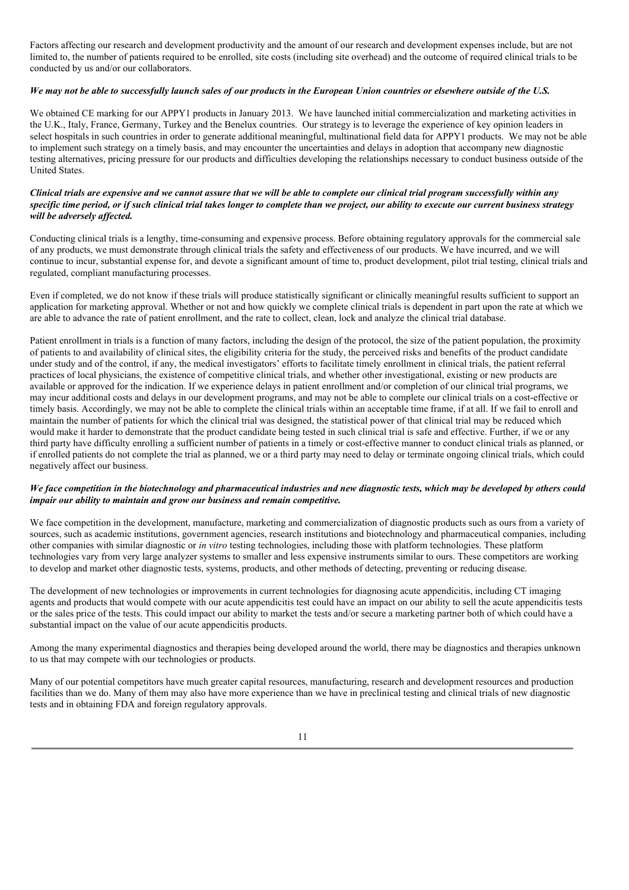Factors affecting our research and development productivity and the amount of our research and development expenses include, but are not limited to, the number of patients required to be enrolled, site costs (including site overhead) and the outcome of required clinical trials to be conducted by us and/or our collaborators.

***We may not be able to successfully launch sales of our products in the European Union countries or elsewhere outside of the U.S.***

We obtained CE marking for our APPY1 products in January 2013. We have launched initial commercialization and marketing activities in the U.K., Italy, France, Germany, Turkey and the Benelux countries. Our strategy is to leverage the experience of key opinion leaders in select hospitals in such countries in order to generate additional meaningful, multinational field data for APPY1 products. We may not be able to implement such strategy on a timely basis, and may encounter the uncertainties and delays in adoption that accompany new diagnostic testing alternatives, pricing pressure for our products and difficulties developing the relationships necessary to conduct business outside of the United States.

***Clinical trials are expensive and we cannot assure that we will be able to complete our clinical trial program successfully within any specific time period, or if such clinical trial takes longer to complete than we project, our ability to execute our current business strategy will be adversely affected.***

Conducting clinical trials is a lengthy, time-consuming and expensive process. Before obtaining regulatory approvals for the commercial sale of any products, we must demonstrate through clinical trials the safety and effectiveness of our products. We have incurred, and we will continue to incur, substantial expense for, and devote a significant amount of time to, product development, pilot trial testing, clinical trials and regulated, compliant manufacturing processes.

Even if completed, we do not know if these trials will produce statistically significant or clinically meaningful results sufficient to support an application for marketing approval. Whether or not and how quickly we complete clinical trials is dependent in part upon the rate at which we are able to advance the rate of patient enrollment, and the rate to collect, clean, lock and analyze the clinical trial database.

Patient enrollment in trials is a function of many factors, including the design of the protocol, the size of the patient population, the proximity of patients to and availability of clinical sites, the eligibility criteria for the study, the perceived risks and benefits of the product candidate under study and of the control, if any, the medical investigators' efforts to facilitate timely enrollment in clinical trials, the patient referral practices of local physicians, the existence of competitive clinical trials, and whether other investigational, existing or new products are available or approved for the indication. If we experience delays in patient enrollment and/or completion of our clinical trial programs, we may incur additional costs and delays in our development programs, and may not be able to complete our clinical trials on a cost-effective or timely basis. Accordingly, we may not be able to complete the clinical trials within an acceptable time frame, if at all. If we fail to enroll and maintain the number of patients for which the clinical trial was designed, the statistical power of that clinical trial may be reduced which would make it harder to demonstrate that the product candidate being tested in such clinical trial is safe and effective. Further, if we or any third party have difficulty enrolling a sufficient number of patients in a timely or cost-effective manner to conduct clinical trials as planned, or if enrolled patients do not complete the trial as planned, we or a third party may need to delay or terminate ongoing clinical trials, which could negatively affect our business.

***We face competition in the biotechnology and pharmaceutical industries and new diagnostic tests, which may be developed by others could impair our ability to maintain and grow our business and remain competitive.***

We face competition in the development, manufacture, marketing and commercialization of diagnostic products such as ours from a variety of sources, such as academic institutions, government agencies, research institutions and biotechnology and pharmaceutical companies, including other companies with similar diagnostic or *in vitro* testing technologies, including those with platform technologies. These platform technologies vary from very large analyzer systems to smaller and less expensive instruments similar to ours. These competitors are working to develop and market other diagnostic tests, systems, products, and other methods of detecting, preventing or reducing disease.

The development of new technologies or improvements in current technologies for diagnosing acute appendicitis, including CT imaging agents and products that would compete with our acute appendicitis test could have an impact on our ability to sell the acute appendicitis tests or the sales price of the tests. This could impact our ability to market the tests and/or secure a marketing partner both of which could have a substantial impact on the value of our acute appendicitis products.

Among the many experimental diagnostics and therapies being developed around the world, there may be diagnostics and therapies unknown to us that may compete with our technologies or products.

Many of our potential competitors have much greater capital resources, manufacturing, research and development resources and production facilities than we do. Many of them may also have more experience than we have in preclinical testing and clinical trials of new diagnostic tests and in obtaining FDA and foreign regulatory approvals.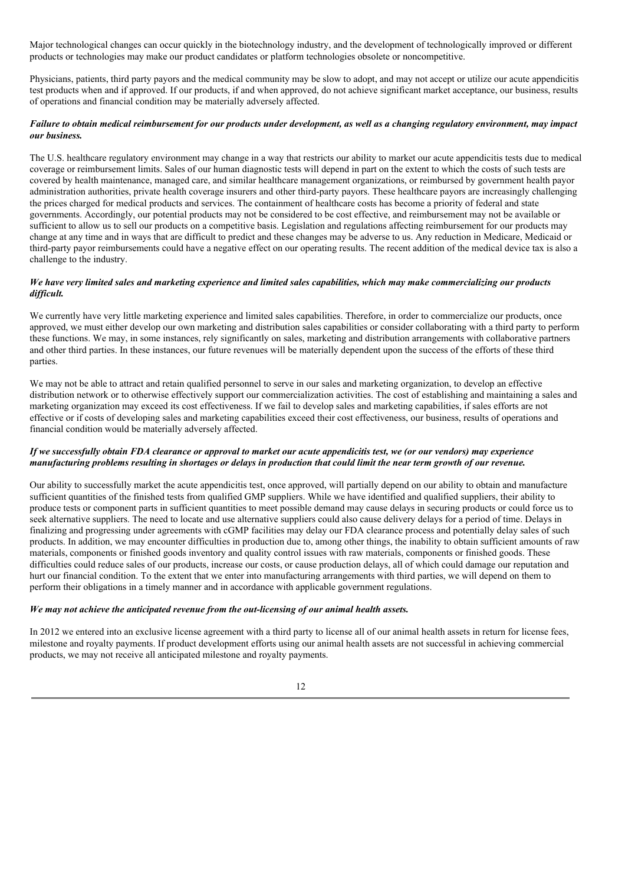Major technological changes can occur quickly in the biotechnology industry, and the development of technologically improved or different products or technologies may make our product candidates or platform technologies obsolete or noncompetitive.

Physicians, patients, third party payors and the medical community may be slow to adopt, and may not accept or utilize our acute appendicitis test products when and if approved. If our products, if and when approved, do not achieve significant market acceptance, our business, results of operations and financial condition may be materially adversely affected.

***Failure to obtain medical reimbursement for our products under development, as well as a changing regulatory environment, may impact our business.***

The U.S. healthcare regulatory environment may change in a way that restricts our ability to market our acute appendicitis tests due to medical coverage or reimbursement limits. Sales of our human diagnostic tests will depend in part on the extent to which the costs of such tests are covered by health maintenance, managed care, and similar healthcare management organizations, or reimbursed by government health payor administration authorities, private health coverage insurers and other third-party payors. These healthcare payors are increasingly challenging the prices charged for medical products and services. The containment of healthcare costs has become a priority of federal and state governments. Accordingly, our potential products may not be considered to be cost effective, and reimbursement may not be available or sufficient to allow us to sell our products on a competitive basis. Legislation and regulations affecting reimbursement for our products may change at any time and in ways that are difficult to predict and these changes may be adverse to us. Any reduction in Medicare, Medicaid or third-party payor reimbursements could have a negative effect on our operating results. The recent addition of the medical device tax is also a challenge to the industry.

***We have very limited sales and marketing experience and limited sales capabilities, which may make commercializing our products difficult.***

We currently have very little marketing experience and limited sales capabilities. Therefore, in order to commercialize our products, once approved, we must either develop our own marketing and distribution sales capabilities or consider collaborating with a third party to perform these functions. We may, in some instances, rely significantly on sales, marketing and distribution arrangements with collaborative partners and other third parties. In these instances, our future revenues will be materially dependent upon the success of the efforts of these third parties.

We may not be able to attract and retain qualified personnel to serve in our sales and marketing organization, to develop an effective distribution network or to otherwise effectively support our commercialization activities. The cost of establishing and maintaining a sales and marketing organization may exceed its cost effectiveness. If we fail to develop sales and marketing capabilities, if sales efforts are not effective or if costs of developing sales and marketing capabilities exceed their cost effectiveness, our business, results of operations and financial condition would be materially adversely affected.

***If we successfully obtain FDA clearance or approval to market our acute appendicitis test, we (or our vendors) may experience manufacturing problems resulting in shortages or delays in production that could limit the near term growth of our revenue.***

Our ability to successfully market the acute appendicitis test, once approved, will partially depend on our ability to obtain and manufacture sufficient quantities of the finished tests from qualified GMP suppliers. While we have identified and qualified suppliers, their ability to produce tests or component parts in sufficient quantities to meet possible demand may cause delays in securing products or could force us to seek alternative suppliers. The need to locate and use alternative suppliers could also cause delivery delays for a period of time. Delays in finalizing and progressing under agreements with cGMP facilities may delay our FDA clearance process and potentially delay sales of such products. In addition, we may encounter difficulties in production due to, among other things, the inability to obtain sufficient amounts of raw materials, components or finished goods inventory and quality control issues with raw materials, components or finished goods. These difficulties could reduce sales of our products, increase our costs, or cause production delays, all of which could damage our reputation and hurt our financial condition. To the extent that we enter into manufacturing arrangements with third parties, we will depend on them to perform their obligations in a timely manner and in accordance with applicable government regulations.

***We may not achieve the anticipated revenue from the out-licensing of our animal health assets.***

In 2012 we entered into an exclusive license agreement with a third party to license all of our animal health assets in return for license fees, milestone and royalty payments. If product development efforts using our animal health assets are not successful in achieving commercial products, we may not receive all anticipated milestone and royalty payments.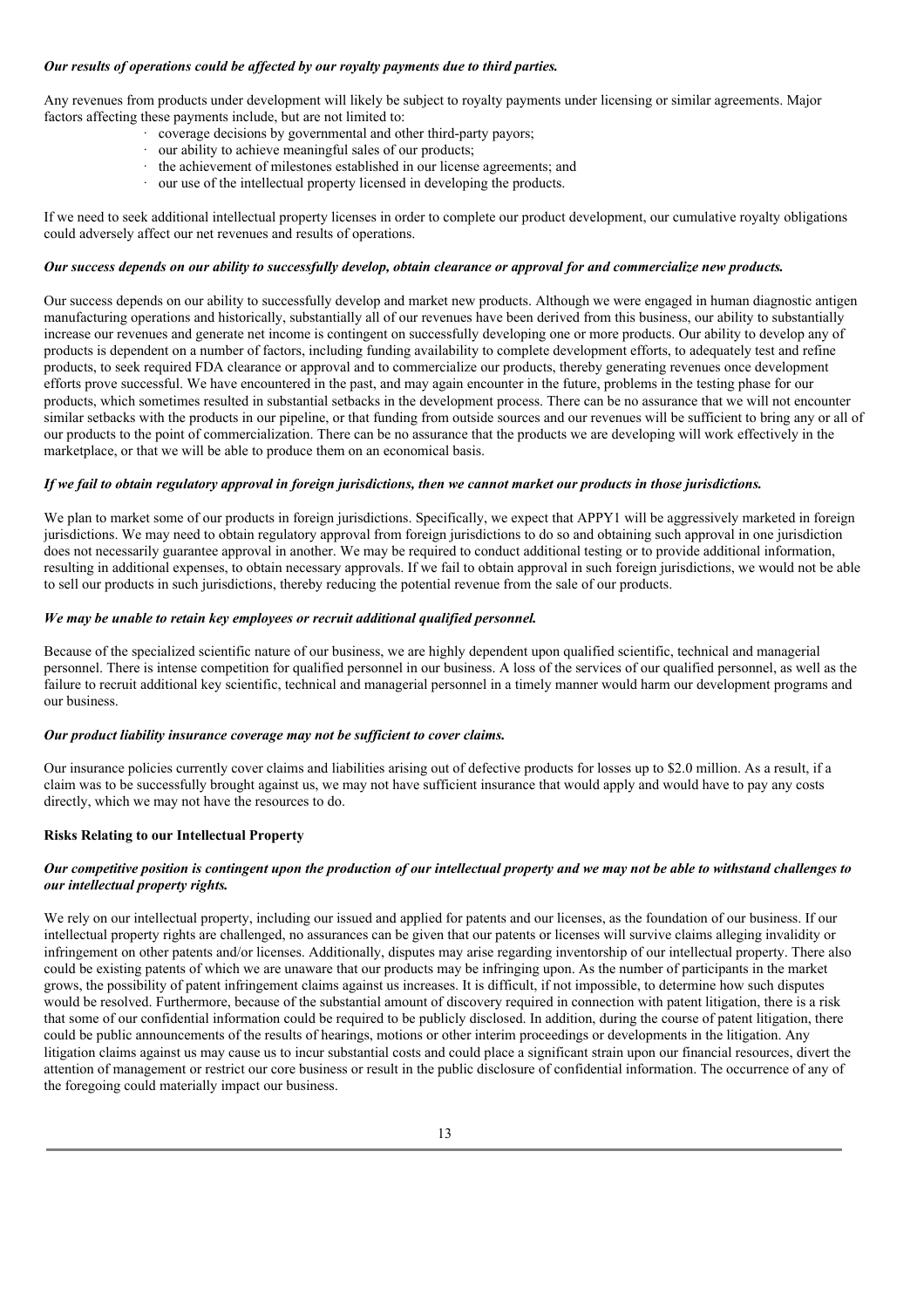***Our results of operations could be affected by our royalty payments due to third parties.***

Any revenues from products under development will likely be subject to royalty payments under licensing or similar agreements. Major factors affecting these payments include, but are not limited to:

- coverage decisions by governmental and other third-party payors;
- our ability to achieve meaningful sales of our products;
- the achievement of milestones established in our license agreements; and
- our use of the intellectual property licensed in developing the products.

If we need to seek additional intellectual property licenses in order to complete our product development, our cumulative royalty obligations could adversely affect our net revenues and results of operations.

***Our success depends on our ability to successfully develop, obtain clearance or approval for and commercialize new products.***

Our success depends on our ability to successfully develop and market new products. Although we were engaged in human diagnostic antigen manufacturing operations and historically, substantially all of our revenues have been derived from this business, our ability to substantially increase our revenues and generate net income is contingent on successfully developing one or more products. Our ability to develop any of products is dependent on a number of factors, including funding availability to complete development efforts, to adequately test and refine products, to seek required FDA clearance or approval and to commercialize our products, thereby generating revenues once development efforts prove successful. We have encountered in the past, and may again encounter in the future, problems in the testing phase for our products, which sometimes resulted in substantial setbacks in the development process. There can be no assurance that we will not encounter similar setbacks with the products in our pipeline, or that funding from outside sources and our revenues will be sufficient to bring any or all of our products to the point of commercialization. There can be no assurance that the products we are developing will work effectively in the marketplace, or that we will be able to produce them on an economical basis.

***If we fail to obtain regulatory approval in foreign jurisdictions, then we cannot market our products in those jurisdictions.***

We plan to market some of our products in foreign jurisdictions. Specifically, we expect that APPY1 will be aggressively marketed in foreign jurisdictions. We may need to obtain regulatory approval from foreign jurisdictions to do so and obtaining such approval in one jurisdiction does not necessarily guarantee approval in another. We may be required to conduct additional testing or to provide additional information, resulting in additional expenses, to obtain necessary approvals. If we fail to obtain approval in such foreign jurisdictions, we would not be able to sell our products in such jurisdictions, thereby reducing the potential revenue from the sale of our products.

***We may be unable to retain key employees or recruit additional qualified personnel.***

Because of the specialized scientific nature of our business, we are highly dependent upon qualified scientific, technical and managerial personnel. There is intense competition for qualified personnel in our business. A loss of the services of our qualified personnel, as well as the failure to recruit additional key scientific, technical and managerial personnel in a timely manner would harm our development programs and our business.

***Our product liability insurance coverage may not be sufficient to cover claims.***

Our insurance policies currently cover claims and liabilities arising out of defective products for losses up to $2.0 million. As a result, if a claim was to be successfully brought against us, we may not have sufficient insurance that would apply and would have to pay any costs directly, which we may not have the resources to do.

**Risks Relating to our Intellectual Property**

***Our competitive position is contingent upon the production of our intellectual property and we may not be able to withstand challenges to our intellectual property rights.***

We rely on our intellectual property, including our issued and applied for patents and our licenses, as the foundation of our business. If our intellectual property rights are challenged, no assurances can be given that our patents or licenses will survive claims alleging invalidity or infringement on other patents and/or licenses. Additionally, disputes may arise regarding inventorship of our intellectual property. There also could be existing patents of which we are unaware that our products may be infringing upon. As the number of participants in the market grows, the possibility of patent infringement claims against us increases. It is difficult, if not impossible, to determine how such disputes would be resolved. Furthermore, because of the substantial amount of discovery required in connection with patent litigation, there is a risk that some of our confidential information could be required to be publicly disclosed. In addition, during the course of patent litigation, there could be public announcements of the results of hearings, motions or other interim proceedings or developments in the litigation. Any litigation claims against us may cause us to incur substantial costs and could place a significant strain upon our financial resources, divert the attention of management or restrict our core business or result in the public disclosure of confidential information. The occurrence of any of the foregoing could materially impact our business.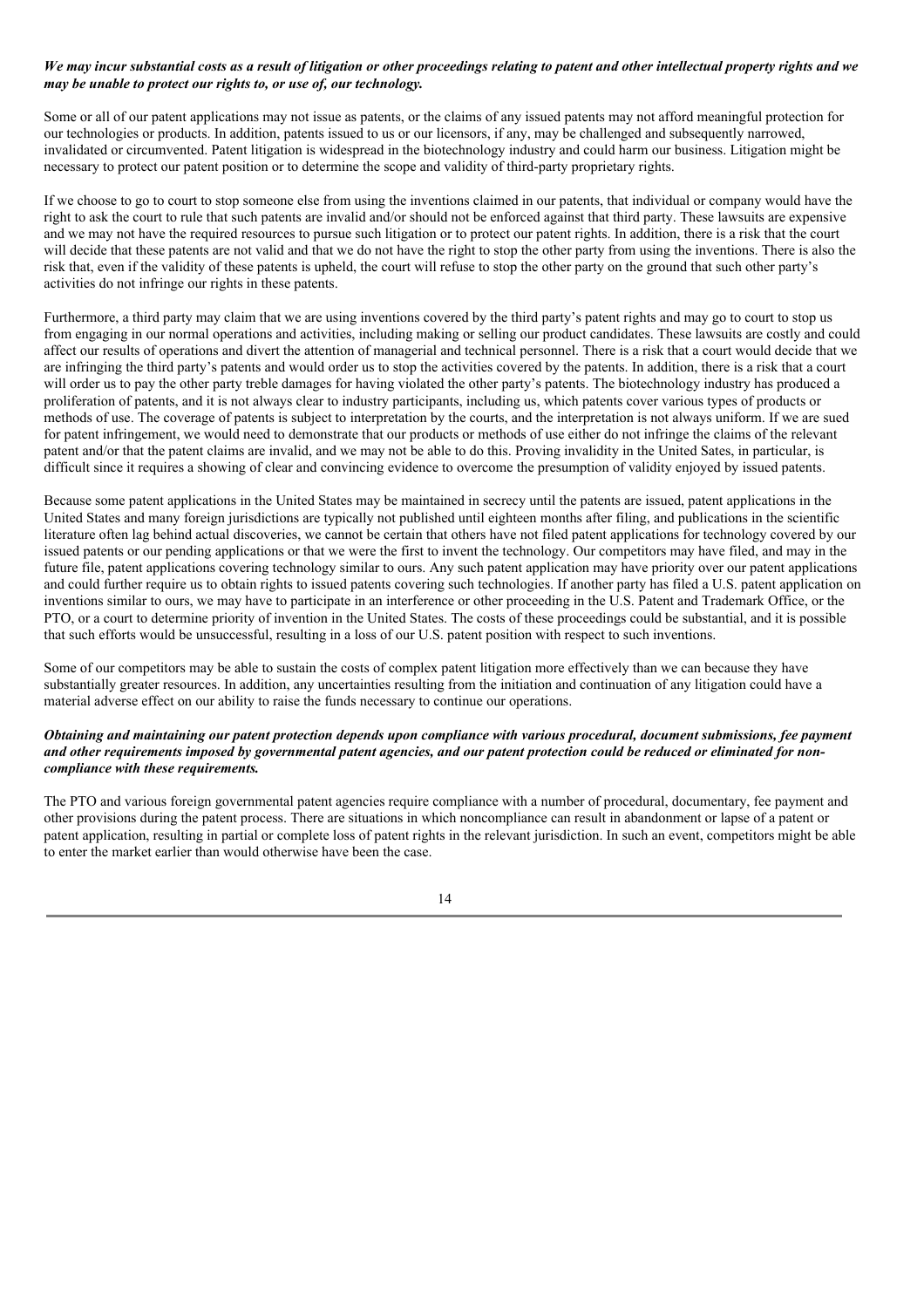***We may incur substantial costs as a result of litigation or other proceedings relating to patent and other intellectual property rights and we may be unable to protect our rights to, or use of, our technology.***

Some or all of our patent applications may not issue as patents, or the claims of any issued patents may not afford meaningful protection for our technologies or products. In addition, patents issued to us or our licensors, if any, may be challenged and subsequently narrowed, invalidated or circumvented. Patent litigation is widespread in the biotechnology industry and could harm our business. Litigation might be necessary to protect our patent position or to determine the scope and validity of third-party proprietary rights.

If we choose to go to court to stop someone else from using the inventions claimed in our patents, that individual or company would have the right to ask the court to rule that such patents are invalid and/or should not be enforced against that third party. These lawsuits are expensive and we may not have the required resources to pursue such litigation or to protect our patent rights. In addition, there is a risk that the court will decide that these patents are not valid and that we do not have the right to stop the other party from using the inventions. There is also the risk that, even if the validity of these patents is upheld, the court will refuse to stop the other party on the ground that such other party's activities do not infringe our rights in these patents.

Furthermore, a third party may claim that we are using inventions covered by the third party's patent rights and may go to court to stop us from engaging in our normal operations and activities, including making or selling our product candidates. These lawsuits are costly and could affect our results of operations and divert the attention of managerial and technical personnel. There is a risk that a court would decide that we are infringing the third party's patents and would order us to stop the activities covered by the patents. In addition, there is a risk that a court will order us to pay the other party treble damages for having violated the other party's patents. The biotechnology industry has produced a proliferation of patents, and it is not always clear to industry participants, including us, which patents cover various types of products or methods of use. The coverage of patents is subject to interpretation by the courts, and the interpretation is not always uniform. If we are sued for patent infringement, we would need to demonstrate that our products or methods of use either do not infringe the claims of the relevant patent and/or that the patent claims are invalid, and we may not be able to do this. Proving invalidity in the United Sates, in particular, is difficult since it requires a showing of clear and convincing evidence to overcome the presumption of validity enjoyed by issued patents.

Because some patent applications in the United States may be maintained in secrecy until the patents are issued, patent applications in the United States and many foreign jurisdictions are typically not published until eighteen months after filing, and publications in the scientific literature often lag behind actual discoveries, we cannot be certain that others have not filed patent applications for technology covered by our issued patents or our pending applications or that we were the first to invent the technology. Our competitors may have filed, and may in the future file, patent applications covering technology similar to ours. Any such patent application may have priority over our patent applications and could further require us to obtain rights to issued patents covering such technologies. If another party has filed a U.S. patent application on inventions similar to ours, we may have to participate in an interference or other proceeding in the U.S. Patent and Trademark Office, or the PTO, or a court to determine priority of invention in the United States. The costs of these proceedings could be substantial, and it is possible that such efforts would be unsuccessful, resulting in a loss of our U.S. patent position with respect to such inventions.

Some of our competitors may be able to sustain the costs of complex patent litigation more effectively than we can because they have substantially greater resources. In addition, any uncertainties resulting from the initiation and continuation of any litigation could have a material adverse effect on our ability to raise the funds necessary to continue our operations.

***Obtaining and maintaining our patent protection depends upon compliance with various procedural, document submissions, fee payment and other requirements imposed by governmental patent agencies, and our patent protection could be reduced or eliminated for non-compliance with these requirements.***

The PTO and various foreign governmental patent agencies require compliance with a number of procedural, documentary, fee payment and other provisions during the patent process. There are situations in which noncompliance can result in abandonment or lapse of a patent or patent application, resulting in partial or complete loss of patent rights in the relevant jurisdiction. In such an event, competitors might be able to enter the market earlier than would otherwise have been the case.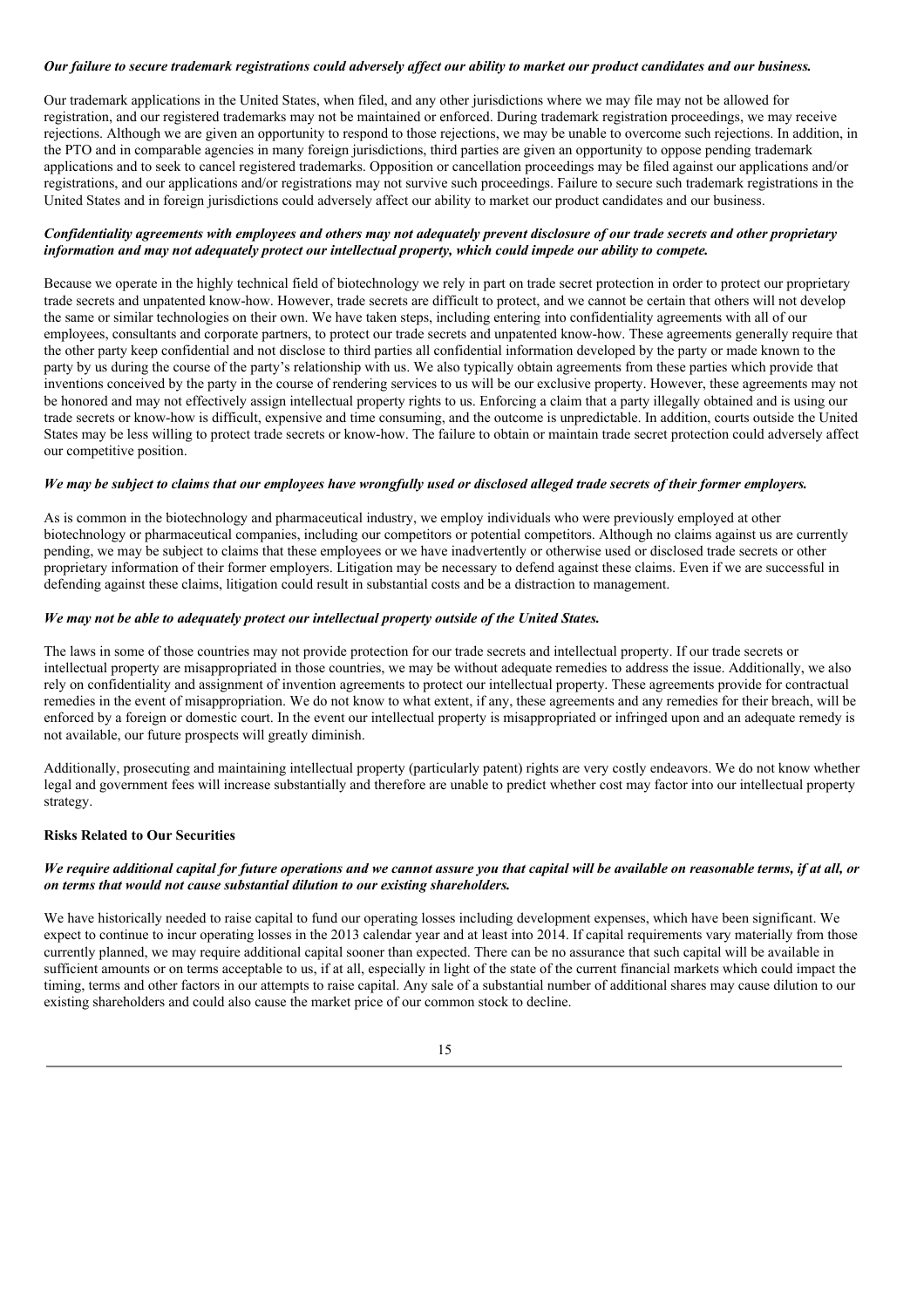***Our failure to secure trademark registrations could adversely affect our ability to market our product candidates and our business.***

Our trademark applications in the United States, when filed, and any other jurisdictions where we may file may not be allowed for registration, and our registered trademarks may not be maintained or enforced. During trademark registration proceedings, we may receive rejections. Although we are given an opportunity to respond to those rejections, we may be unable to overcome such rejections. In addition, in the PTO and in comparable agencies in many foreign jurisdictions, third parties are given an opportunity to oppose pending trademark applications and to seek to cancel registered trademarks. Opposition or cancellation proceedings may be filed against our applications and/or registrations, and our applications and/or registrations may not survive such proceedings. Failure to secure such trademark registrations in the United States and in foreign jurisdictions could adversely affect our ability to market our product candidates and our business.

***Confidentiality agreements with employees and others may not adequately prevent disclosure of our trade secrets and other proprietary information and may not adequately protect our intellectual property, which could impede our ability to compete.***

Because we operate in the highly technical field of biotechnology we rely in part on trade secret protection in order to protect our proprietary trade secrets and unpatented know-how. However, trade secrets are difficult to protect, and we cannot be certain that others will not develop the same or similar technologies on their own. We have taken steps, including entering into confidentiality agreements with all of our employees, consultants and corporate partners, to protect our trade secrets and unpatented know-how. These agreements generally require that the other party keep confidential and not disclose to third parties all confidential information developed by the party or made known to the party by us during the course of the party's relationship with us. We also typically obtain agreements from these parties which provide that inventions conceived by the party in the course of rendering services to us will be our exclusive property. However, these agreements may not be honored and may not effectively assign intellectual property rights to us. Enforcing a claim that a party illegally obtained and is using our trade secrets or know-how is difficult, expensive and time consuming, and the outcome is unpredictable. In addition, courts outside the United States may be less willing to protect trade secrets or know-how. The failure to obtain or maintain trade secret protection could adversely affect our competitive position.

***We may be subject to claims that our employees have wrongfully used or disclosed alleged trade secrets of their former employers.***

As is common in the biotechnology and pharmaceutical industry, we employ individuals who were previously employed at other biotechnology or pharmaceutical companies, including our competitors or potential competitors. Although no claims against us are currently pending, we may be subject to claims that these employees or we have inadvertently or otherwise used or disclosed trade secrets or other proprietary information of their former employers. Litigation may be necessary to defend against these claims. Even if we are successful in defending against these claims, litigation could result in substantial costs and be a distraction to management.

***We may not be able to adequately protect our intellectual property outside of the United States.***

The laws in some of those countries may not provide protection for our trade secrets and intellectual property. If our trade secrets or intellectual property are misappropriated in those countries, we may be without adequate remedies to address the issue. Additionally, we also rely on confidentiality and assignment of invention agreements to protect our intellectual property. These agreements provide for contractual remedies in the event of misappropriation. We do not know to what extent, if any, these agreements and any remedies for their breach, will be enforced by a foreign or domestic court. In the event our intellectual property is misappropriated or infringed upon and an adequate remedy is not available, our future prospects will greatly diminish.

Additionally, prosecuting and maintaining intellectual property (particularly patent) rights are very costly endeavors. We do not know whether legal and government fees will increase substantially and therefore are unable to predict whether cost may factor into our intellectual property strategy.

**Risks Related to Our Securities**

***We require additional capital for future operations and we cannot assure you that capital will be available on reasonable terms, if at all, or on terms that would not cause substantial dilution to our existing shareholders.***

We have historically needed to raise capital to fund our operating losses including development expenses, which have been significant. We expect to continue to incur operating losses in the 2013 calendar year and at least into 2014. If capital requirements vary materially from those currently planned, we may require additional capital sooner than expected. There can be no assurance that such capital will be available in sufficient amounts or on terms acceptable to us, if at all, especially in light of the state of the current financial markets which could impact the timing, terms and other factors in our attempts to raise capital. Any sale of a substantial number of additional shares may cause dilution to our existing shareholders and could also cause the market price of our common stock to decline.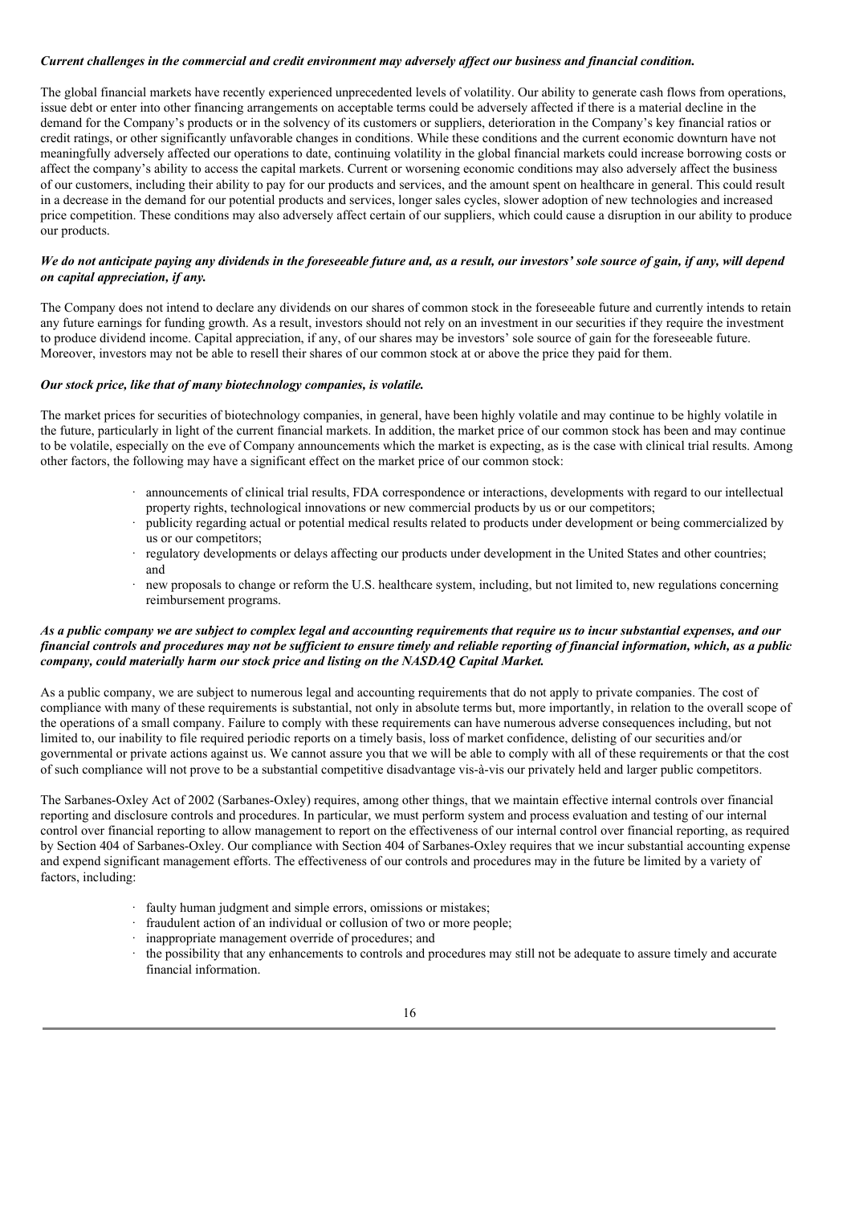***Current challenges in the commercial and credit environment may adversely affect our business and financial condition.***

The global financial markets have recently experienced unprecedented levels of volatility. Our ability to generate cash flows from operations, issue debt or enter into other financing arrangements on acceptable terms could be adversely affected if there is a material decline in the demand for the Company's products or in the solvency of its customers or suppliers, deterioration in the Company's key financial ratios or credit ratings, or other significantly unfavorable changes in conditions. While these conditions and the current economic downturn have not meaningfully adversely affected our operations to date, continuing volatility in the global financial markets could increase borrowing costs or affect the company's ability to access the capital markets. Current or worsening economic conditions may also adversely affect the business of our customers, including their ability to pay for our products and services, and the amount spent on healthcare in general. This could result in a decrease in the demand for our potential products and services, longer sales cycles, slower adoption of new technologies and increased price competition. These conditions may also adversely affect certain of our suppliers, which could cause a disruption in our ability to produce our products.

***We do not anticipate paying any dividends in the foreseeable future and, as a result, our investors' sole source of gain, if any, will depend on capital appreciation, if any.***

The Company does not intend to declare any dividends on our shares of common stock in the foreseeable future and currently intends to retain any future earnings for funding growth. As a result, investors should not rely on an investment in our securities if they require the investment to produce dividend income. Capital appreciation, if any, of our shares may be investors' sole source of gain for the foreseeable future. Moreover, investors may not be able to resell their shares of our common stock at or above the price they paid for them.

***Our stock price, like that of many biotechnology companies, is volatile.***

The market prices for securities of biotechnology companies, in general, have been highly volatile and may continue to be highly volatile in the future, particularly in light of the current financial markets. In addition, the market price of our common stock has been and may continue to be volatile, especially on the eve of Company announcements which the market is expecting, as is the case with clinical trial results. Among other factors, the following may have a significant effect on the market price of our common stock:

- announcements of clinical trial results, FDA correspondence or interactions, developments with regard to our intellectual property rights, technological innovations or new commercial products by us or our competitors;
- publicity regarding actual or potential medical results related to products under development or being commercialized by us or our competitors;
- regulatory developments or delays affecting our products under development in the United States and other countries; and
- new proposals to change or reform the U.S. healthcare system, including, but not limited to, new regulations concerning reimbursement programs.

***As a public company we are subject to complex legal and accounting requirements that require us to incur substantial expenses, and our financial controls and procedures may not be sufficient to ensure timely and reliable reporting of financial information, which, as a public company, could materially harm our stock price and listing on the NASDAQ Capital Market.***

As a public company, we are subject to numerous legal and accounting requirements that do not apply to private companies. The cost of compliance with many of these requirements is substantial, not only in absolute terms but, more importantly, in relation to the overall scope of the operations of a small company. Failure to comply with these requirements can have numerous adverse consequences including, but not limited to, our inability to file required periodic reports on a timely basis, loss of market confidence, delisting of our securities and/or governmental or private actions against us. We cannot assure you that we will be able to comply with all of these requirements or that the cost of such compliance will not prove to be a substantial competitive disadvantage vis-à-vis our privately held and larger public competitors.

The Sarbanes-Oxley Act of 2002 (Sarbanes-Oxley) requires, among other things, that we maintain effective internal controls over financial reporting and disclosure controls and procedures. In particular, we must perform system and process evaluation and testing of our internal control over financial reporting to allow management to report on the effectiveness of our internal control over financial reporting, as required by Section 404 of Sarbanes-Oxley. Our compliance with Section 404 of Sarbanes-Oxley requires that we incur substantial accounting expense and expend significant management efforts. The effectiveness of our controls and procedures may in the future be limited by a variety of factors, including:

- faulty human judgment and simple errors, omissions or mistakes;
- fraudulent action of an individual or collusion of two or more people;
- inappropriate management override of procedures; and
- the possibility that any enhancements to controls and procedures may still not be adequate to assure timely and accurate financial information.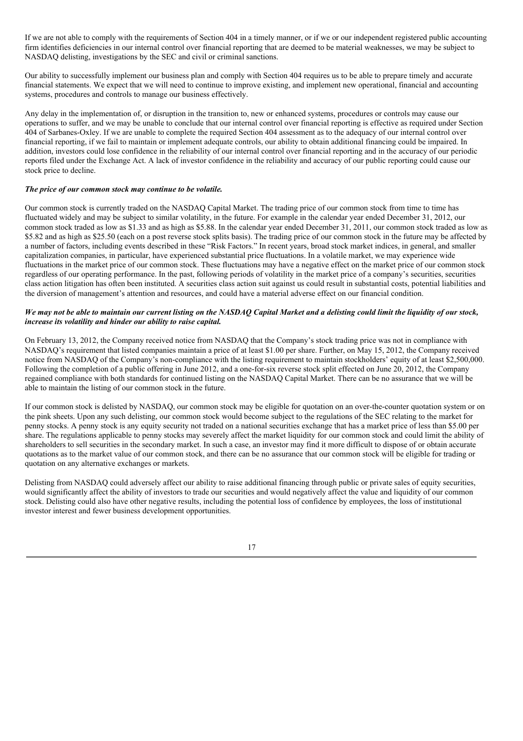If we are not able to comply with the requirements of Section 404 in a timely manner, or if we or our independent registered public accounting firm identifies deficiencies in our internal control over financial reporting that are deemed to be material weaknesses, we may be subject to NASDAQ delisting, investigations by the SEC and civil or criminal sanctions.

Our ability to successfully implement our business plan and comply with Section 404 requires us to be able to prepare timely and accurate financial statements. We expect that we will need to continue to improve existing, and implement new operational, financial and accounting systems, procedures and controls to manage our business effectively.

Any delay in the implementation of, or disruption in the transition to, new or enhanced systems, procedures or controls may cause our operations to suffer, and we may be unable to conclude that our internal control over financial reporting is effective as required under Section 404 of Sarbanes-Oxley. If we are unable to complete the required Section 404 assessment as to the adequacy of our internal control over financial reporting, if we fail to maintain or implement adequate controls, our ability to obtain additional financing could be impaired. In addition, investors could lose confidence in the reliability of our internal control over financial reporting and in the accuracy of our periodic reports filed under the Exchange Act. A lack of investor confidence in the reliability and accuracy of our public reporting could cause our stock price to decline.

***The price of our common stock may continue to be volatile.***

Our common stock is currently traded on the NASDAQ Capital Market. The trading price of our common stock from time to time has fluctuated widely and may be subject to similar volatility, in the future. For example in the calendar year ended December 31, 2012, our common stock traded as low as $1.33 and as high as $5.88. In the calendar year ended December 31, 2011, our common stock traded as low as $5.82 and as high as $25.50 (each on a post reverse stock splits basis). The trading price of our common stock in the future may be affected by a number of factors, including events described in these "Risk Factors." In recent years, broad stock market indices, in general, and smaller capitalization companies, in particular, have experienced substantial price fluctuations. In a volatile market, we may experience wide fluctuations in the market price of our common stock. These fluctuations may have a negative effect on the market price of our common stock regardless of our operating performance. In the past, following periods of volatility in the market price of a company's securities, securities class action litigation has often been instituted. A securities class action suit against us could result in substantial costs, potential liabilities and the diversion of management's attention and resources, and could have a material adverse effect on our financial condition.

***We may not be able to maintain our current listing on the NASDAQ Capital Market and a delisting could limit the liquidity of our stock, increase its volatility and hinder our ability to raise capital.***

On February 13, 2012, the Company received notice from NASDAQ that the Company's stock trading price was not in compliance with NASDAQ's requirement that listed companies maintain a price of at least $1.00 per share. Further, on May 15, 2012, the Company received notice from NASDAQ of the Company's non-compliance with the listing requirement to maintain stockholders' equity of at least $2,500,000. Following the completion of a public offering in June 2012, and a one-for-six reverse stock split effected on June 20, 2012, the Company regained compliance with both standards for continued listing on the NASDAQ Capital Market. There can be no assurance that we will be able to maintain the listing of our common stock in the future.

If our common stock is delisted by NASDAQ, our common stock may be eligible for quotation on an over-the-counter quotation system or on the pink sheets. Upon any such delisting, our common stock would become subject to the regulations of the SEC relating to the market for penny stocks. A penny stock is any equity security not traded on a national securities exchange that has a market price of less than $5.00 per share. The regulations applicable to penny stocks may severely affect the market liquidity for our common stock and could limit the ability of shareholders to sell securities in the secondary market. In such a case, an investor may find it more difficult to dispose of or obtain accurate quotations as to the market value of our common stock, and there can be no assurance that our common stock will be eligible for trading or quotation on any alternative exchanges or markets.

Delisting from NASDAQ could adversely affect our ability to raise additional financing through public or private sales of equity securities, would significantly affect the ability of investors to trade our securities and would negatively affect the value and liquidity of our common stock. Delisting could also have other negative results, including the potential loss of confidence by employees, the loss of institutional investor interest and fewer business development opportunities.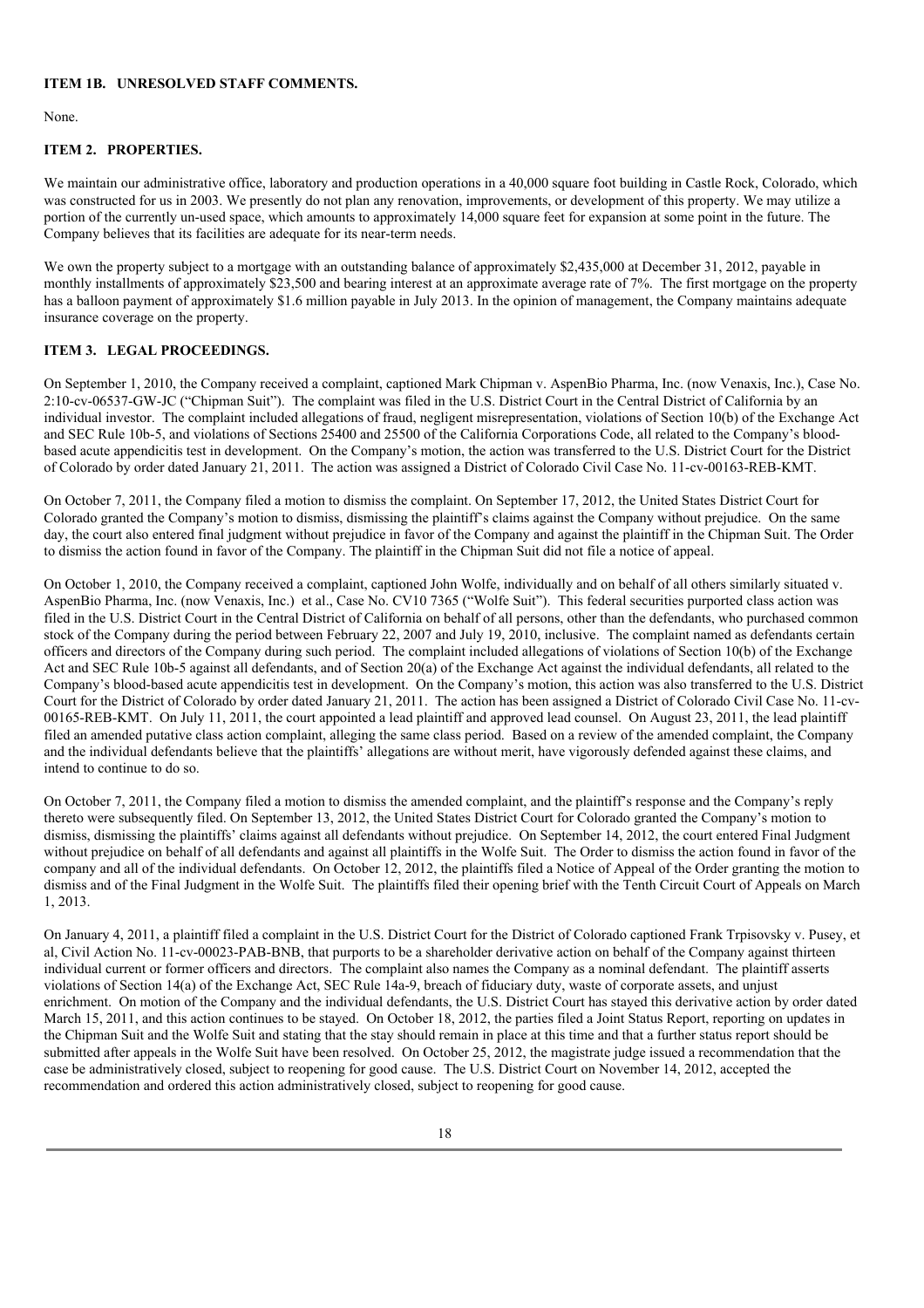### ITEM 1B. UNRESOLVED STAFF COMMENTS.

None.

### ITEM 2. PROPERTIES.

We maintain our administrative office, laboratory and production operations in a 40,000 square foot building in Castle Rock, Colorado, which was constructed for us in 2003. We presently do not plan any renovation, improvements, or development of this property. We may utilize a portion of the currently un-used space, which amounts to approximately 14,000 square feet for expansion at some point in the future. The Company believes that its facilities are adequate for its near-term needs.

We own the property subject to a mortgage with an outstanding balance of approximately $2,435,000 at December 31, 2012, payable in monthly installments of approximately $23,500 and bearing interest at an approximate average rate of 7%. The first mortgage on the property has a balloon payment of approximately $1.6 million payable in July 2013. In the opinion of management, the Company maintains adequate insurance coverage on the property.

### ITEM 3. LEGAL PROCEEDINGS.

On September 1, 2010, the Company received a complaint, captioned Mark Chipman v. AspenBio Pharma, Inc. (now Venaxis, Inc.), Case No. 2:10-cv-06537-GW-JC ("Chipman Suit"). The complaint was filed in the U.S. District Court in the Central District of California by an individual investor. The complaint included allegations of fraud, negligent misrepresentation, violations of Section 10(b) of the Exchange Act and SEC Rule 10b-5, and violations of Sections 25400 and 25500 of the California Corporations Code, all related to the Company's blood-based acute appendicitis test in development. On the Company's motion, the action was transferred to the U.S. District Court for the District of Colorado by order dated January 21, 2011. The action was assigned a District of Colorado Civil Case No. 11-cv-00163-REB-KMT.

On October 7, 2011, the Company filed a motion to dismiss the complaint. On September 17, 2012, the United States District Court for Colorado granted the Company's motion to dismiss, dismissing the plaintiff's claims against the Company without prejudice. On the same day, the court also entered final judgment without prejudice in favor of the Company and against the plaintiff in the Chipman Suit. The Order to dismiss the action found in favor of the Company. The plaintiff in the Chipman Suit did not file a notice of appeal.

On October 1, 2010, the Company received a complaint, captioned John Wolfe, individually and on behalf of all others similarly situated v. AspenBio Pharma, Inc. (now Venaxis, Inc.) et al., Case No. CV10 7365 ("Wolfe Suit"). This federal securities purported class action was filed in the U.S. District Court in the Central District of California on behalf of all persons, other than the defendants, who purchased common stock of the Company during the period between February 22, 2007 and July 19, 2010, inclusive. The complaint named as defendants certain officers and directors of the Company during such period. The complaint included allegations of violations of Section 10(b) of the Exchange Act and SEC Rule 10b-5 against all defendants, and of Section 20(a) of the Exchange Act against the individual defendants, all related to the Company's blood-based acute appendicitis test in development. On the Company's motion, this action was also transferred to the U.S. District Court for the District of Colorado by order dated January 21, 2011. The action has been assigned a District of Colorado Civil Case No. 11-cv-00165-REB-KMT. On July 11, 2011, the court appointed a lead plaintiff and approved lead counsel. On August 23, 2011, the lead plaintiff filed an amended putative class action complaint, alleging the same class period. Based on a review of the amended complaint, the Company and the individual defendants believe that the plaintiffs' allegations are without merit, have vigorously defended against these claims, and intend to continue to do so.

On October 7, 2011, the Company filed a motion to dismiss the amended complaint, and the plaintiff's response and the Company's reply thereto were subsequently filed. On September 13, 2012, the United States District Court for Colorado granted the Company's motion to dismiss, dismissing the plaintiffs' claims against all defendants without prejudice. On September 14, 2012, the court entered Final Judgment without prejudice on behalf of all defendants and against all plaintiffs in the Wolfe Suit. The Order to dismiss the action found in favor of the company and all of the individual defendants. On October 12, 2012, the plaintiffs filed a Notice of Appeal of the Order granting the motion to dismiss and of the Final Judgment in the Wolfe Suit. The plaintiffs filed their opening brief with the Tenth Circuit Court of Appeals on March 1, 2013.

On January 4, 2011, a plaintiff filed a complaint in the U.S. District Court for the District of Colorado captioned Frank Trpisovsky v. Pusey, et al, Civil Action No. 11-cv-00023-PAB-BNB, that purports to be a shareholder derivative action on behalf of the Company against thirteen individual current or former officers and directors. The complaint also names the Company as a nominal defendant. The plaintiff asserts violations of Section 14(a) of the Exchange Act, SEC Rule 14a-9, breach of fiduciary duty, waste of corporate assets, and unjust enrichment. On motion of the Company and the individual defendants, the U.S. District Court has stayed this derivative action by order dated March 15, 2011, and this action continues to be stayed. On October 18, 2012, the parties filed a Joint Status Report, reporting on updates in the Chipman Suit and the Wolfe Suit and stating that the stay should remain in place at this time and that a further status report should be submitted after appeals in the Wolfe Suit have been resolved. On October 25, 2012, the magistrate judge issued a recommendation that the case be administratively closed, subject to reopening for good cause. The U.S. District Court on November 14, 2012, accepted the recommendation and ordered this action administratively closed, subject to reopening for good cause.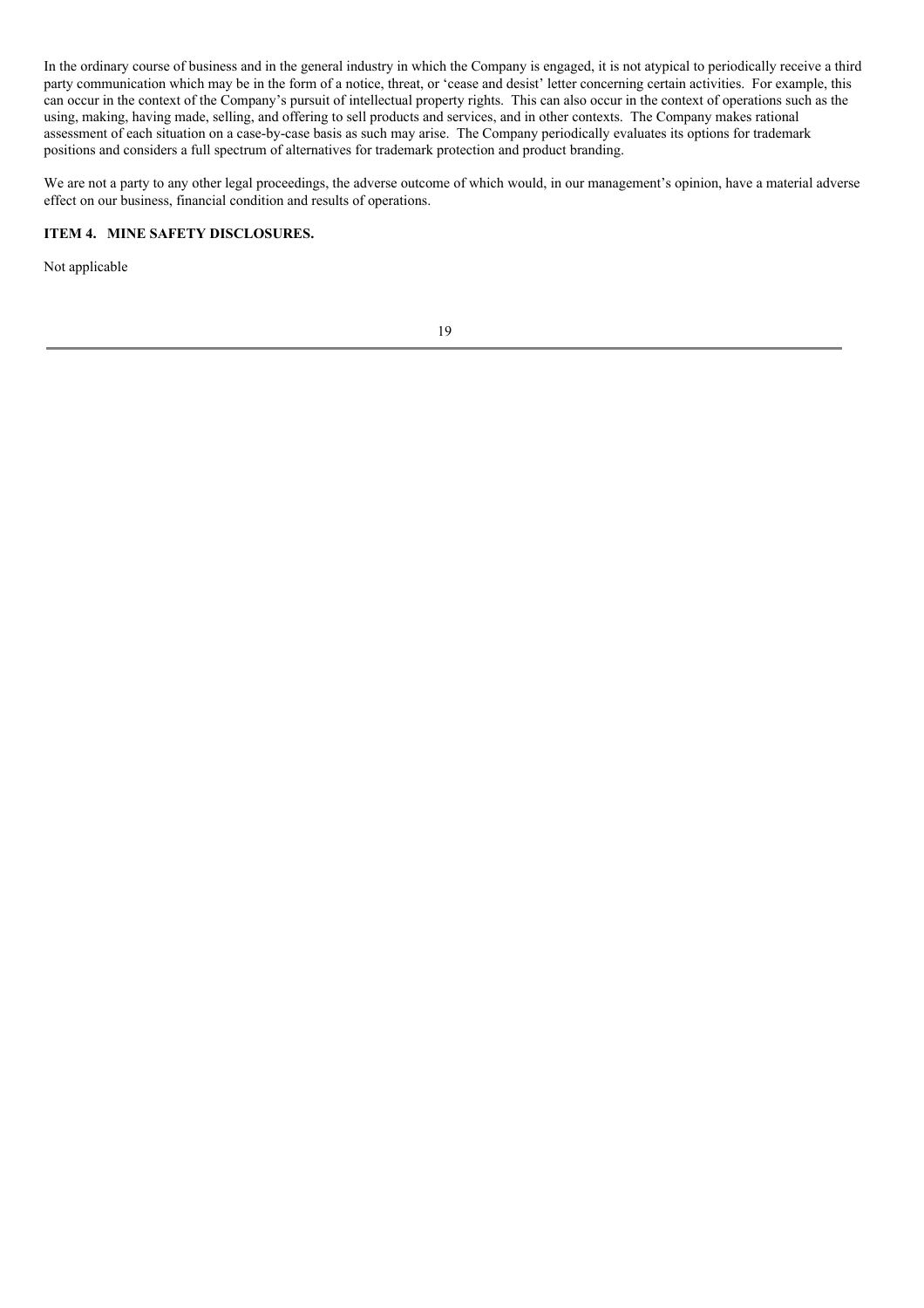In the ordinary course of business and in the general industry in which the Company is engaged, it is not atypical to periodically receive a third party communication which may be in the form of a notice, threat, or 'cease and desist' letter concerning certain activities. For example, this can occur in the context of the Company's pursuit of intellectual property rights. This can also occur in the context of operations such as the using, making, having made, selling, and offering to sell products and services, and in other contexts. The Company makes rational assessment of each situation on a case-by-case basis as such may arise. The Company periodically evaluates its options for trademark positions and considers a full spectrum of alternatives for trademark protection and product branding.

We are not a party to any other legal proceedings, the adverse outcome of which would, in our management's opinion, have a material adverse effect on our business, financial condition and results of operations.

## ITEM 4. MINE SAFETY DISCLOSURES.

Not applicable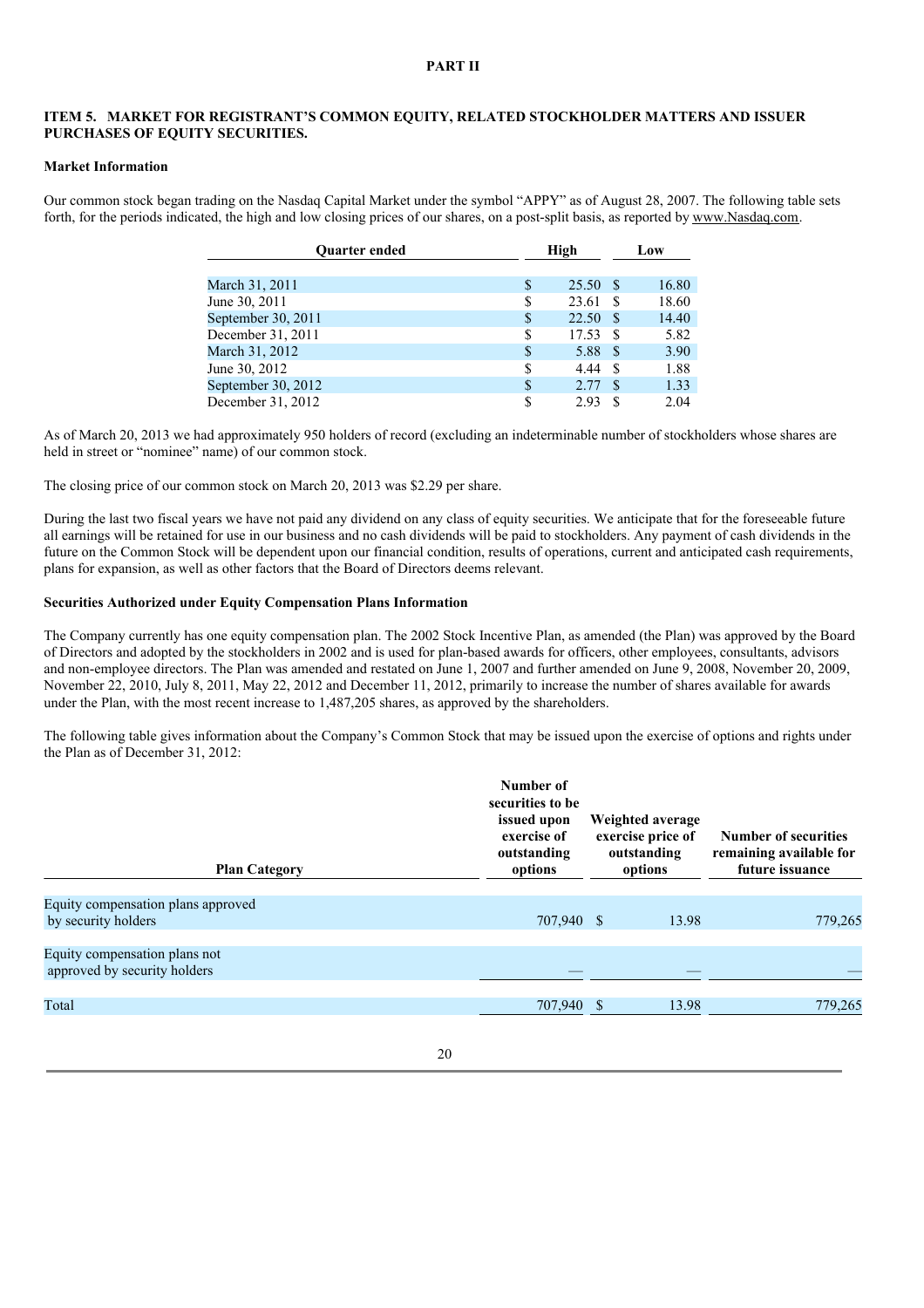# PART II

## ITEM 5. MARKET FOR REGISTRANT'S COMMON EQUITY, RELATED STOCKHOLDER MATTERS AND ISSUER PURCHASES OF EQUITY SECURITIES.

### Market Information

Our common stock began trading on the Nasdaq Capital Market under the symbol "APPY" as of August 28, 2007. The following table sets forth, for the periods indicated, the high and low closing prices of our shares, on a post-split basis, as reported by www.Nasdaq.com.

| Quarter ended | High | Low |
|---|---|---|
| March 31, 2011 | $ 25.50 | $ 16.80 |
| June 30, 2011 | $ 23.61 | $ 18.60 |
| September 30, 2011 | $ 22.50 | $ 14.40 |
| December 31, 2011 | $ 17.53 | $ 5.82 |
| March 31, 2012 | $ 5.88 | $ 3.90 |
| June 30, 2012 | $ 4.44 | $ 1.88 |
| September 30, 2012 | $ 2.77 | $ 1.33 |
| December 31, 2012 | $ 2.93 | $ 2.04 |

As of March 20, 2013 we had approximately 950 holders of record (excluding an indeterminable number of stockholders whose shares are held in street or "nominee" name) of our common stock.

The closing price of our common stock on March 20, 2013 was $2.29 per share.

During the last two fiscal years we have not paid any dividend on any class of equity securities. We anticipate that for the foreseeable future all earnings will be retained for use in our business and no cash dividends will be paid to stockholders. Any payment of cash dividends in the future on the Common Stock will be dependent upon our financial condition, results of operations, current and anticipated cash requirements, plans for expansion, as well as other factors that the Board of Directors deems relevant.

### Securities Authorized under Equity Compensation Plans Information

The Company currently has one equity compensation plan. The 2002 Stock Incentive Plan, as amended (the Plan) was approved by the Board of Directors and adopted by the stockholders in 2002 and is used for plan-based awards for officers, other employees, consultants, advisors and non-employee directors. The Plan was amended and restated on June 1, 2007 and further amended on June 9, 2008, November 20, 2009, November 22, 2010, July 8, 2011, May 22, 2012 and December 11, 2012, primarily to increase the number of shares available for awards under the Plan, with the most recent increase to 1,487,205 shares, as approved by the shareholders.

The following table gives information about the Company's Common Stock that may be issued upon the exercise of options and rights under the Plan as of December 31, 2012:

| Plan Category | Number of securities to be issued upon exercise of outstanding options | Weighted average exercise price of outstanding options | Number of securities remaining available for future issuance |
|---|---|---|---|
| Equity compensation plans approved by security holders | 707,940 | $ 13.98 | 779,265 |
| Equity compensation plans not approved by security holders | — | — | — |
| Total | 707,940 | $ 13.98 | 779,265 |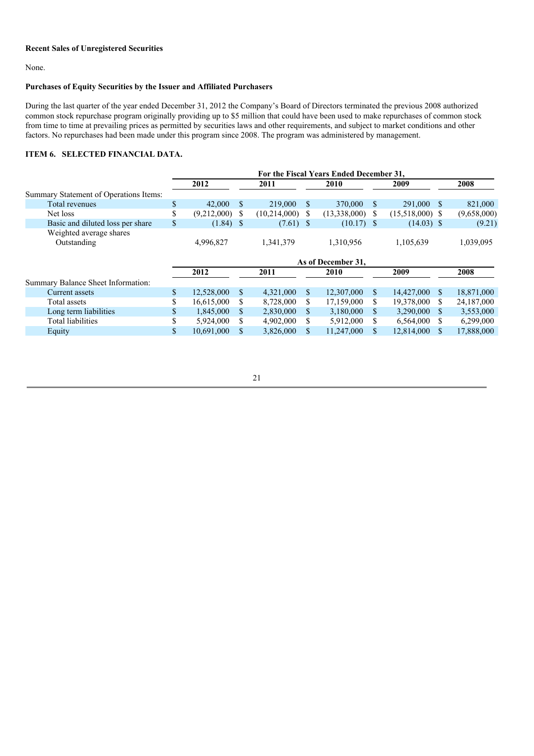**Recent Sales of Unregistered Securities**

None.

**Purchases of Equity Securities by the Issuer and Affiliated Purchasers**

During the last quarter of the year ended December 31, 2012 the Company's Board of Directors terminated the previous 2008 authorized common stock repurchase program originally providing up to $5 million that could have been used to make repurchases of common stock from time to time at prevailing prices as permitted by securities laws and other requirements, and subject to market conditions and other factors. No repurchases had been made under this program since 2008. The program was administered by management.

## ITEM 6. SELECTED FINANCIAL DATA.

| | For the Fiscal Years Ended December 31, | | | | |
|---|---|---|---|---|---|
| | 2012 | 2011 | 2010 | 2009 | 2008 |
| Summary Statement of Operations Items: | | | | | |
| Total revenues | $ 42,000 | $ 219,000 | $ 370,000 | $ 291,000 | $ 821,000 |
| Net loss | $ (9,212,000) | $ (10,214,000) | $ (13,338,000) | $ (15,518,000) | $ (9,658,000) |
| Basic and diluted loss per share | $ (1.84) | $ (7.61) | $ (10.17) | $ (14.03) | $ (9.21) |
| Weighted average shares Outstanding | 4,996,827 | 1,341,379 | 1,310,956 | 1,105,639 | 1,039,095 |

| | As of December 31, | | | | |
|---|---|---|---|---|---|
| | 2012 | 2011 | 2010 | 2009 | 2008 |
| Summary Balance Sheet Information: | | | | | |
| Current assets | $ 12,528,000 | $ 4,321,000 | $ 12,307,000 | $ 14,427,000 | $ 18,871,000 |
| Total assets | $ 16,615,000 | $ 8,728,000 | $ 17,159,000 | $ 19,378,000 | $ 24,187,000 |
| Long term liabilities | $ 1,845,000 | $ 2,830,000 | $ 3,180,000 | $ 3,290,000 | $ 3,553,000 |
| Total liabilities | $ 5,924,000 | $ 4,902,000 | $ 5,912,000 | $ 6,564,000 | $ 6,299,000 |
| Equity | $ 10,691,000 | $ 3,826,000 | $ 11,247,000 | $ 12,814,000 | $ 17,888,000 |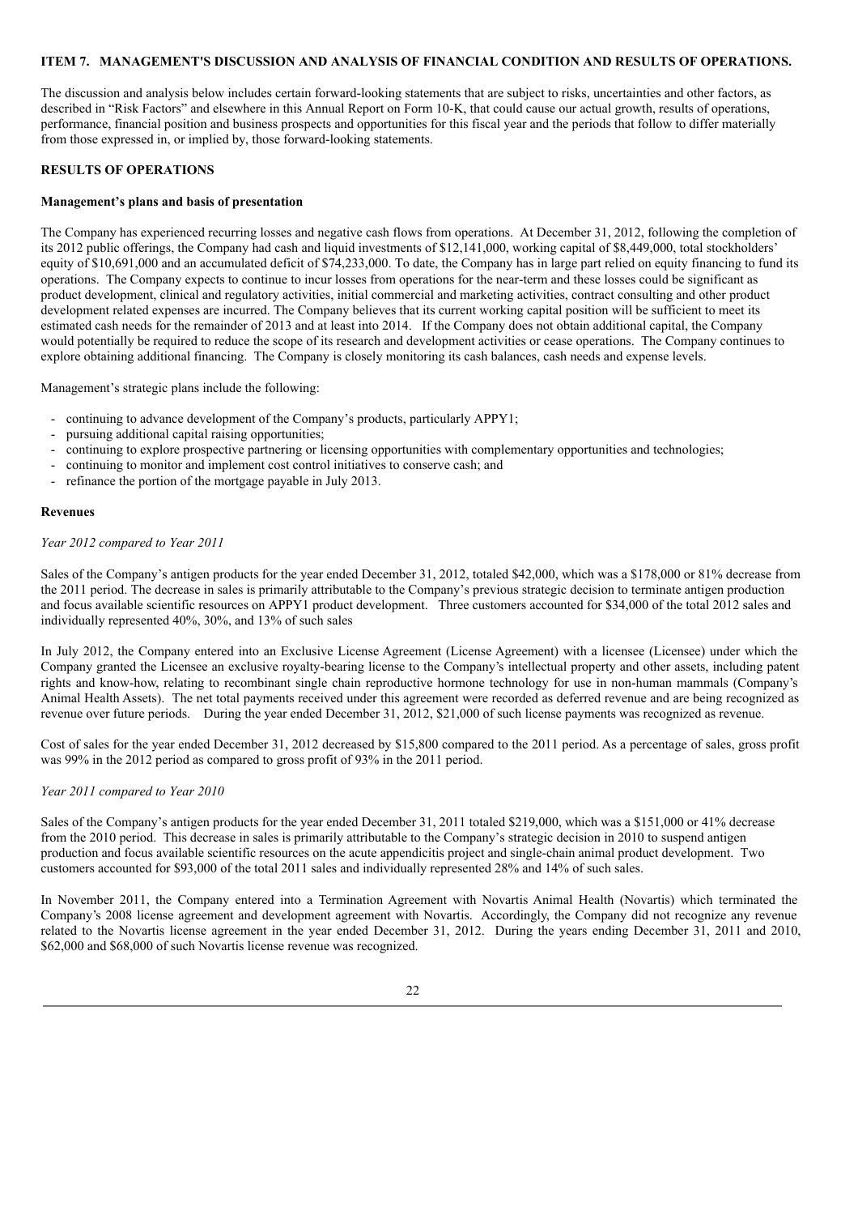## ITEM 7. MANAGEMENT'S DISCUSSION AND ANALYSIS OF FINANCIAL CONDITION AND RESULTS OF OPERATIONS.

The discussion and analysis below includes certain forward-looking statements that are subject to risks, uncertainties and other factors, as described in "Risk Factors" and elsewhere in this Annual Report on Form 10-K, that could cause our actual growth, results of operations, performance, financial position and business prospects and opportunities for this fiscal year and the periods that follow to differ materially from those expressed in, or implied by, those forward-looking statements.

### RESULTS OF OPERATIONS

#### Management's plans and basis of presentation

The Company has experienced recurring losses and negative cash flows from operations. At December 31, 2012, following the completion of its 2012 public offerings, the Company had cash and liquid investments of $12,141,000, working capital of $8,449,000, total stockholders' equity of $10,691,000 and an accumulated deficit of $74,233,000. To date, the Company has in large part relied on equity financing to fund its operations. The Company expects to continue to incur losses from operations for the near-term and these losses could be significant as product development, clinical and regulatory activities, initial commercial and marketing activities, contract consulting and other product development related expenses are incurred. The Company believes that its current working capital position will be sufficient to meet its estimated cash needs for the remainder of 2013 and at least into 2014. If the Company does not obtain additional capital, the Company would potentially be required to reduce the scope of its research and development activities or cease operations. The Company continues to explore obtaining additional financing. The Company is closely monitoring its cash balances, cash needs and expense levels.

Management's strategic plans include the following:

- continuing to advance development of the Company's products, particularly APPY1;
- pursuing additional capital raising opportunities;
- continuing to explore prospective partnering or licensing opportunities with complementary opportunities and technologies;
- continuing to monitor and implement cost control initiatives to conserve cash; and
- refinance the portion of the mortgage payable in July 2013.

#### Revenues

*Year 2012 compared to Year 2011*

Sales of the Company's antigen products for the year ended December 31, 2012, totaled $42,000, which was a $178,000 or 81% decrease from the 2011 period. The decrease in sales is primarily attributable to the Company's previous strategic decision to terminate antigen production and focus available scientific resources on APPY1 product development. Three customers accounted for $34,000 of the total 2012 sales and individually represented 40%, 30%, and 13% of such sales

In July 2012, the Company entered into an Exclusive License Agreement (License Agreement) with a licensee (Licensee) under which the Company granted the Licensee an exclusive royalty-bearing license to the Company's intellectual property and other assets, including patent rights and know-how, relating to recombinant single chain reproductive hormone technology for use in non-human mammals (Company's Animal Health Assets). The net total payments received under this agreement were recorded as deferred revenue and are being recognized as revenue over future periods. During the year ended December 31, 2012, $21,000 of such license payments was recognized as revenue.

Cost of sales for the year ended December 31, 2012 decreased by $15,800 compared to the 2011 period. As a percentage of sales, gross profit was 99% in the 2012 period as compared to gross profit of 93% in the 2011 period.

*Year 2011 compared to Year 2010*

Sales of the Company's antigen products for the year ended December 31, 2011 totaled $219,000, which was a $151,000 or 41% decrease from the 2010 period. This decrease in sales is primarily attributable to the Company's strategic decision in 2010 to suspend antigen production and focus available scientific resources on the acute appendicitis project and single-chain animal product development. Two customers accounted for $93,000 of the total 2011 sales and individually represented 28% and 14% of such sales.

In November 2011, the Company entered into a Termination Agreement with Novartis Animal Health (Novartis) which terminated the Company's 2008 license agreement and development agreement with Novartis. Accordingly, the Company did not recognize any revenue related to the Novartis license agreement in the year ended December 31, 2012. During the years ending December 31, 2011 and 2010, $62,000 and $68,000 of such Novartis license revenue was recognized.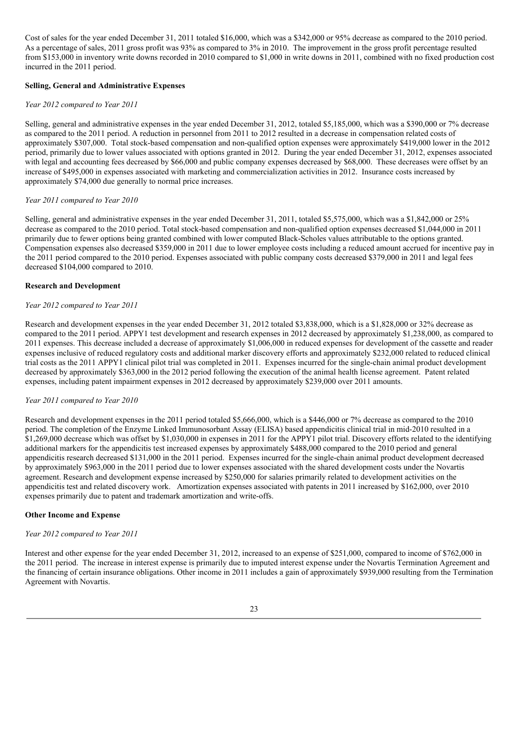Cost of sales for the year ended December 31, 2011 totaled $16,000, which was a $342,000 or 95% decrease as compared to the 2010 period. As a percentage of sales, 2011 gross profit was 93% as compared to 3% in 2010. The improvement in the gross profit percentage resulted from $153,000 in inventory write downs recorded in 2010 compared to $1,000 in write downs in 2011, combined with no fixed production cost incurred in the 2011 period.

**Selling, General and Administrative Expenses**

*Year 2012 compared to Year 2011*

Selling, general and administrative expenses in the year ended December 31, 2012, totaled $5,185,000, which was a $390,000 or 7% decrease as compared to the 2011 period. A reduction in personnel from 2011 to 2012 resulted in a decrease in compensation related costs of approximately $307,000. Total stock-based compensation and non-qualified option expenses were approximately $419,000 lower in the 2012 period, primarily due to lower values associated with options granted in 2012. During the year ended December 31, 2012, expenses associated with legal and accounting fees decreased by $66,000 and public company expenses decreased by $68,000. These decreases were offset by an increase of $495,000 in expenses associated with marketing and commercialization activities in 2012. Insurance costs increased by approximately $74,000 due generally to normal price increases.

*Year 2011 compared to Year 2010*

Selling, general and administrative expenses in the year ended December 31, 2011, totaled $5,575,000, which was a $1,842,000 or 25% decrease as compared to the 2010 period. Total stock-based compensation and non-qualified option expenses decreased $1,044,000 in 2011 primarily due to fewer options being granted combined with lower computed Black-Scholes values attributable to the options granted. Compensation expenses also decreased $359,000 in 2011 due to lower employee costs including a reduced amount accrued for incentive pay in the 2011 period compared to the 2010 period. Expenses associated with public company costs decreased $379,000 in 2011 and legal fees decreased $104,000 compared to 2010.

**Research and Development**

*Year 2012 compared to Year 2011*

Research and development expenses in the year ended December 31, 2012 totaled $3,838,000, which is a $1,828,000 or 32% decrease as compared to the 2011 period. APPY1 test development and research expenses in 2012 decreased by approximately $1,238,000, as compared to 2011 expenses. This decrease included a decrease of approximately $1,006,000 in reduced expenses for development of the cassette and reader expenses inclusive of reduced regulatory costs and additional marker discovery efforts and approximately $232,000 related to reduced clinical trial costs as the 2011 APPY1 clinical pilot trial was completed in 2011. Expenses incurred for the single-chain animal product development decreased by approximately $363,000 in the 2012 period following the execution of the animal health license agreement. Patent related expenses, including patent impairment expenses in 2012 decreased by approximately $239,000 over 2011 amounts.

*Year 2011 compared to Year 2010*

Research and development expenses in the 2011 period totaled $5,666,000, which is a $446,000 or 7% decrease as compared to the 2010 period. The completion of the Enzyme Linked Immunosorbant Assay (ELISA) based appendicitis clinical trial in mid-2010 resulted in a $1,269,000 decrease which was offset by $1,030,000 in expenses in 2011 for the APPY1 pilot trial. Discovery efforts related to the identifying additional markers for the appendicitis test increased expenses by approximately $488,000 compared to the 2010 period and general appendicitis research decreased $131,000 in the 2011 period. Expenses incurred for the single-chain animal product development decreased by approximately $963,000 in the 2011 period due to lower expenses associated with the shared development costs under the Novartis agreement. Research and development expense increased by $250,000 for salaries primarily related to development activities on the appendicitis test and related discovery work. Amortization expenses associated with patents in 2011 increased by $162,000, over 2010 expenses primarily due to patent and trademark amortization and write-offs.

**Other Income and Expense**

*Year 2012 compared to Year 2011*

Interest and other expense for the year ended December 31, 2012, increased to an expense of $251,000, compared to income of $762,000 in the 2011 period. The increase in interest expense is primarily due to imputed interest expense under the Novartis Termination Agreement and the financing of certain insurance obligations. Other income in 2011 includes a gain of approximately $939,000 resulting from the Termination Agreement with Novartis.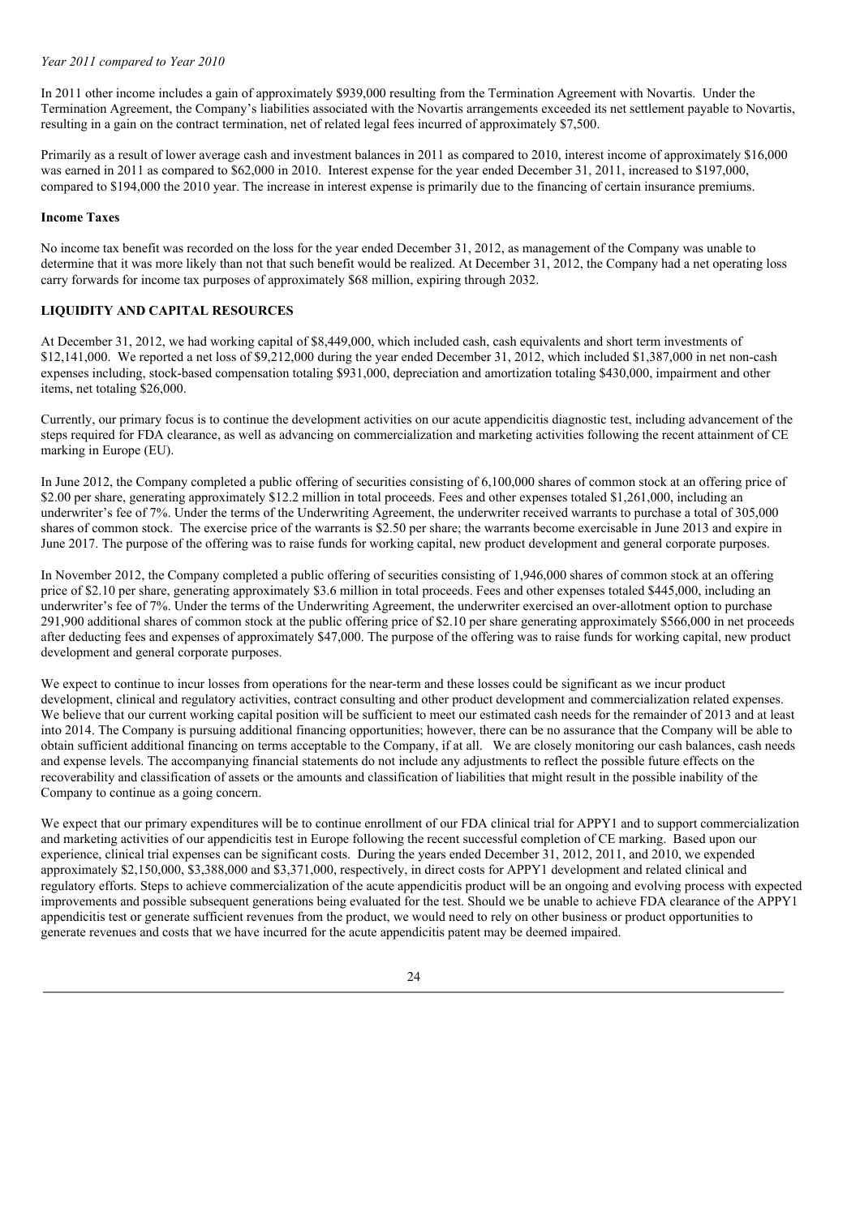*Year 2011 compared to Year 2010*

In 2011 other income includes a gain of approximately $939,000 resulting from the Termination Agreement with Novartis. Under the Termination Agreement, the Company's liabilities associated with the Novartis arrangements exceeded its net settlement payable to Novartis, resulting in a gain on the contract termination, net of related legal fees incurred of approximately $7,500.

Primarily as a result of lower average cash and investment balances in 2011 as compared to 2010, interest income of approximately $16,000 was earned in 2011 as compared to $62,000 in 2010. Interest expense for the year ended December 31, 2011, increased to $197,000, compared to $194,000 the 2010 year. The increase in interest expense is primarily due to the financing of certain insurance premiums.

**Income Taxes**

No income tax benefit was recorded on the loss for the year ended December 31, 2012, as management of the Company was unable to determine that it was more likely than not that such benefit would be realized. At December 31, 2012, the Company had a net operating loss carry forwards for income tax purposes of approximately $68 million, expiring through 2032.

**LIQUIDITY AND CAPITAL RESOURCES**

At December 31, 2012, we had working capital of $8,449,000, which included cash, cash equivalents and short term investments of $12,141,000. We reported a net loss of $9,212,000 during the year ended December 31, 2012, which included $1,387,000 in net non-cash expenses including, stock-based compensation totaling $931,000, depreciation and amortization totaling $430,000, impairment and other items, net totaling $26,000.

Currently, our primary focus is to continue the development activities on our acute appendicitis diagnostic test, including advancement of the steps required for FDA clearance, as well as advancing on commercialization and marketing activities following the recent attainment of CE marking in Europe (EU).

In June 2012, the Company completed a public offering of securities consisting of 6,100,000 shares of common stock at an offering price of $2.00 per share, generating approximately $12.2 million in total proceeds. Fees and other expenses totaled $1,261,000, including an underwriter's fee of 7%. Under the terms of the Underwriting Agreement, the underwriter received warrants to purchase a total of 305,000 shares of common stock. The exercise price of the warrants is $2.50 per share; the warrants become exercisable in June 2013 and expire in June 2017. The purpose of the offering was to raise funds for working capital, new product development and general corporate purposes.

In November 2012, the Company completed a public offering of securities consisting of 1,946,000 shares of common stock at an offering price of $2.10 per share, generating approximately $3.6 million in total proceeds. Fees and other expenses totaled $445,000, including an underwriter's fee of 7%. Under the terms of the Underwriting Agreement, the underwriter exercised an over-allotment option to purchase 291,900 additional shares of common stock at the public offering price of $2.10 per share generating approximately $566,000 in net proceeds after deducting fees and expenses of approximately $47,000. The purpose of the offering was to raise funds for working capital, new product development and general corporate purposes.

We expect to continue to incur losses from operations for the near-term and these losses could be significant as we incur product development, clinical and regulatory activities, contract consulting and other product development and commercialization related expenses. We believe that our current working capital position will be sufficient to meet our estimated cash needs for the remainder of 2013 and at least into 2014. The Company is pursuing additional financing opportunities; however, there can be no assurance that the Company will be able to obtain sufficient additional financing on terms acceptable to the Company, if at all. We are closely monitoring our cash balances, cash needs and expense levels. The accompanying financial statements do not include any adjustments to reflect the possible future effects on the recoverability and classification of assets or the amounts and classification of liabilities that might result in the possible inability of the Company to continue as a going concern.

We expect that our primary expenditures will be to continue enrollment of our FDA clinical trial for APPY1 and to support commercialization and marketing activities of our appendicitis test in Europe following the recent successful completion of CE marking. Based upon our experience, clinical trial expenses can be significant costs. During the years ended December 31, 2012, 2011, and 2010, we expended approximately $2,150,000, $3,388,000 and $3,371,000, respectively, in direct costs for APPY1 development and related clinical and regulatory efforts. Steps to achieve commercialization of the acute appendicitis product will be an ongoing and evolving process with expected improvements and possible subsequent generations being evaluated for the test. Should we be unable to achieve FDA clearance of the APPY1 appendicitis test or generate sufficient revenues from the product, we would need to rely on other business or product opportunities to generate revenues and costs that we have incurred for the acute appendicitis patent may be deemed impaired.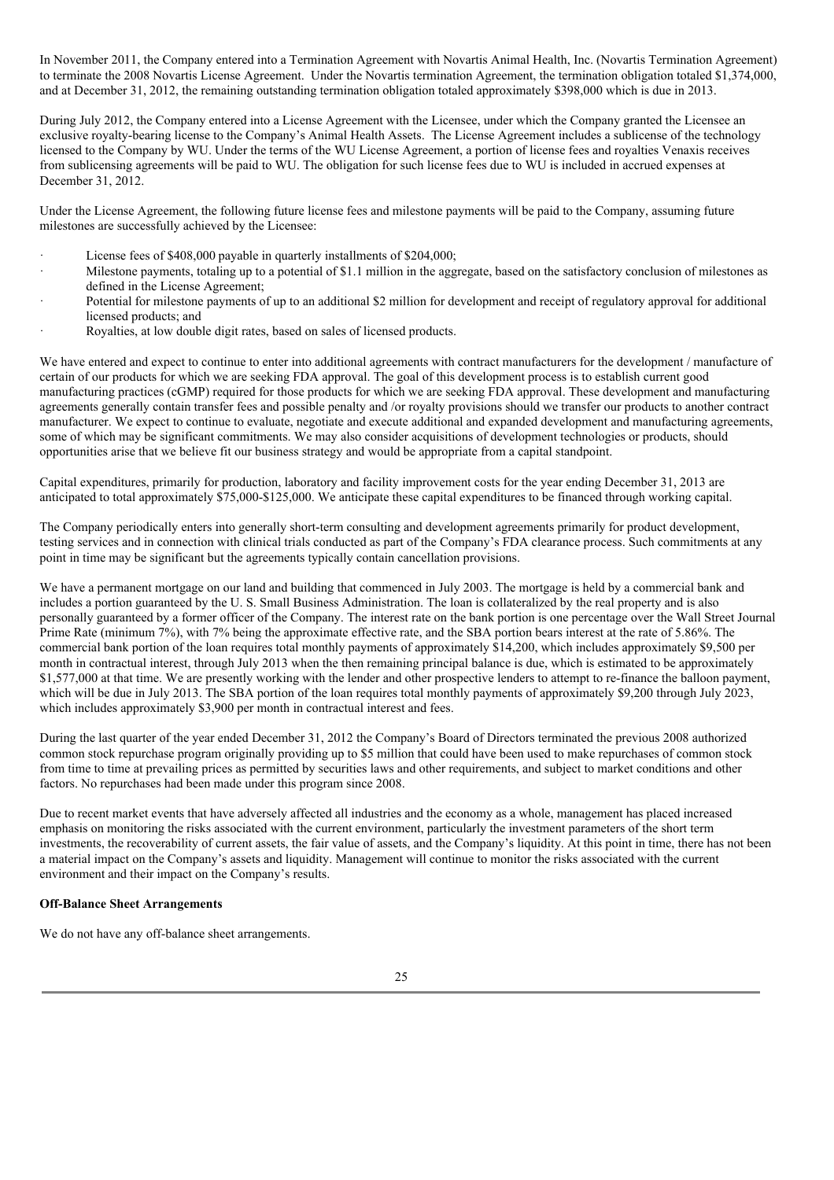In November 2011, the Company entered into a Termination Agreement with Novartis Animal Health, Inc. (Novartis Termination Agreement) to terminate the 2008 Novartis License Agreement. Under the Novartis termination Agreement, the termination obligation totaled $1,374,000, and at December 31, 2012, the remaining outstanding termination obligation totaled approximately $398,000 which is due in 2013.

During July 2012, the Company entered into a License Agreement with the Licensee, under which the Company granted the Licensee an exclusive royalty-bearing license to the Company's Animal Health Assets. The License Agreement includes a sublicense of the technology licensed to the Company by WU. Under the terms of the WU License Agreement, a portion of license fees and royalties Venaxis receives from sublicensing agreements will be paid to WU. The obligation for such license fees due to WU is included in accrued expenses at December 31, 2012.

Under the License Agreement, the following future license fees and milestone payments will be paid to the Company, assuming future milestones are successfully achieved by the Licensee:

- License fees of $408,000 payable in quarterly installments of $204,000;
- Milestone payments, totaling up to a potential of $1.1 million in the aggregate, based on the satisfactory conclusion of milestones as defined in the License Agreement;
- Potential for milestone payments of up to an additional $2 million for development and receipt of regulatory approval for additional licensed products; and
- Royalties, at low double digit rates, based on sales of licensed products.

We have entered and expect to continue to enter into additional agreements with contract manufacturers for the development / manufacture of certain of our products for which we are seeking FDA approval. The goal of this development process is to establish current good manufacturing practices (cGMP) required for those products for which we are seeking FDA approval. These development and manufacturing agreements generally contain transfer fees and possible penalty and /or royalty provisions should we transfer our products to another contract manufacturer. We expect to continue to evaluate, negotiate and execute additional and expanded development and manufacturing agreements, some of which may be significant commitments. We may also consider acquisitions of development technologies or products, should opportunities arise that we believe fit our business strategy and would be appropriate from a capital standpoint.

Capital expenditures, primarily for production, laboratory and facility improvement costs for the year ending December 31, 2013 are anticipated to total approximately $75,000-$125,000. We anticipate these capital expenditures to be financed through working capital.

The Company periodically enters into generally short-term consulting and development agreements primarily for product development, testing services and in connection with clinical trials conducted as part of the Company's FDA clearance process. Such commitments at any point in time may be significant but the agreements typically contain cancellation provisions.

We have a permanent mortgage on our land and building that commenced in July 2003. The mortgage is held by a commercial bank and includes a portion guaranteed by the U. S. Small Business Administration. The loan is collateralized by the real property and is also personally guaranteed by a former officer of the Company. The interest rate on the bank portion is one percentage over the Wall Street Journal Prime Rate (minimum 7%), with 7% being the approximate effective rate, and the SBA portion bears interest at the rate of 5.86%. The commercial bank portion of the loan requires total monthly payments of approximately $14,200, which includes approximately $9,500 per month in contractual interest, through July 2013 when the then remaining principal balance is due, which is estimated to be approximately $1,577,000 at that time. We are presently working with the lender and other prospective lenders to attempt to re-finance the balloon payment, which will be due in July 2013. The SBA portion of the loan requires total monthly payments of approximately $9,200 through July 2023, which includes approximately $3,900 per month in contractual interest and fees.

During the last quarter of the year ended December 31, 2012 the Company's Board of Directors terminated the previous 2008 authorized common stock repurchase program originally providing up to $5 million that could have been used to make repurchases of common stock from time to time at prevailing prices as permitted by securities laws and other requirements, and subject to market conditions and other factors. No repurchases had been made under this program since 2008.

Due to recent market events that have adversely affected all industries and the economy as a whole, management has placed increased emphasis on monitoring the risks associated with the current environment, particularly the investment parameters of the short term investments, the recoverability of current assets, the fair value of assets, and the Company's liquidity. At this point in time, there has not been a material impact on the Company's assets and liquidity. Management will continue to monitor the risks associated with the current environment and their impact on the Company's results.

**Off-Balance Sheet Arrangements**

We do not have any off-balance sheet arrangements.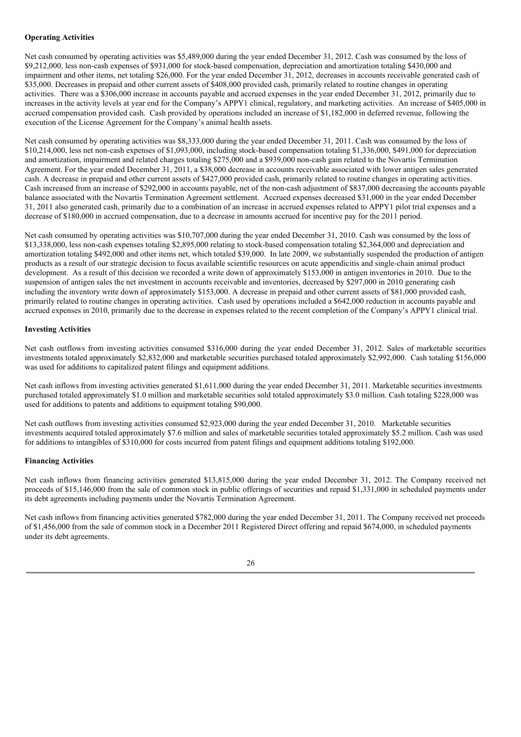**Operating Activities**

Net cash consumed by operating activities was $5,489,000 during the year ended December 31, 2012. Cash was consumed by the loss of $9,212,000, less non-cash expenses of $931,000 for stock-based compensation, depreciation and amortization totaling $430,000 and impairment and other items, net totaling $26,000. For the year ended December 31, 2012, decreases in accounts receivable generated cash of $35,000. Decreases in prepaid and other current assets of $408,000 provided cash, primarily related to routine changes in operating activities. There was a $306,000 increase in accounts payable and accrued expenses in the year ended December 31, 2012, primarily due to increases in the activity levels at year end for the Company's APPY1 clinical, regulatory, and marketing activities. An increase of $405,000 in accrued compensation provided cash. Cash provided by operations included an increase of $1,182,000 in deferred revenue, following the execution of the License Agreement for the Company's animal health assets.

Net cash consumed by operating activities was $8,333,000 during the year ended December 31, 2011. Cash was consumed by the loss of $10,214,000, less net non-cash expenses of $1,093,000, including stock-based compensation totaling $1,336,000, $491,000 for depreciation and amortization, impairment and related charges totaling $275,000 and a $939,000 non-cash gain related to the Novartis Termination Agreement. For the year ended December 31, 2011, a $38,000 decrease in accounts receivable associated with lower antigen sales generated cash. A decrease in prepaid and other current assets of $427,000 provided cash, primarily related to routine changes in operating activities. Cash increased from an increase of $292,000 in accounts payable, net of the non-cash adjustment of $837,000 decreasing the accounts payable balance associated with the Novartis Termination Agreement settlement. Accrued expenses decreased $31,000 in the year ended December 31, 2011 also generated cash, primarily due to a combination of an increase in accrued expenses related to APPY1 pilot trial expenses and a decrease of $180,000 in accrued compensation, due to a decrease in amounts accrued for incentive pay for the 2011 period.

Net cash consumed by operating activities was $10,707,000 during the year ended December 31, 2010. Cash was consumed by the loss of $13,338,000, less non-cash expenses totaling $2,895,000 relating to stock-based compensation totaling $2,364,000 and depreciation and amortization totaling $492,000 and other items net, which totaled $39,000. In late 2009, we substantially suspended the production of antigen products as a result of our strategic decision to focus available scientific resources on acute appendicitis and single-chain animal product development. As a result of this decision we recorded a write down of approximately $153,000 in antigen inventories in 2010. Due to the suspension of antigen sales the net investment in accounts receivable and inventories, decreased by $297,000 in 2010 generating cash including the inventory write down of approximately $153,000. A decrease in prepaid and other current assets of $81,000 provided cash, primarily related to routine changes in operating activities. Cash used by operations included a $642,000 reduction in accounts payable and accrued expenses in 2010, primarily due to the decrease in expenses related to the recent completion of the Company's APPY1 clinical trial.

**Investing Activities**

Net cash outflows from investing activities consumed $316,000 during the year ended December 31, 2012. Sales of marketable securities investments totaled approximately $2,832,000 and marketable securities purchased totaled approximately $2,992,000. Cash totaling $156,000 was used for additions to capitalized patent filings and equipment additions.

Net cash inflows from investing activities generated $1,611,000 during the year ended December 31, 2011. Marketable securities investments purchased totaled approximately $1.0 million and marketable securities sold totaled approximately $3.0 million. Cash totaling $228,000 was used for additions to patents and additions to equipment totaling $90,000.

Net cash outflows from investing activities consumed $2,923,000 during the year ended December 31, 2010. Marketable securities investments acquired totaled approximately $7.6 million and sales of marketable securities totaled approximately $5.2 million. Cash was used for additions to intangibles of $310,000 for costs incurred from patent filings and equipment additions totaling $192,000.

**Financing Activities**

Net cash inflows from financing activities generated $13,815,000 during the year ended December 31, 2012. The Company received net proceeds of $15,146,000 from the sale of common stock in public offerings of securities and repaid $1,331,000 in scheduled payments under its debt agreements including payments under the Novartis Termination Agreement.

Net cash inflows from financing activities generated $782,000 during the year ended December 31, 2011. The Company received net proceeds of $1,456,000 from the sale of common stock in a December 2011 Registered Direct offering and repaid $674,000, in scheduled payments under its debt agreements.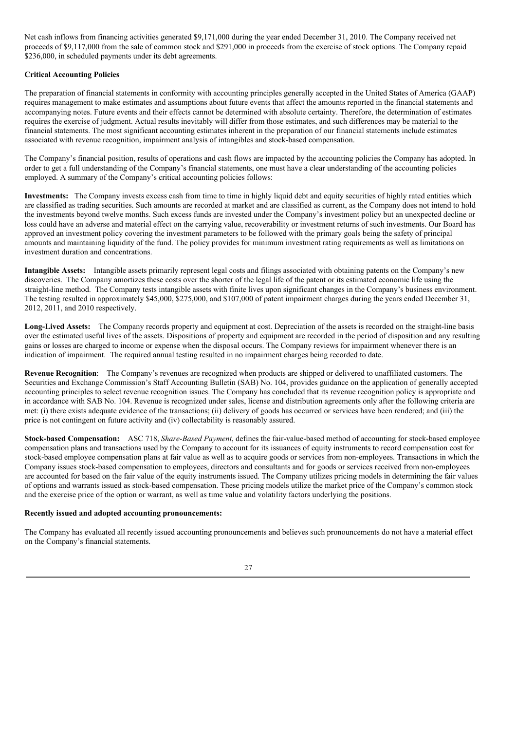Net cash inflows from financing activities generated $9,171,000 during the year ended December 31, 2010. The Company received net proceeds of $9,117,000 from the sale of common stock and $291,000 in proceeds from the exercise of stock options. The Company repaid $236,000, in scheduled payments under its debt agreements.

**Critical Accounting Policies**

The preparation of financial statements in conformity with accounting principles generally accepted in the United States of America (GAAP) requires management to make estimates and assumptions about future events that affect the amounts reported in the financial statements and accompanying notes. Future events and their effects cannot be determined with absolute certainty. Therefore, the determination of estimates requires the exercise of judgment. Actual results inevitably will differ from those estimates, and such differences may be material to the financial statements. The most significant accounting estimates inherent in the preparation of our financial statements include estimates associated with revenue recognition, impairment analysis of intangibles and stock-based compensation.

The Company's financial position, results of operations and cash flows are impacted by the accounting policies the Company has adopted. In order to get a full understanding of the Company's financial statements, one must have a clear understanding of the accounting policies employed. A summary of the Company's critical accounting policies follows:

**Investments:** The Company invests excess cash from time to time in highly liquid debt and equity securities of highly rated entities which are classified as trading securities. Such amounts are recorded at market and are classified as current, as the Company does not intend to hold the investments beyond twelve months. Such excess funds are invested under the Company's investment policy but an unexpected decline or loss could have an adverse and material effect on the carrying value, recoverability or investment returns of such investments. Our Board has approved an investment policy covering the investment parameters to be followed with the primary goals being the safety of principal amounts and maintaining liquidity of the fund. The policy provides for minimum investment rating requirements as well as limitations on investment duration and concentrations.

**Intangible Assets:** Intangible assets primarily represent legal costs and filings associated with obtaining patents on the Company's new discoveries. The Company amortizes these costs over the shorter of the legal life of the patent or its estimated economic life using the straight-line method. The Company tests intangible assets with finite lives upon significant changes in the Company's business environment. The testing resulted in approximately $45,000, $275,000, and $107,000 of patent impairment charges during the years ended December 31, 2012, 2011, and 2010 respectively.

**Long-Lived Assets:** The Company records property and equipment at cost. Depreciation of the assets is recorded on the straight-line basis over the estimated useful lives of the assets. Dispositions of property and equipment are recorded in the period of disposition and any resulting gains or losses are charged to income or expense when the disposal occurs. The Company reviews for impairment whenever there is an indication of impairment. The required annual testing resulted in no impairment charges being recorded to date.

**Revenue Recognition**: The Company's revenues are recognized when products are shipped or delivered to unaffiliated customers. The Securities and Exchange Commission's Staff Accounting Bulletin (SAB) No. 104, provides guidance on the application of generally accepted accounting principles to select revenue recognition issues. The Company has concluded that its revenue recognition policy is appropriate and in accordance with SAB No. 104. Revenue is recognized under sales, license and distribution agreements only after the following criteria are met: (i) there exists adequate evidence of the transactions; (ii) delivery of goods has occurred or services have been rendered; and (iii) the price is not contingent on future activity and (iv) collectability is reasonably assured.

**Stock-based Compensation:** ASC 718, *Share-Based Payment*, defines the fair-value-based method of accounting for stock-based employee compensation plans and transactions used by the Company to account for its issuances of equity instruments to record compensation cost for stock-based employee compensation plans at fair value as well as to acquire goods or services from non-employees. Transactions in which the Company issues stock-based compensation to employees, directors and consultants and for goods or services received from non-employees are accounted for based on the fair value of the equity instruments issued. The Company utilizes pricing models in determining the fair values of options and warrants issued as stock-based compensation. These pricing models utilize the market price of the Company's common stock and the exercise price of the option or warrant, as well as time value and volatility factors underlying the positions.

**Recently issued and adopted accounting pronouncements:**

The Company has evaluated all recently issued accounting pronouncements and believes such pronouncements do not have a material effect on the Company's financial statements.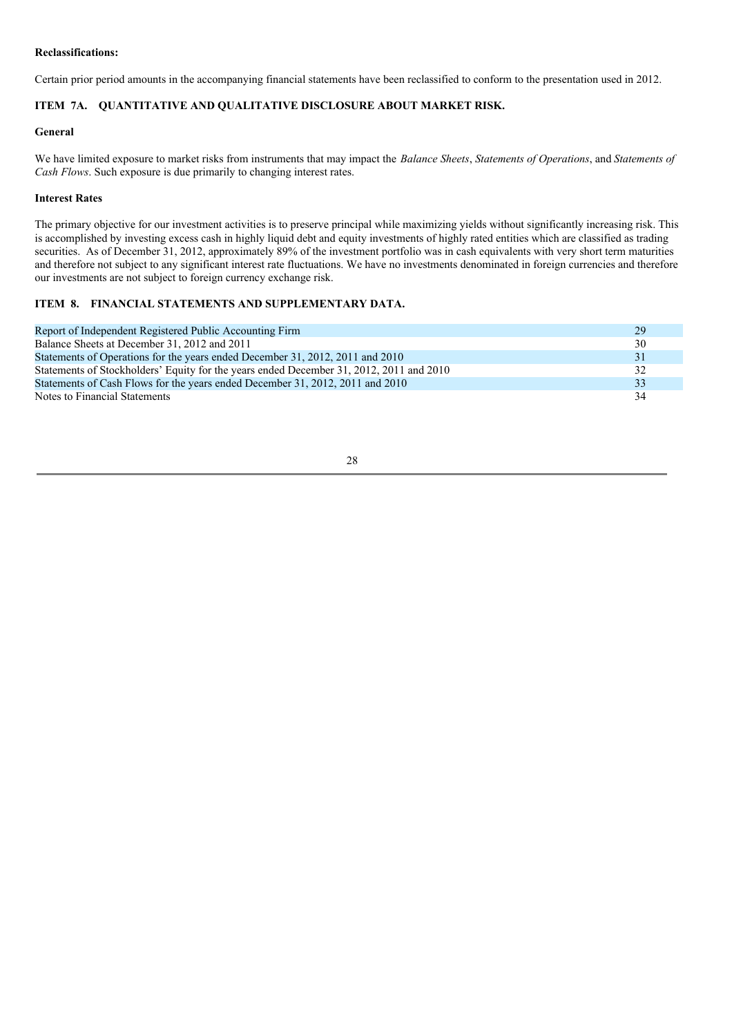**Reclassifications:**

Certain prior period amounts in the accompanying financial statements have been reclassified to conform to the presentation used in 2012.

## ITEM 7A. QUANTITATIVE AND QUALITATIVE DISCLOSURE ABOUT MARKET RISK.

**General**

We have limited exposure to market risks from instruments that may impact the *Balance Sheets*, *Statements of Operations*, and *Statements of Cash Flows*. Such exposure is due primarily to changing interest rates.

**Interest Rates**

The primary objective for our investment activities is to preserve principal while maximizing yields without significantly increasing risk. This is accomplished by investing excess cash in highly liquid debt and equity investments of highly rated entities which are classified as trading securities. As of December 31, 2012, approximately 89% of the investment portfolio was in cash equivalents with very short term maturities and therefore not subject to any significant interest rate fluctuations. We have no investments denominated in foreign currencies and therefore our investments are not subject to foreign currency exchange risk.

## ITEM 8. FINANCIAL STATEMENTS AND SUPPLEMENTARY DATA.

| | |
|---|---|
| Report of Independent Registered Public Accounting Firm | 29 |
| Balance Sheets at December 31, 2012 and 2011 | 30 |
| Statements of Operations for the years ended December 31, 2012, 2011 and 2010 | 31 |
| Statements of Stockholders' Equity for the years ended December 31, 2012, 2011 and 2010 | 32 |
| Statements of Cash Flows for the years ended December 31, 2012, 2011 and 2010 | 33 |
| Notes to Financial Statements | 34 |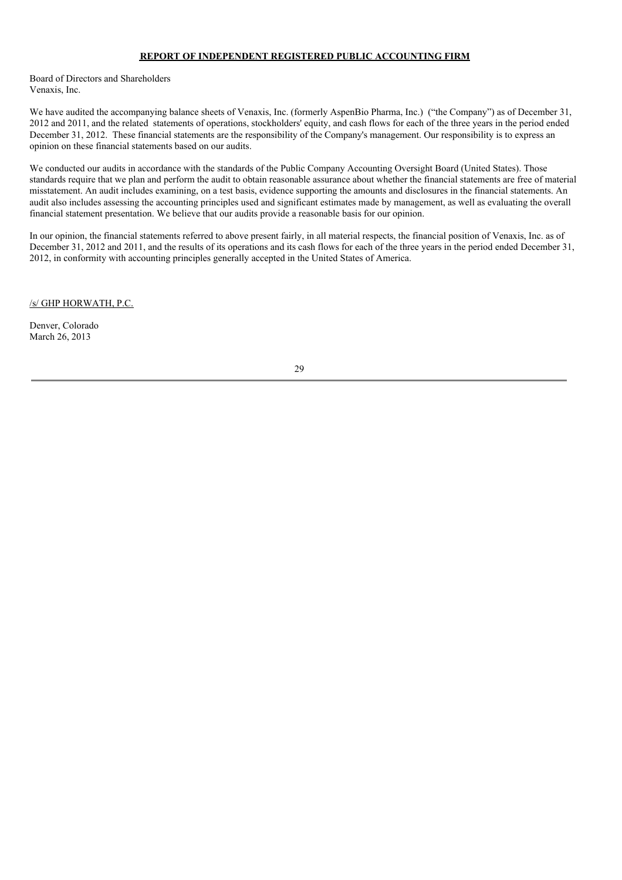**REPORT OF INDEPENDENT REGISTERED PUBLIC ACCOUNTING FIRM**

Board of Directors and Shareholders
Venaxis, Inc.

We have audited the accompanying balance sheets of Venaxis, Inc. (formerly AspenBio Pharma, Inc.) ("the Company") as of December 31, 2012 and 2011, and the related statements of operations, stockholders' equity, and cash flows for each of the three years in the period ended December 31, 2012. These financial statements are the responsibility of the Company's management. Our responsibility is to express an opinion on these financial statements based on our audits.

We conducted our audits in accordance with the standards of the Public Company Accounting Oversight Board (United States). Those standards require that we plan and perform the audit to obtain reasonable assurance about whether the financial statements are free of material misstatement. An audit includes examining, on a test basis, evidence supporting the amounts and disclosures in the financial statements. An audit also includes assessing the accounting principles used and significant estimates made by management, as well as evaluating the overall financial statement presentation. We believe that our audits provide a reasonable basis for our opinion.

In our opinion, the financial statements referred to above present fairly, in all material respects, the financial position of Venaxis, Inc. as of December 31, 2012 and 2011, and the results of its operations and its cash flows for each of the three years in the period ended December 31, 2012, in conformity with accounting principles generally accepted in the United States of America.

/s/ GHP HORWATH, P.C.

Denver, Colorado
March 26, 2013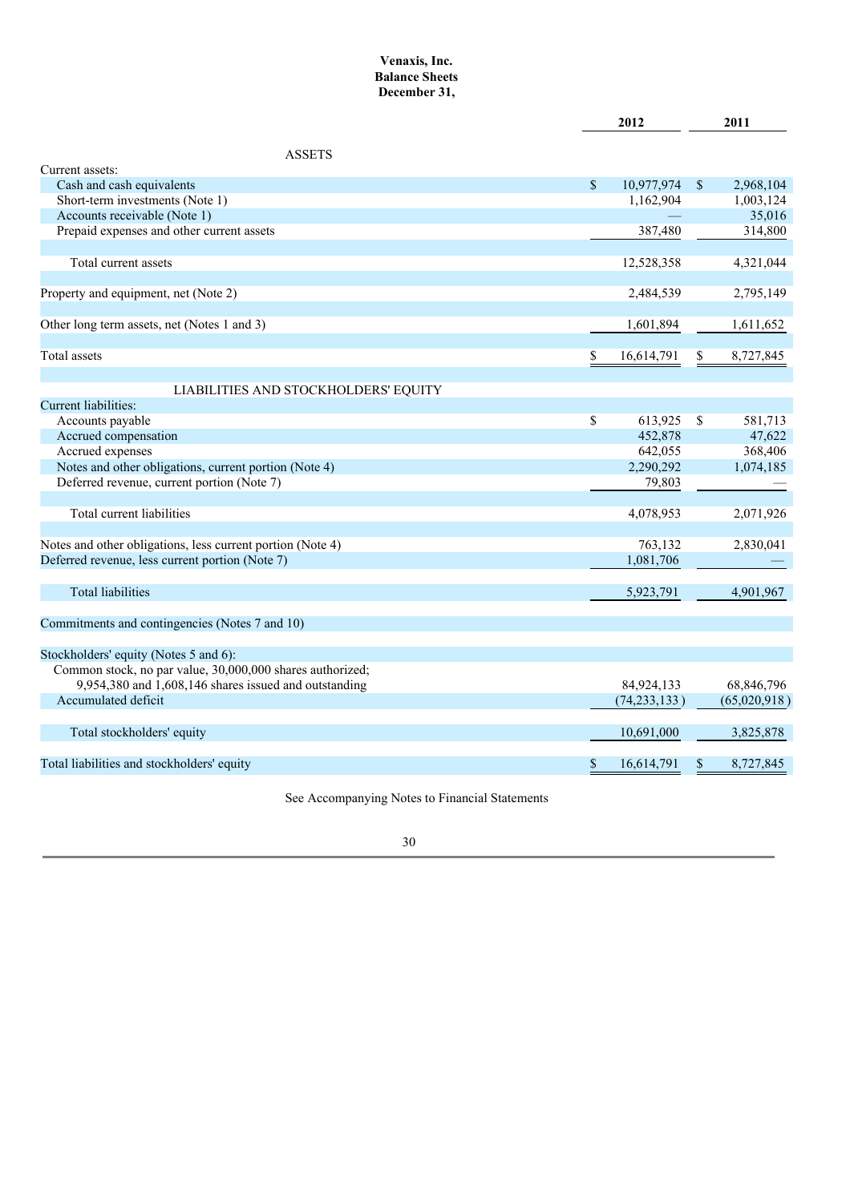# Venaxis, Inc.
## Balance Sheets
## December 31,

| | 2012 | 2011 |
|---|---|---|
| **ASSETS** | | |
| Current assets: | | |
| Cash and cash equivalents | $ 10,977,974 | $ 2,968,104 |
| Short-term investments (Note 1) | 1,162,904 | 1,003,124 |
| Accounts receivable (Note 1) | — | 35,016 |
| Prepaid expenses and other current assets | 387,480 | 314,800 |
| Total current assets | 12,528,358 | 4,321,044 |
| Property and equipment, net (Note 2) | 2,484,539 | 2,795,149 |
| Other long term assets, net (Notes 1 and 3) | 1,601,894 | 1,611,652 |
| Total assets | $ 16,614,791 | $ 8,727,845 |
| **LIABILITIES AND STOCKHOLDERS' EQUITY** | | |
| Current liabilities: | | |
| Accounts payable | $ 613,925 | $ 581,713 |
| Accrued compensation | 452,878 | 47,622 |
| Accrued expenses | 642,055 | 368,406 |
| Notes and other obligations, current portion (Note 4) | 2,290,292 | 1,074,185 |
| Deferred revenue, current portion (Note 7) | 79,803 | — |
| Total current liabilities | 4,078,953 | 2,071,926 |
| Notes and other obligations, less current portion (Note 4) | 763,132 | 2,830,041 |
| Deferred revenue, less current portion (Note 7) | 1,081,706 | — |
| Total liabilities | 5,923,791 | 4,901,967 |
| Commitments and contingencies (Notes 7 and 10) | | |
| Stockholders' equity (Notes 5 and 6): | | |
| Common stock, no par value, 30,000,000 shares authorized; 9,954,380 and 1,608,146 shares issued and outstanding | 84,924,133 | 68,846,796 |
| Accumulated deficit | (74,233,133) | (65,020,918) |
| Total stockholders' equity | 10,691,000 | 3,825,878 |
| Total liabilities and stockholders' equity | $ 16,614,791 | $ 8,727,845 |

See Accompanying Notes to Financial Statements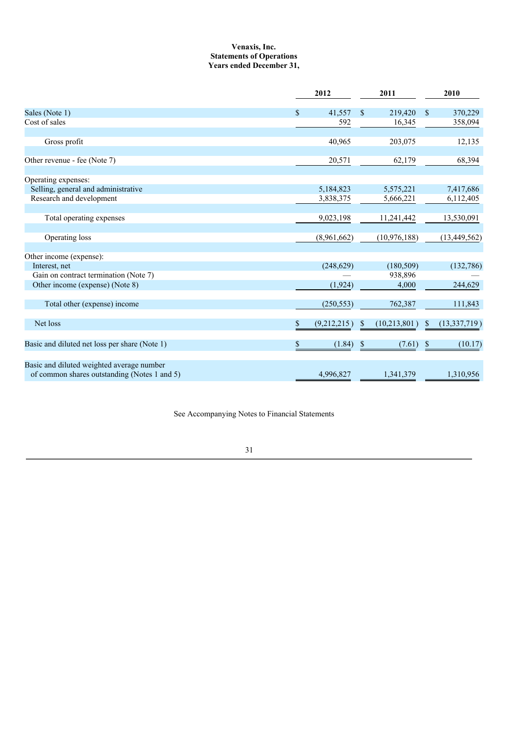**Venaxis, Inc.**
**Statements of Operations**
**Years ended December 31,**

| | 2012 | 2011 | 2010 |
|---|---|---|---|
| Sales (Note 1) | $ 41,557 | $ 219,420 | $ 370,229 |
| Cost of sales | 592 | 16,345 | 358,094 |
| Gross profit | 40,965 | 203,075 | 12,135 |
| Other revenue - fee (Note 7) | 20,571 | 62,179 | 68,394 |
| Operating expenses: | | | |
| Selling, general and administrative | 5,184,823 | 5,575,221 | 7,417,686 |
| Research and development | 3,838,375 | 5,666,221 | 6,112,405 |
| Total operating expenses | 9,023,198 | 11,241,442 | 13,530,091 |
| Operating loss | (8,961,662) | (10,976,188) | (13,449,562) |
| Other income (expense): | | | |
| Interest, net | (248,629) | (180,509) | (132,786) |
| Gain on contract termination (Note 7) | — | 938,896 | — |
| Other income (expense) (Note 8) | (1,924) | 4,000 | 244,629 |
| Total other (expense) income | (250,553) | 762,387 | 111,843 |
| Net loss | $ (9,212,215) | $ (10,213,801) | $ (13,337,719) |
| Basic and diluted net loss per share (Note 1) | $ (1.84) | $ (7.61) | $ (10.17) |
| Basic and diluted weighted average number of common shares outstanding (Notes 1 and 5) | 4,996,827 | 1,341,379 | 1,310,956 |

See Accompanying Notes to Financial Statements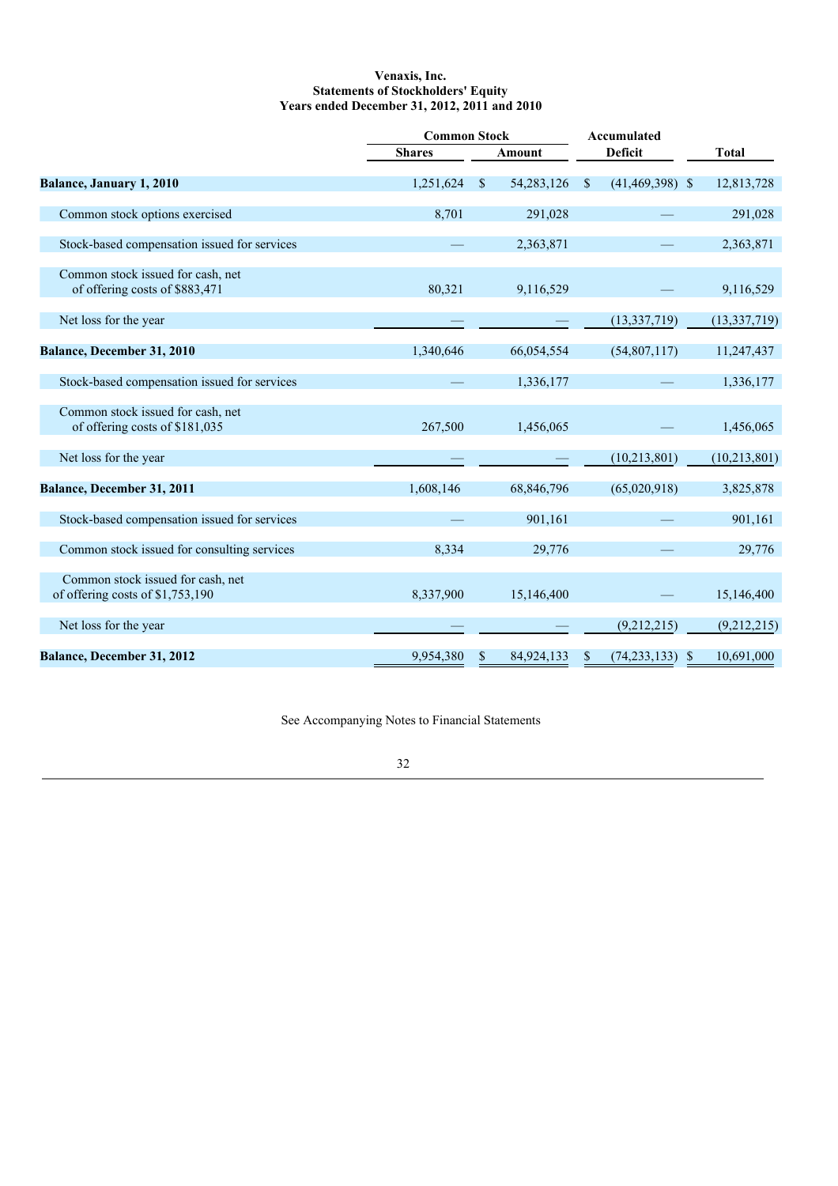**Venaxis, Inc.**
**Statements of Stockholders' Equity**
**Years ended December 31, 2012, 2011 and 2010**

| | Common Stock | | Accumulated | |
|---|---|---|---|---|
| | Shares | Amount | Deficit | Total |
| **Balance, January 1, 2010** | 1,251,624 | $ 54,283,126 | $ (41,469,398) | $ 12,813,728 |
| Common stock options exercised | 8,701 | 291,028 | — | 291,028 |
| Stock-based compensation issued for services | — | 2,363,871 | — | 2,363,871 |
| Common stock issued for cash, net of offering costs of $883,471 | 80,321 | 9,116,529 | — | 9,116,529 |
| Net loss for the year | — | — | (13,337,719) | (13,337,719) |
| **Balance, December 31, 2010** | 1,340,646 | 66,054,554 | (54,807,117) | 11,247,437 |
| Stock-based compensation issued for services | — | 1,336,177 | — | 1,336,177 |
| Common stock issued for cash, net of offering costs of $181,035 | 267,500 | 1,456,065 | — | 1,456,065 |
| Net loss for the year | — | — | (10,213,801) | (10,213,801) |
| **Balance, December 31, 2011** | 1,608,146 | 68,846,796 | (65,020,918) | 3,825,878 |
| Stock-based compensation issued for services | — | 901,161 | — | 901,161 |
| Common stock issued for consulting services | 8,334 | 29,776 | — | 29,776 |
| Common stock issued for cash, net of offering costs of $1,753,190 | 8,337,900 | 15,146,400 | — | 15,146,400 |
| Net loss for the year | — | — | (9,212,215) | (9,212,215) |
| **Balance, December 31, 2012** | 9,954,380 | $ 84,924,133 | $ (74,233,133) | $ 10,691,000 |

See Accompanying Notes to Financial Statements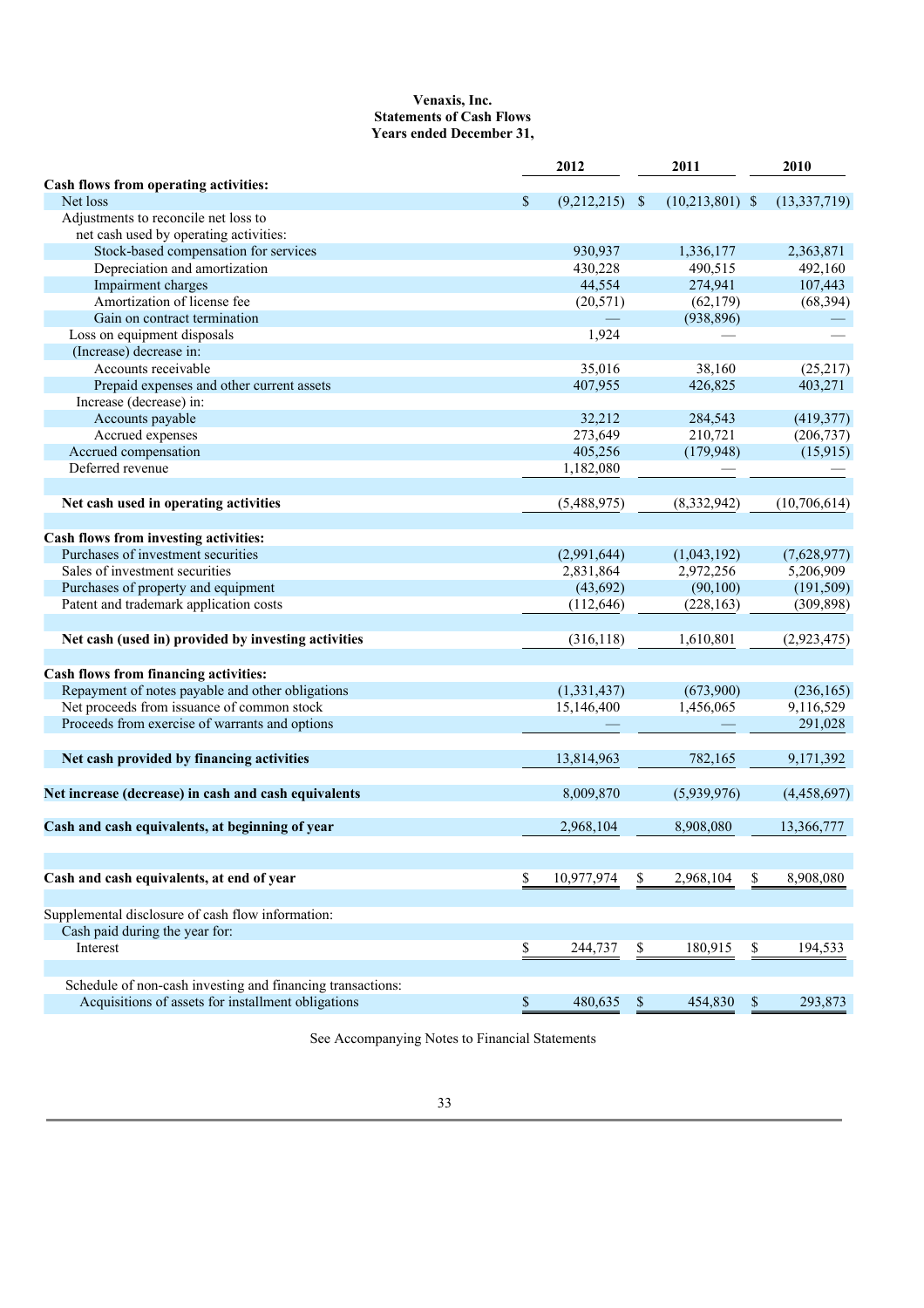**Venaxis, Inc.**
**Statements of Cash Flows**
**Years ended December 31,**

| | 2012 | 2011 | 2010 |
|---|---|---|---|
| **Cash flows from operating activities:** | | | |
| Net loss | $ (9,212,215) | $ (10,213,801) | $ (13,337,719) |
| Adjustments to reconcile net loss to net cash used by operating activities: | | | |
| Stock-based compensation for services | 930,937 | 1,336,177 | 2,363,871 |
| Depreciation and amortization | 430,228 | 490,515 | 492,160 |
| Impairment charges | 44,554 | 274,941 | 107,443 |
| Amortization of license fee | (20,571) | (62,179) | (68,394) |
| Gain on contract termination | — | (938,896) | — |
| Loss on equipment disposals | 1,924 | — | — |
| (Increase) decrease in: | | | |
| Accounts receivable | 35,016 | 38,160 | (25,217) |
| Prepaid expenses and other current assets | 407,955 | 426,825 | 403,271 |
| Increase (decrease) in: | | | |
| Accounts payable | 32,212 | 284,543 | (419,377) |
| Accrued expenses | 273,649 | 210,721 | (206,737) |
| Accrued compensation | 405,256 | (179,948) | (15,915) |
| Deferred revenue | 1,182,080 | — | — |
| **Net cash used in operating activities** | (5,488,975) | (8,332,942) | (10,706,614) |
| **Cash flows from investing activities:** | | | |
| Purchases of investment securities | (2,991,644) | (1,043,192) | (7,628,977) |
| Sales of investment securities | 2,831,864 | 2,972,256 | 5,206,909 |
| Purchases of property and equipment | (43,692) | (90,100) | (191,509) |
| Patent and trademark application costs | (112,646) | (228,163) | (309,898) |
| **Net cash (used in) provided by investing activities** | (316,118) | 1,610,801 | (2,923,475) |
| **Cash flows from financing activities:** | | | |
| Repayment of notes payable and other obligations | (1,331,437) | (673,900) | (236,165) |
| Net proceeds from issuance of common stock | 15,146,400 | 1,456,065 | 9,116,529 |
| Proceeds from exercise of warrants and options | — | — | 291,028 |
| **Net cash provided by financing activities** | 13,814,963 | 782,165 | 9,171,392 |
| **Net increase (decrease) in cash and cash equivalents** | 8,009,870 | (5,939,976) | (4,458,697) |
| **Cash and cash equivalents, at beginning of year** | 2,968,104 | 8,908,080 | 13,366,777 |
| **Cash and cash equivalents, at end of year** | $ 10,977,974 | $ 2,968,104 | $ 8,908,080 |
| Supplemental disclosure of cash flow information: | | | |
| Cash paid during the year for: | | | |
| Interest | $ 244,737 | $ 180,915 | $ 194,533 |
| Schedule of non-cash investing and financing transactions: | | | |
| Acquisitions of assets for installment obligations | $ 480,635 | $ 454,830 | $ 293,873 |

See Accompanying Notes to Financial Statements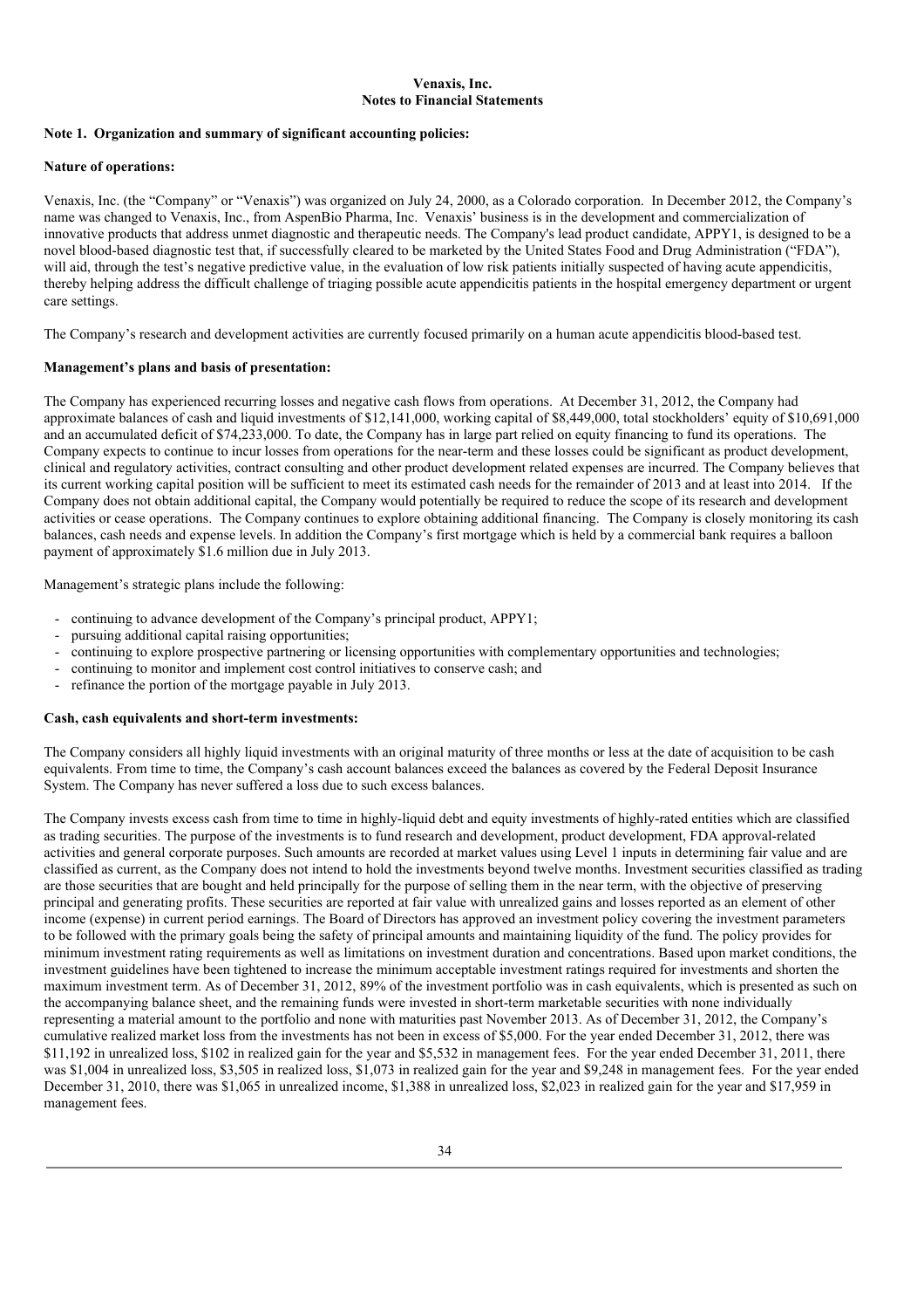**Venaxis, Inc.**
**Notes to Financial Statements**

**Note 1. Organization and summary of significant accounting policies:**

**Nature of operations:**

Venaxis, Inc. (the "Company" or "Venaxis") was organized on July 24, 2000, as a Colorado corporation. In December 2012, the Company's name was changed to Venaxis, Inc., from AspenBio Pharma, Inc. Venaxis' business is in the development and commercialization of innovative products that address unmet diagnostic and therapeutic needs. The Company's lead product candidate, APPY1, is designed to be a novel blood-based diagnostic test that, if successfully cleared to be marketed by the United States Food and Drug Administration ("FDA"), will aid, through the test's negative predictive value, in the evaluation of low risk patients initially suspected of having acute appendicitis, thereby helping address the difficult challenge of triaging possible acute appendicitis patients in the hospital emergency department or urgent care settings.

The Company's research and development activities are currently focused primarily on a human acute appendicitis blood-based test.

**Management's plans and basis of presentation:**

The Company has experienced recurring losses and negative cash flows from operations. At December 31, 2012, the Company had approximate balances of cash and liquid investments of $12,141,000, working capital of $8,449,000, total stockholders' equity of $10,691,000 and an accumulated deficit of $74,233,000. To date, the Company has in large part relied on equity financing to fund its operations. The Company expects to continue to incur losses from operations for the near-term and these losses could be significant as product development, clinical and regulatory activities, contract consulting and other product development related expenses are incurred. The Company believes that its current working capital position will be sufficient to meet its estimated cash needs for the remainder of 2013 and at least into 2014. If the Company does not obtain additional capital, the Company would potentially be required to reduce the scope of its research and development activities or cease operations. The Company continues to explore obtaining additional financing. The Company is closely monitoring its cash balances, cash needs and expense levels. In addition the Company's first mortgage which is held by a commercial bank requires a balloon payment of approximately $1.6 million due in July 2013.

Management's strategic plans include the following:

- continuing to advance development of the Company's principal product, APPY1;
- pursuing additional capital raising opportunities;
- continuing to explore prospective partnering or licensing opportunities with complementary opportunities and technologies;
- continuing to monitor and implement cost control initiatives to conserve cash; and
- refinance the portion of the mortgage payable in July 2013.

**Cash, cash equivalents and short-term investments:**

The Company considers all highly liquid investments with an original maturity of three months or less at the date of acquisition to be cash equivalents. From time to time, the Company's cash account balances exceed the balances as covered by the Federal Deposit Insurance System. The Company has never suffered a loss due to such excess balances.

The Company invests excess cash from time to time in highly-liquid debt and equity investments of highly-rated entities which are classified as trading securities. The purpose of the investments is to fund research and development, product development, FDA approval-related activities and general corporate purposes. Such amounts are recorded at market values using Level 1 inputs in determining fair value and are classified as current, as the Company does not intend to hold the investments beyond twelve months. Investment securities classified as trading are those securities that are bought and held principally for the purpose of selling them in the near term, with the objective of preserving principal and generating profits. These securities are reported at fair value with unrealized gains and losses reported as an element of other income (expense) in current period earnings. The Board of Directors has approved an investment policy covering the investment parameters to be followed with the primary goals being the safety of principal amounts and maintaining liquidity of the fund. The policy provides for minimum investment rating requirements as well as limitations on investment duration and concentrations. Based upon market conditions, the investment guidelines have been tightened to increase the minimum acceptable investment ratings required for investments and shorten the maximum investment term. As of December 31, 2012, 89% of the investment portfolio was in cash equivalents, which is presented as such on the accompanying balance sheet, and the remaining funds were invested in short-term marketable securities with none individually representing a material amount to the portfolio and none with maturities past November 2013. As of December 31, 2012, the Company's cumulative realized market loss from the investments has not been in excess of $5,000. For the year ended December 31, 2012, there was $11,192 in unrealized loss, $102 in realized gain for the year and $5,532 in management fees. For the year ended December 31, 2011, there was $1,004 in unrealized loss, $3,505 in realized loss, $1,073 in realized gain for the year and $9,248 in management fees. For the year ended December 31, 2010, there was $1,065 in unrealized income, $1,388 in unrealized loss, $2,023 in realized gain for the year and $17,959 in management fees.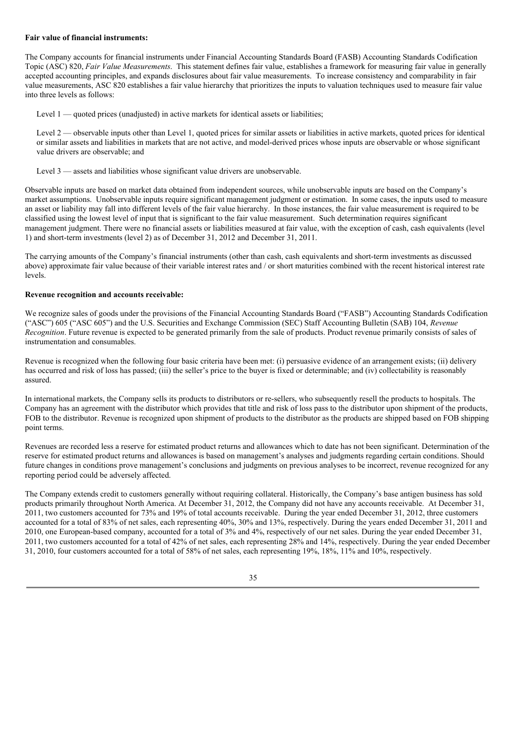**Fair value of financial instruments:**

The Company accounts for financial instruments under Financial Accounting Standards Board (FASB) Accounting Standards Codification Topic (ASC) 820, *Fair Value Measurements*. This statement defines fair value, establishes a framework for measuring fair value in generally accepted accounting principles, and expands disclosures about fair value measurements. To increase consistency and comparability in fair value measurements, ASC 820 establishes a fair value hierarchy that prioritizes the inputs to valuation techniques used to measure fair value into three levels as follows:

Level 1 — quoted prices (unadjusted) in active markets for identical assets or liabilities;

Level 2 — observable inputs other than Level 1, quoted prices for similar assets or liabilities in active markets, quoted prices for identical or similar assets and liabilities in markets that are not active, and model-derived prices whose inputs are observable or whose significant value drivers are observable; and

Level 3 — assets and liabilities whose significant value drivers are unobservable.

Observable inputs are based on market data obtained from independent sources, while unobservable inputs are based on the Company's market assumptions. Unobservable inputs require significant management judgment or estimation. In some cases, the inputs used to measure an asset or liability may fall into different levels of the fair value hierarchy. In those instances, the fair value measurement is required to be classified using the lowest level of input that is significant to the fair value measurement. Such determination requires significant management judgment. There were no financial assets or liabilities measured at fair value, with the exception of cash, cash equivalents (level 1) and short-term investments (level 2) as of December 31, 2012 and December 31, 2011.

The carrying amounts of the Company's financial instruments (other than cash, cash equivalents and short-term investments as discussed above) approximate fair value because of their variable interest rates and / or short maturities combined with the recent historical interest rate levels.

**Revenue recognition and accounts receivable:**

We recognize sales of goods under the provisions of the Financial Accounting Standards Board ("FASB") Accounting Standards Codification ("ASC") 605 ("ASC 605") and the U.S. Securities and Exchange Commission (SEC) Staff Accounting Bulletin (SAB) 104, *Revenue Recognition*. Future revenue is expected to be generated primarily from the sale of products. Product revenue primarily consists of sales of instrumentation and consumables.

Revenue is recognized when the following four basic criteria have been met: (i) persuasive evidence of an arrangement exists; (ii) delivery has occurred and risk of loss has passed; (iii) the seller's price to the buyer is fixed or determinable; and (iv) collectability is reasonably assured.

In international markets, the Company sells its products to distributors or re-sellers, who subsequently resell the products to hospitals. The Company has an agreement with the distributor which provides that title and risk of loss pass to the distributor upon shipment of the products, FOB to the distributor. Revenue is recognized upon shipment of products to the distributor as the products are shipped based on FOB shipping point terms.

Revenues are recorded less a reserve for estimated product returns and allowances which to date has not been significant. Determination of the reserve for estimated product returns and allowances is based on management's analyses and judgments regarding certain conditions. Should future changes in conditions prove management's conclusions and judgments on previous analyses to be incorrect, revenue recognized for any reporting period could be adversely affected.

The Company extends credit to customers generally without requiring collateral. Historically, the Company's base antigen business has sold products primarily throughout North America. At December 31, 2012, the Company did not have any accounts receivable. At December 31, 2011, two customers accounted for 73% and 19% of total accounts receivable. During the year ended December 31, 2012, three customers accounted for a total of 83% of net sales, each representing 40%, 30% and 13%, respectively. During the years ended December 31, 2011 and 2010, one European-based company, accounted for a total of 3% and 4%, respectively of our net sales. During the year ended December 31, 2011, two customers accounted for a total of 42% of net sales, each representing 28% and 14%, respectively. During the year ended December 31, 2010, four customers accounted for a total of 58% of net sales, each representing 19%, 18%, 11% and 10%, respectively.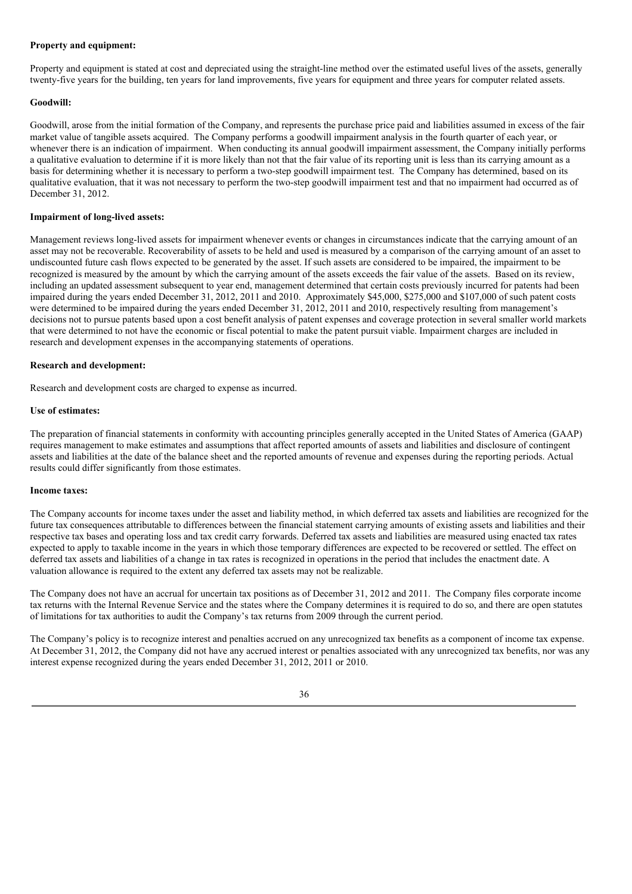**Property and equipment:**

Property and equipment is stated at cost and depreciated using the straight-line method over the estimated useful lives of the assets, generally twenty-five years for the building, ten years for land improvements, five years for equipment and three years for computer related assets.

**Goodwill:**

Goodwill, arose from the initial formation of the Company, and represents the purchase price paid and liabilities assumed in excess of the fair market value of tangible assets acquired. The Company performs a goodwill impairment analysis in the fourth quarter of each year, or whenever there is an indication of impairment. When conducting its annual goodwill impairment assessment, the Company initially performs a qualitative evaluation to determine if it is more likely than not that the fair value of its reporting unit is less than its carrying amount as a basis for determining whether it is necessary to perform a two-step goodwill impairment test. The Company has determined, based on its qualitative evaluation, that it was not necessary to perform the two-step goodwill impairment test and that no impairment had occurred as of December 31, 2012.

**Impairment of long-lived assets:**

Management reviews long-lived assets for impairment whenever events or changes in circumstances indicate that the carrying amount of an asset may not be recoverable. Recoverability of assets to be held and used is measured by a comparison of the carrying amount of an asset to undiscounted future cash flows expected to be generated by the asset. If such assets are considered to be impaired, the impairment to be recognized is measured by the amount by which the carrying amount of the assets exceeds the fair value of the assets. Based on its review, including an updated assessment subsequent to year end, management determined that certain costs previously incurred for patents had been impaired during the years ended December 31, 2012, 2011 and 2010. Approximately $45,000, $275,000 and $107,000 of such patent costs were determined to be impaired during the years ended December 31, 2012, 2011 and 2010, respectively resulting from management's decisions not to pursue patents based upon a cost benefit analysis of patent expenses and coverage protection in several smaller world markets that were determined to not have the economic or fiscal potential to make the patent pursuit viable. Impairment charges are included in research and development expenses in the accompanying statements of operations.

**Research and development:**

Research and development costs are charged to expense as incurred.

**Use of estimates:**

The preparation of financial statements in conformity with accounting principles generally accepted in the United States of America (GAAP) requires management to make estimates and assumptions that affect reported amounts of assets and liabilities and disclosure of contingent assets and liabilities at the date of the balance sheet and the reported amounts of revenue and expenses during the reporting periods. Actual results could differ significantly from those estimates.

**Income taxes:**

The Company accounts for income taxes under the asset and liability method, in which deferred tax assets and liabilities are recognized for the future tax consequences attributable to differences between the financial statement carrying amounts of existing assets and liabilities and their respective tax bases and operating loss and tax credit carry forwards. Deferred tax assets and liabilities are measured using enacted tax rates expected to apply to taxable income in the years in which those temporary differences are expected to be recovered or settled. The effect on deferred tax assets and liabilities of a change in tax rates is recognized in operations in the period that includes the enactment date. A valuation allowance is required to the extent any deferred tax assets may not be realizable.

The Company does not have an accrual for uncertain tax positions as of December 31, 2012 and 2011. The Company files corporate income tax returns with the Internal Revenue Service and the states where the Company determines it is required to do so, and there are open statutes of limitations for tax authorities to audit the Company's tax returns from 2009 through the current period.

The Company's policy is to recognize interest and penalties accrued on any unrecognized tax benefits as a component of income tax expense. At December 31, 2012, the Company did not have any accrued interest or penalties associated with any unrecognized tax benefits, nor was any interest expense recognized during the years ended December 31, 2012, 2011 or 2010.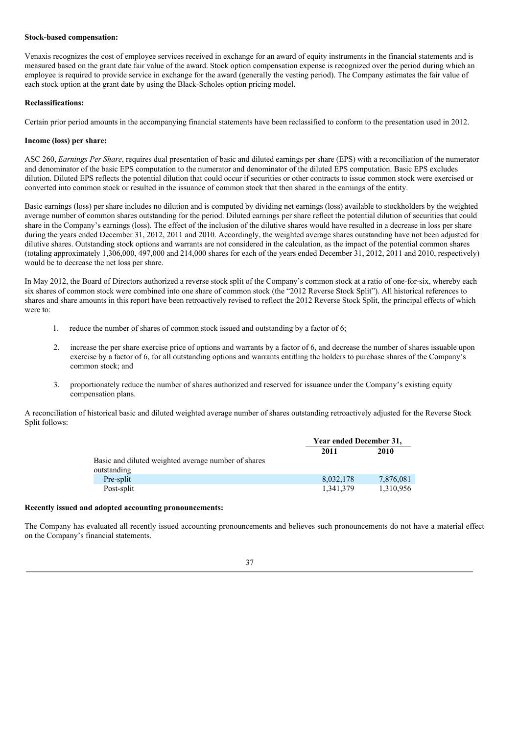**Stock-based compensation:**

Venaxis recognizes the cost of employee services received in exchange for an award of equity instruments in the financial statements and is measured based on the grant date fair value of the award. Stock option compensation expense is recognized over the period during which an employee is required to provide service in exchange for the award (generally the vesting period). The Company estimates the fair value of each stock option at the grant date by using the Black-Scholes option pricing model.

**Reclassifications:**

Certain prior period amounts in the accompanying financial statements have been reclassified to conform to the presentation used in 2012.

**Income (loss) per share:**

ASC 260, *Earnings Per Share*, requires dual presentation of basic and diluted earnings per share (EPS) with a reconciliation of the numerator and denominator of the basic EPS computation to the numerator and denominator of the diluted EPS computation. Basic EPS excludes dilution. Diluted EPS reflects the potential dilution that could occur if securities or other contracts to issue common stock were exercised or converted into common stock or resulted in the issuance of common stock that then shared in the earnings of the entity.

Basic earnings (loss) per share includes no dilution and is computed by dividing net earnings (loss) available to stockholders by the weighted average number of common shares outstanding for the period. Diluted earnings per share reflect the potential dilution of securities that could share in the Company's earnings (loss). The effect of the inclusion of the dilutive shares would have resulted in a decrease in loss per share during the years ended December 31, 2012, 2011 and 2010. Accordingly, the weighted average shares outstanding have not been adjusted for dilutive shares. Outstanding stock options and warrants are not considered in the calculation, as the impact of the potential common shares (totaling approximately 1,306,000, 497,000 and 214,000 shares for each of the years ended December 31, 2012, 2011 and 2010, respectively) would be to decrease the net loss per share.

In May 2012, the Board of Directors authorized a reverse stock split of the Company's common stock at a ratio of one-for-six, whereby each six shares of common stock were combined into one share of common stock (the "2012 Reverse Stock Split"). All historical references to shares and share amounts in this report have been retroactively revised to reflect the 2012 Reverse Stock Split, the principal effects of which were to:

1. reduce the number of shares of common stock issued and outstanding by a factor of 6;
2. increase the per share exercise price of options and warrants by a factor of 6, and decrease the number of shares issuable upon exercise by a factor of 6, for all outstanding options and warrants entitling the holders to purchase shares of the Company's common stock; and
3. proportionately reduce the number of shares authorized and reserved for issuance under the Company's existing equity compensation plans.

A reconciliation of historical basic and diluted weighted average number of shares outstanding retroactively adjusted for the Reverse Stock Split follows:

| | Year ended December 31, | |
|---|---|---|
| | 2011 | 2010 |
| Basic and diluted weighted average number of shares outstanding | | |
| Pre-split | 8,032,178 | 7,876,081 |
| Post-split | 1,341,379 | 1,310,956 |

**Recently issued and adopted accounting pronouncements:**

The Company has evaluated all recently issued accounting pronouncements and believes such pronouncements do not have a material effect on the Company's financial statements.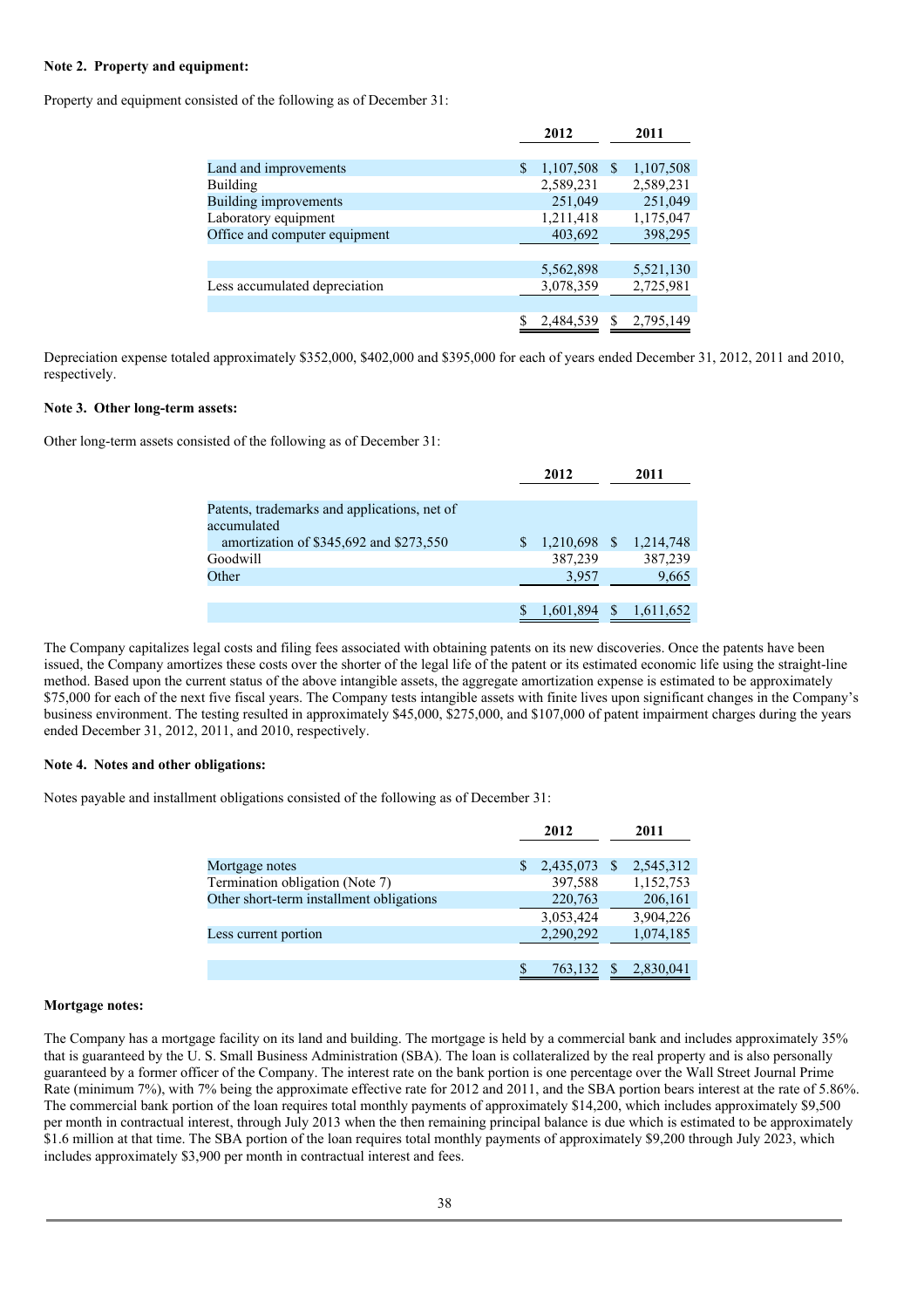**Note 2. Property and equipment:**

Property and equipment consisted of the following as of December 31:

| | 2012 | 2011 |
|---|---|---|
| Land and improvements | $ 1,107,508 | $ 1,107,508 |
| Building | 2,589,231 | 2,589,231 |
| Building improvements | 251,049 | 251,049 |
| Laboratory equipment | 1,211,418 | 1,175,047 |
| Office and computer equipment | 403,692 | 398,295 |
| | 5,562,898 | 5,521,130 |
| Less accumulated depreciation | 3,078,359 | 2,725,981 |
| | $ 2,484,539 | $ 2,795,149 |

Depreciation expense totaled approximately $352,000, $402,000 and $395,000 for each of years ended December 31, 2012, 2011 and 2010, respectively.

**Note 3. Other long-term assets:**

Other long-term assets consisted of the following as of December 31:

| | 2012 | 2011 |
|---|---|---|
| Patents, trademarks and applications, net of accumulated amortization of $345,692 and $273,550 | $ 1,210,698 | $ 1,214,748 |
| Goodwill | 387,239 | 387,239 |
| Other | 3,957 | 9,665 |
| | $ 1,601,894 | $ 1,611,652 |

The Company capitalizes legal costs and filing fees associated with obtaining patents on its new discoveries. Once the patents have been issued, the Company amortizes these costs over the shorter of the legal life of the patent or its estimated economic life using the straight-line method. Based upon the current status of the above intangible assets, the aggregate amortization expense is estimated to be approximately $75,000 for each of the next five fiscal years. The Company tests intangible assets with finite lives upon significant changes in the Company's business environment. The testing resulted in approximately $45,000, $275,000, and $107,000 of patent impairment charges during the years ended December 31, 2012, 2011, and 2010, respectively.

**Note 4. Notes and other obligations:**

Notes payable and installment obligations consisted of the following as of December 31:

| | 2012 | 2011 |
|---|---|---|
| Mortgage notes | $ 2,435,073 | $ 2,545,312 |
| Termination obligation (Note 7) | 397,588 | 1,152,753 |
| Other short-term installment obligations | 220,763 | 206,161 |
| | 3,053,424 | 3,904,226 |
| Less current portion | 2,290,292 | 1,074,185 |
| | $ 763,132 | $ 2,830,041 |

**Mortgage notes:**

The Company has a mortgage facility on its land and building. The mortgage is held by a commercial bank and includes approximately 35% that is guaranteed by the U. S. Small Business Administration (SBA). The loan is collateralized by the real property and is also personally guaranteed by a former officer of the Company. The interest rate on the bank portion is one percentage over the Wall Street Journal Prime Rate (minimum 7%), with 7% being the approximate effective rate for 2012 and 2011, and the SBA portion bears interest at the rate of 5.86%. The commercial bank portion of the loan requires total monthly payments of approximately $14,200, which includes approximately $9,500 per month in contractual interest, through July 2013 when the then remaining principal balance is due which is estimated to be approximately $1.6 million at that time. The SBA portion of the loan requires total monthly payments of approximately $9,200 through July 2023, which includes approximately $3,900 per month in contractual interest and fees.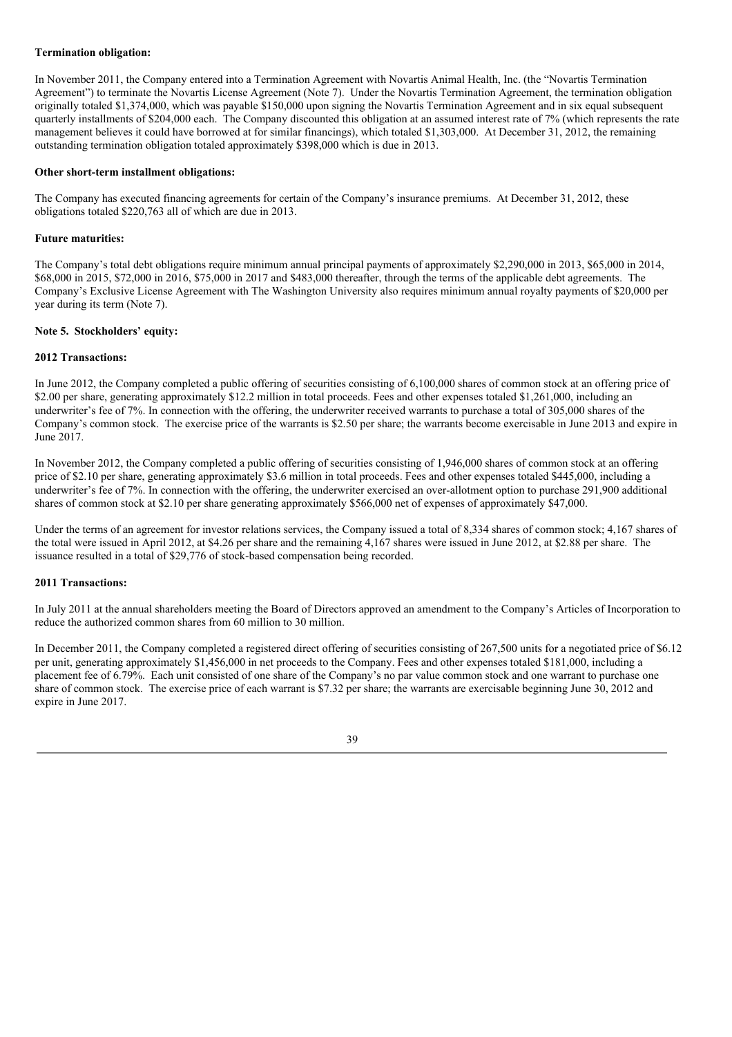**Termination obligation:**

In November 2011, the Company entered into a Termination Agreement with Novartis Animal Health, Inc. (the "Novartis Termination Agreement") to terminate the Novartis License Agreement (Note 7). Under the Novartis Termination Agreement, the termination obligation originally totaled $1,374,000, which was payable $150,000 upon signing the Novartis Termination Agreement and in six equal subsequent quarterly installments of $204,000 each. The Company discounted this obligation at an assumed interest rate of 7% (which represents the rate management believes it could have borrowed at for similar financings), which totaled $1,303,000. At December 31, 2012, the remaining outstanding termination obligation totaled approximately $398,000 which is due in 2013.

**Other short-term installment obligations:**

The Company has executed financing agreements for certain of the Company's insurance premiums. At December 31, 2012, these obligations totaled $220,763 all of which are due in 2013.

**Future maturities:**

The Company's total debt obligations require minimum annual principal payments of approximately $2,290,000 in 2013, $65,000 in 2014, $68,000 in 2015, $72,000 in 2016, $75,000 in 2017 and $483,000 thereafter, through the terms of the applicable debt agreements. The Company's Exclusive License Agreement with The Washington University also requires minimum annual royalty payments of $20,000 per year during its term (Note 7).

**Note 5. Stockholders' equity:**

**2012 Transactions:**

In June 2012, the Company completed a public offering of securities consisting of 6,100,000 shares of common stock at an offering price of $2.00 per share, generating approximately $12.2 million in total proceeds. Fees and other expenses totaled $1,261,000, including an underwriter's fee of 7%. In connection with the offering, the underwriter received warrants to purchase a total of 305,000 shares of the Company's common stock. The exercise price of the warrants is $2.50 per share; the warrants become exercisable in June 2013 and expire in June 2017.

In November 2012, the Company completed a public offering of securities consisting of 1,946,000 shares of common stock at an offering price of $2.10 per share, generating approximately $3.6 million in total proceeds. Fees and other expenses totaled $445,000, including a underwriter's fee of 7%. In connection with the offering, the underwriter exercised an over-allotment option to purchase 291,900 additional shares of common stock at $2.10 per share generating approximately $566,000 net of expenses of approximately $47,000.

Under the terms of an agreement for investor relations services, the Company issued a total of 8,334 shares of common stock; 4,167 shares of the total were issued in April 2012, at $4.26 per share and the remaining 4,167 shares were issued in June 2012, at $2.88 per share. The issuance resulted in a total of $29,776 of stock-based compensation being recorded.

**2011 Transactions:**

In July 2011 at the annual shareholders meeting the Board of Directors approved an amendment to the Company's Articles of Incorporation to reduce the authorized common shares from 60 million to 30 million.

In December 2011, the Company completed a registered direct offering of securities consisting of 267,500 units for a negotiated price of $6.12 per unit, generating approximately $1,456,000 in net proceeds to the Company. Fees and other expenses totaled $181,000, including a placement fee of 6.79%. Each unit consisted of one share of the Company's no par value common stock and one warrant to purchase one share of common stock. The exercise price of each warrant is $7.32 per share; the warrants are exercisable beginning June 30, 2012 and expire in June 2017.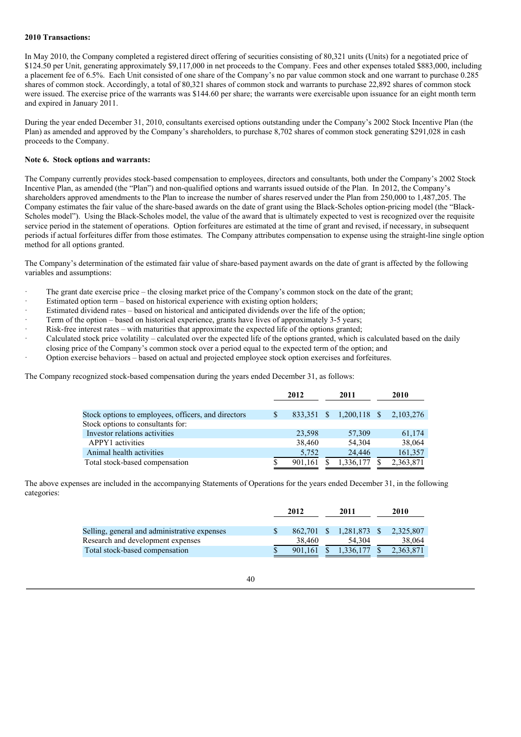**2010 Transactions:**

In May 2010, the Company completed a registered direct offering of securities consisting of 80,321 units (Units) for a negotiated price of $124.50 per Unit, generating approximately $9,117,000 in net proceeds to the Company. Fees and other expenses totaled $883,000, including a placement fee of 6.5%. Each Unit consisted of one share of the Company's no par value common stock and one warrant to purchase 0.285 shares of common stock. Accordingly, a total of 80,321 shares of common stock and warrants to purchase 22,892 shares of common stock were issued. The exercise price of the warrants was $144.60 per share; the warrants were exercisable upon issuance for an eight month term and expired in January 2011.

During the year ended December 31, 2010, consultants exercised options outstanding under the Company's 2002 Stock Incentive Plan (the Plan) as amended and approved by the Company's shareholders, to purchase 8,702 shares of common stock generating $291,028 in cash proceeds to the Company.

**Note 6. Stock options and warrants:**

The Company currently provides stock-based compensation to employees, directors and consultants, both under the Company's 2002 Stock Incentive Plan, as amended (the "Plan") and non-qualified options and warrants issued outside of the Plan. In 2012, the Company's shareholders approved amendments to the Plan to increase the number of shares reserved under the Plan from 250,000 to 1,487,205. The Company estimates the fair value of the share-based awards on the date of grant using the Black-Scholes option-pricing model (the "Black-Scholes model"). Using the Black-Scholes model, the value of the award that is ultimately expected to vest is recognized over the requisite service period in the statement of operations. Option forfeitures are estimated at the time of grant and revised, if necessary, in subsequent periods if actual forfeitures differ from those estimates. The Company attributes compensation to expense using the straight-line single option method for all options granted.

The Company's determination of the estimated fair value of share-based payment awards on the date of grant is affected by the following variables and assumptions:

- The grant date exercise price – the closing market price of the Company's common stock on the date of the grant;
- Estimated option term – based on historical experience with existing option holders;
- Estimated dividend rates – based on historical and anticipated dividends over the life of the option;
- Term of the option – based on historical experience, grants have lives of approximately 3-5 years;
- Risk-free interest rates – with maturities that approximate the expected life of the options granted;
- Calculated stock price volatility – calculated over the expected life of the options granted, which is calculated based on the daily closing price of the Company's common stock over a period equal to the expected term of the option; and
- Option exercise behaviors – based on actual and projected employee stock option exercises and forfeitures.

The Company recognized stock-based compensation during the years ended December 31, as follows:

| | 2012 | 2011 | 2010 |
|---|---|---|---|
| Stock options to employees, officers, and directors | $ 833,351 | $ 1,200,118 | $ 2,103,276 |
| Stock options to consultants for: | | | |
| Investor relations activities | 23,598 | 57,309 | 61,174 |
| APPY1 activities | 38,460 | 54,304 | 38,064 |
| Animal health activities | 5,752 | 24,446 | 161,357 |
| Total stock-based compensation | $ 901,161 | $ 1,336,177 | $ 2,363,871 |

The above expenses are included in the accompanying Statements of Operations for the years ended December 31, in the following categories:

| | 2012 | 2011 | 2010 |
|---|---|---|---|
| Selling, general and administrative expenses | $ 862,701 | $ 1,281,873 | $ 2,325,807 |
| Research and development expenses | 38,460 | 54,304 | 38,064 |
| Total stock-based compensation | $ 901,161 | $ 1,336,177 | $ 2,363,871 |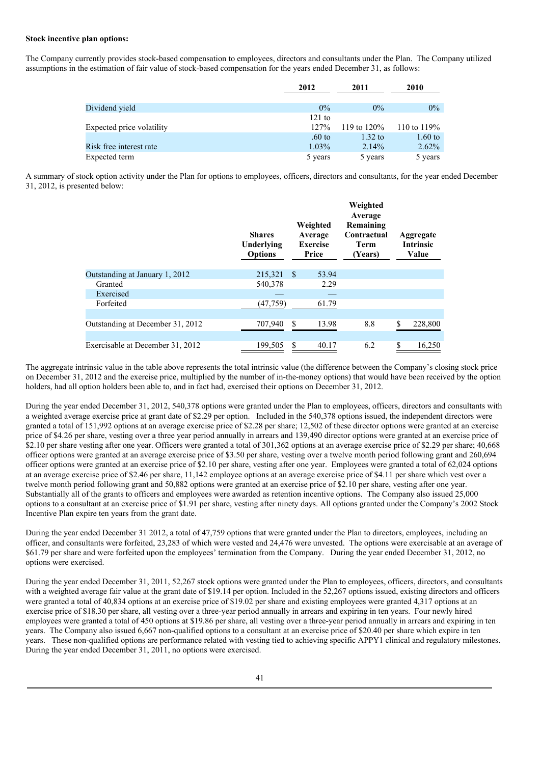**Stock incentive plan options:**

The Company currently provides stock-based compensation to employees, directors and consultants under the Plan. The Company utilized assumptions in the estimation of fair value of stock-based compensation for the years ended December 31, as follows:

| | 2012 | 2011 | 2010 |
|---|---|---|---|
| Dividend yield | 0% | 0% | 0% |
| Expected price volatility | 121 to 127% | 119 to 120% | 110 to 119% |
| Risk free interest rate | .60 to 1.03% | 1.32 to 2.14% | 1.60 to 2.62% |
| Expected term | 5 years | 5 years | 5 years |

A summary of stock option activity under the Plan for options to employees, officers, directors and consultants, for the year ended December 31, 2012, is presented below:

| | Shares Underlying Options | Weighted Average Exercise Price | Weighted Average Remaining Contractual Term (Years) | Aggregate Intrinsic Value |
|---|---|---|---|---|
| Outstanding at January 1, 2012 | 215,321 | $ 53.94 | | |
| Granted | 540,378 | 2.29 | | |
| Exercised | — | — | | |
| Forfeited | (47,759) | 61.79 | | |
| Outstanding at December 31, 2012 | 707,940 | $ 13.98 | 8.8 | $ 228,800 |
| Exercisable at December 31, 2012 | 199,505 | $ 40.17 | 6.2 | $ 16,250 |

The aggregate intrinsic value in the table above represents the total intrinsic value (the difference between the Company's closing stock price on December 31, 2012 and the exercise price, multiplied by the number of in-the-money options) that would have been received by the option holders, had all option holders been able to, and in fact had, exercised their options on December 31, 2012.

During the year ended December 31, 2012, 540,378 options were granted under the Plan to employees, officers, directors and consultants with a weighted average exercise price at grant date of $2.29 per option. Included in the 540,378 options issued, the independent directors were granted a total of 151,992 options at an average exercise price of $2.28 per share; 12,502 of these director options were granted at an exercise price of $4.26 per share, vesting over a three year period annually in arrears and 139,490 director options were granted at an exercise price of $2.10 per share vesting after one year. Officers were granted a total of 301,362 options at an average exercise price of $2.29 per share; 40,668 officer options were granted at an average exercise price of $3.50 per share, vesting over a twelve month period following grant and 260,694 officer options were granted at an exercise price of $2.10 per share, vesting after one year. Employees were granted a total of 62,024 options at an average exercise price of $2.46 per share, 11,142 employee options at an average exercise price of $4.11 per share which vest over a twelve month period following grant and 50,882 options were granted at an exercise price of $2.10 per share, vesting after one year. Substantially all of the grants to officers and employees were awarded as retention incentive options. The Company also issued 25,000 options to a consultant at an exercise price of $1.91 per share, vesting after ninety days. All options granted under the Company's 2002 Stock Incentive Plan expire ten years from the grant date.

During the year ended December 31 2012, a total of 47,759 options that were granted under the Plan to directors, employees, including an officer, and consultants were forfeited, 23,283 of which were vested and 24,476 were unvested. The options were exercisable at an average of $61.79 per share and were forfeited upon the employees' termination from the Company. During the year ended December 31, 2012, no options were exercised.

During the year ended December 31, 2011, 52,267 stock options were granted under the Plan to employees, officers, directors, and consultants with a weighted average fair value at the grant date of $19.14 per option. Included in the 52,267 options issued, existing directors and officers were granted a total of 40,834 options at an exercise price of $19.02 per share and existing employees were granted 4,317 options at an exercise price of $18.30 per share, all vesting over a three-year period annually in arrears and expiring in ten years. Four newly hired employees were granted a total of 450 options at $19.86 per share, all vesting over a three-year period annually in arrears and expiring in ten years. The Company also issued 6,667 non-qualified options to a consultant at an exercise price of $20.40 per share which expire in ten years. These non-qualified options are performance related with vesting tied to achieving specific APPY1 clinical and regulatory milestones. During the year ended December 31, 2011, no options were exercised.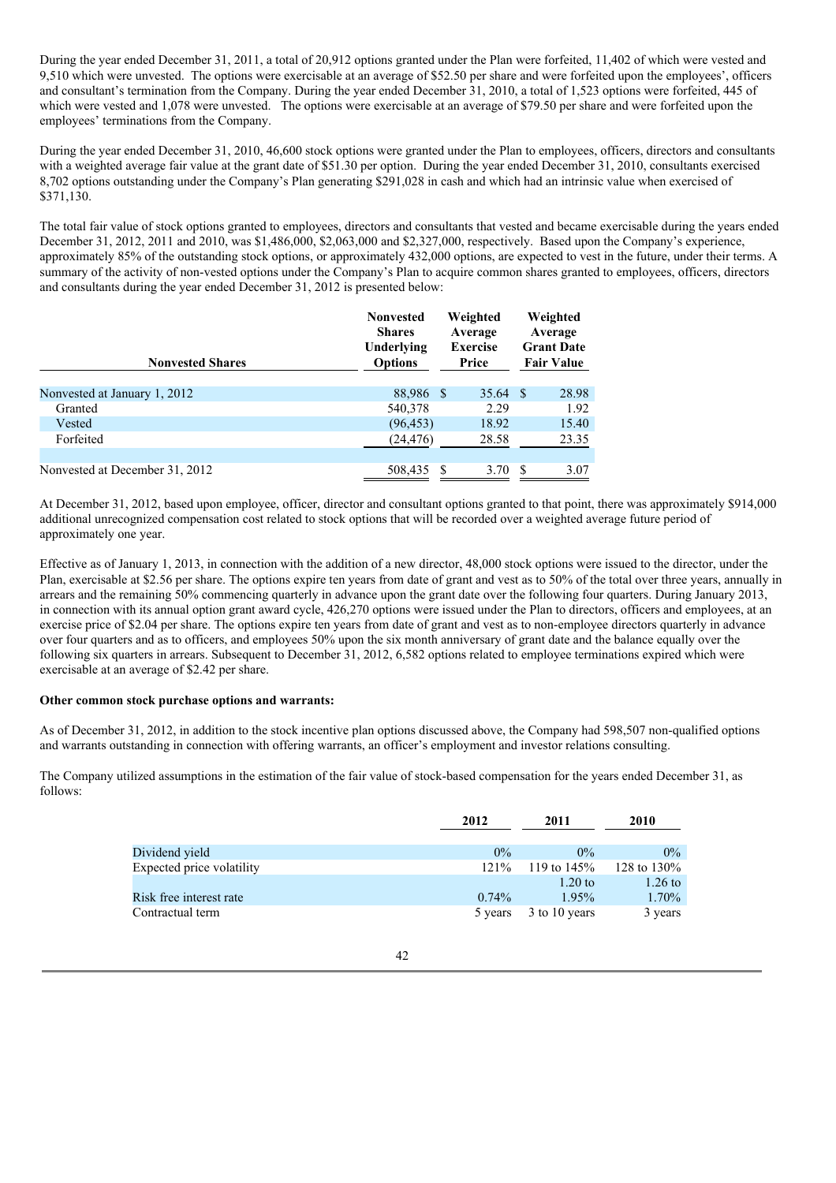During the year ended December 31, 2011, a total of 20,912 options granted under the Plan were forfeited, 11,402 of which were vested and 9,510 which were unvested. The options were exercisable at an average of $52.50 per share and were forfeited upon the employees', officers and consultant's termination from the Company. During the year ended December 31, 2010, a total of 1,523 options were forfeited, 445 of which were vested and 1,078 were unvested. The options were exercisable at an average of $79.50 per share and were forfeited upon the employees' terminations from the Company.

During the year ended December 31, 2010, 46,600 stock options were granted under the Plan to employees, officers, directors and consultants with a weighted average fair value at the grant date of $51.30 per option. During the year ended December 31, 2010, consultants exercised 8,702 options outstanding under the Company's Plan generating $291,028 in cash and which had an intrinsic value when exercised of $371,130.

The total fair value of stock options granted to employees, directors and consultants that vested and became exercisable during the years ended December 31, 2012, 2011 and 2010, was $1,486,000, $2,063,000 and $2,327,000, respectively. Based upon the Company's experience, approximately 85% of the outstanding stock options, or approximately 432,000 options, are expected to vest in the future, under their terms. A summary of the activity of non-vested options under the Company's Plan to acquire common shares granted to employees, officers, directors and consultants during the year ended December 31, 2012 is presented below:

| Nonvested Shares | Nonvested Shares Underlying Options | Weighted Average Exercise Price | Weighted Average Grant Date Fair Value |
|---|---|---|---|
| Nonvested at January 1, 2012 | 88,986 | $ 35.64 | $ 28.98 |
| Granted | 540,378 | 2.29 | 1.92 |
| Vested | (96,453) | 18.92 | 15.40 |
| Forfeited | (24,476) | 28.58 | 23.35 |
| Nonvested at December 31, 2012 | 508,435 | $ 3.70 | $ 3.07 |

At December 31, 2012, based upon employee, officer, director and consultant options granted to that point, there was approximately $914,000 additional unrecognized compensation cost related to stock options that will be recorded over a weighted average future period of approximately one year.

Effective as of January 1, 2013, in connection with the addition of a new director, 48,000 stock options were issued to the director, under the Plan, exercisable at $2.56 per share. The options expire ten years from date of grant and vest as to 50% of the total over three years, annually in arrears and the remaining 50% commencing quarterly in advance upon the grant date over the following four quarters. During January 2013, in connection with its annual option grant award cycle, 426,270 options were issued under the Plan to directors, officers and employees, at an exercise price of $2.04 per share. The options expire ten years from date of grant and vest as to non-employee directors quarterly in advance over four quarters and as to officers, and employees 50% upon the six month anniversary of grant date and the balance equally over the following six quarters in arrears. Subsequent to December 31, 2012, 6,582 options related to employee terminations expired which were exercisable at an average of $2.42 per share.

**Other common stock purchase options and warrants:**

As of December 31, 2012, in addition to the stock incentive plan options discussed above, the Company had 598,507 non-qualified options and warrants outstanding in connection with offering warrants, an officer's employment and investor relations consulting.

The Company utilized assumptions in the estimation of the fair value of stock-based compensation for the years ended December 31, as follows:

| | 2012 | 2011 | 2010 |
|---|---|---|---|
| Dividend yield | 0% | 0% | 0% |
| Expected price volatility | 121% | 119 to 145% | 128 to 130% |
| Risk free interest rate | 0.74% | 1.20 to 1.95% | 1.26 to 1.70% |
| Contractual term | 5 years | 3 to 10 years | 3 years |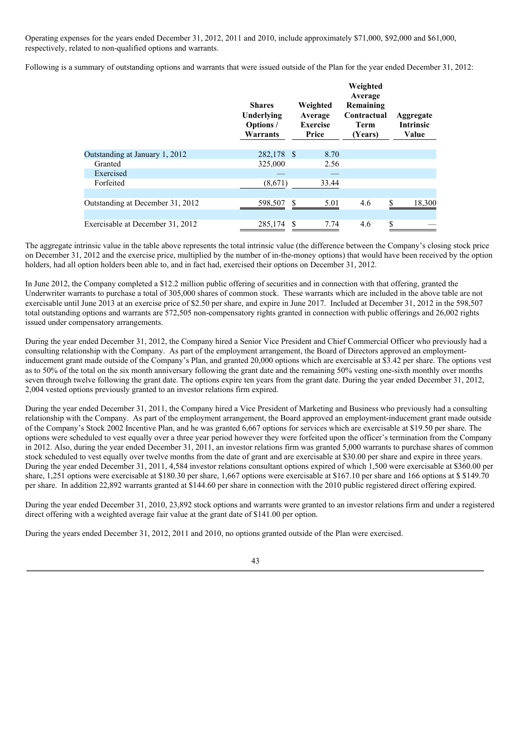Operating expenses for the years ended December 31, 2012, 2011 and 2010, include approximately $71,000, $92,000 and $61,000, respectively, related to non-qualified options and warrants.

Following is a summary of outstanding options and warrants that were issued outside of the Plan for the year ended December 31, 2012:

| | Shares Underlying Options / Warrants | Weighted Average Exercise Price | Weighted Average Remaining Contractual Term (Years) | Aggregate Intrinsic Value |
|---|---|---|---|---|
| Outstanding at January 1, 2012 | 282,178 | $ 8.70 | | |
| Granted | 325,000 | 2.56 | | |
| Exercised | — | — | | |
| Forfeited | (8,671) | 33.44 | | |
| Outstanding at December 31, 2012 | 598,507 | $ 5.01 | 4.6 | $ 18,300 |
| Exercisable at December 31, 2012 | 285,174 | $ 7.74 | 4.6 | $ — |

The aggregate intrinsic value in the table above represents the total intrinsic value (the difference between the Company's closing stock price on December 31, 2012 and the exercise price, multiplied by the number of in-the-money options) that would have been received by the option holders, had all option holders been able to, and in fact had, exercised their options on December 31, 2012.

In June 2012, the Company completed a $12.2 million public offering of securities and in connection with that offering, granted the Underwriter warrants to purchase a total of 305,000 shares of common stock. These warrants which are included in the above table are not exercisable until June 2013 at an exercise price of $2.50 per share, and expire in June 2017. Included at December 31, 2012 in the 598,507 total outstanding options and warrants are 572,505 non-compensatory rights granted in connection with public offerings and 26,002 rights issued under compensatory arrangements.

During the year ended December 31, 2012, the Company hired a Senior Vice President and Chief Commercial Officer who previously had a consulting relationship with the Company. As part of the employment arrangement, the Board of Directors approved an employment-inducement grant made outside of the Company's Plan, and granted 20,000 options which are exercisable at $3.42 per share. The options vest as to 50% of the total on the six month anniversary following the grant date and the remaining 50% vesting one-sixth monthly over months seven through twelve following the grant date. The options expire ten years from the grant date. During the year ended December 31, 2012, 2,004 vested options previously granted to an investor relations firm expired.

During the year ended December 31, 2011, the Company hired a Vice President of Marketing and Business who previously had a consulting relationship with the Company. As part of the employment arrangement, the Board approved an employment-inducement grant made outside of the Company's Stock 2002 Incentive Plan, and he was granted 6,667 options for services which are exercisable at $19.50 per share. The options were scheduled to vest equally over a three year period however they were forfeited upon the officer's termination from the Company in 2012. Also, during the year ended December 31, 2011, an investor relations firm was granted 5,000 warrants to purchase shares of common stock scheduled to vest equally over twelve months from the date of grant and are exercisable at $30.00 per share and expire in three years. During the year ended December 31, 2011, 4,584 investor relations consultant options expired of which 1,500 were exercisable at $360.00 per share, 1,251 options were exercisable at $180.30 per share, 1,667 options were exercisable at $167.10 per share and 166 options at $ $149.70 per share. In addition 22,892 warrants granted at $144.60 per share in connection with the 2010 public registered direct offering expired.

During the year ended December 31, 2010, 23,892 stock options and warrants were granted to an investor relations firm and under a registered direct offering with a weighted average fair value at the grant date of $141.00 per option.

During the years ended December 31, 2012, 2011 and 2010, no options granted outside of the Plan were exercised.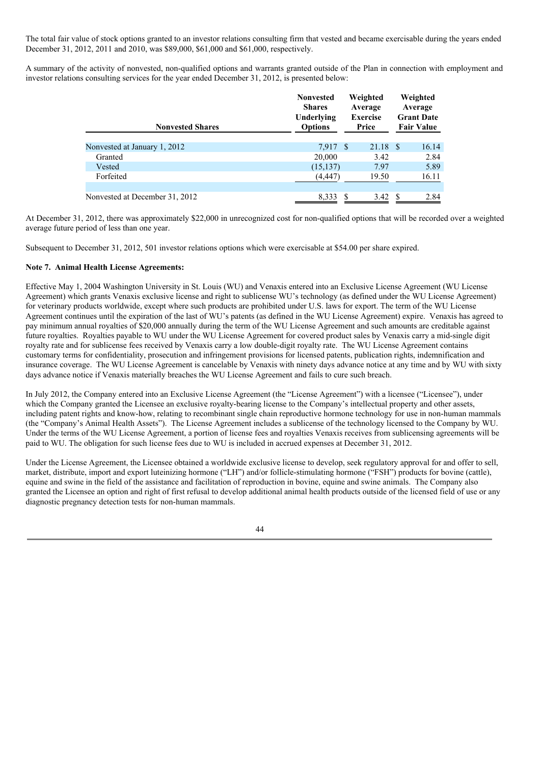The total fair value of stock options granted to an investor relations consulting firm that vested and became exercisable during the years ended December 31, 2012, 2011 and 2010, was $89,000, $61,000 and $61,000, respectively.

A summary of the activity of nonvested, non-qualified options and warrants granted outside of the Plan in connection with employment and investor relations consulting services for the year ended December 31, 2012, is presented below:

| Nonvested Shares | Nonvested Shares Underlying Options | Weighted Average Exercise Price | Weighted Average Grant Date Fair Value |
|---|---|---|---|
| Nonvested at January 1, 2012 | 7,917 | $ 21.18 | $ 16.14 |
| Granted | 20,000 | 3.42 | 2.84 |
| Vested | (15,137) | 7.97 | 5.89 |
| Forfeited | (4,447) | 19.50 | 16.11 |
| Nonvested at December 31, 2012 | 8,333 | $ 3.42 | $ 2.84 |

At December 31, 2012, there was approximately $22,000 in unrecognized cost for non-qualified options that will be recorded over a weighted average future period of less than one year.

Subsequent to December 31, 2012, 501 investor relations options which were exercisable at $54.00 per share expired.

**Note 7. Animal Health License Agreements:**

Effective May 1, 2004 Washington University in St. Louis (WU) and Venaxis entered into an Exclusive License Agreement (WU License Agreement) which grants Venaxis exclusive license and right to sublicense WU's technology (as defined under the WU License Agreement) for veterinary products worldwide, except where such products are prohibited under U.S. laws for export. The term of the WU License Agreement continues until the expiration of the last of WU's patents (as defined in the WU License Agreement) expire. Venaxis has agreed to pay minimum annual royalties of $20,000 annually during the term of the WU License Agreement and such amounts are creditable against future royalties. Royalties payable to WU under the WU License Agreement for covered product sales by Venaxis carry a mid-single digit royalty rate and for sublicense fees received by Venaxis carry a low double-digit royalty rate. The WU License Agreement contains customary terms for confidentiality, prosecution and infringement provisions for licensed patents, publication rights, indemnification and insurance coverage. The WU License Agreement is cancelable by Venaxis with ninety days advance notice at any time and by WU with sixty days advance notice if Venaxis materially breaches the WU License Agreement and fails to cure such breach.

In July 2012, the Company entered into an Exclusive License Agreement (the "License Agreement") with a licensee ("Licensee"), under which the Company granted the Licensee an exclusive royalty-bearing license to the Company's intellectual property and other assets, including patent rights and know-how, relating to recombinant single chain reproductive hormone technology for use in non-human mammals (the "Company's Animal Health Assets"). The License Agreement includes a sublicense of the technology licensed to the Company by WU. Under the terms of the WU License Agreement, a portion of license fees and royalties Venaxis receives from sublicensing agreements will be paid to WU. The obligation for such license fees due to WU is included in accrued expenses at December 31, 2012.

Under the License Agreement, the Licensee obtained a worldwide exclusive license to develop, seek regulatory approval for and offer to sell, market, distribute, import and export luteinizing hormone ("LH") and/or follicle-stimulating hormone ("FSH") products for bovine (cattle), equine and swine in the field of the assistance and facilitation of reproduction in bovine, equine and swine animals. The Company also granted the Licensee an option and right of first refusal to develop additional animal health products outside of the licensed field of use or any diagnostic pregnancy detection tests for non-human mammals.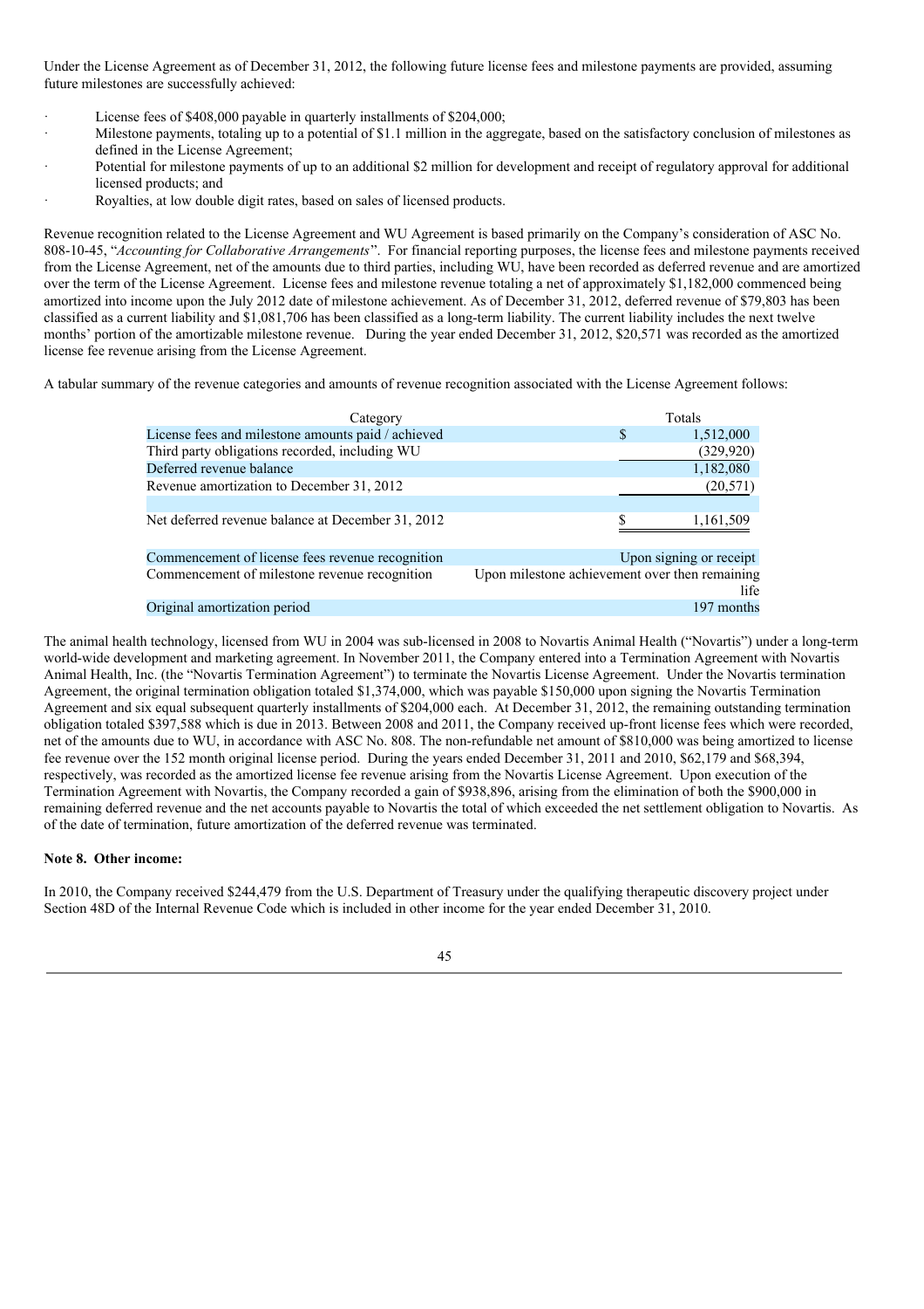Under the License Agreement as of December 31, 2012, the following future license fees and milestone payments are provided, assuming future milestones are successfully achieved:

- License fees of $408,000 payable in quarterly installments of $204,000;
- Milestone payments, totaling up to a potential of $1.1 million in the aggregate, based on the satisfactory conclusion of milestones as defined in the License Agreement;
- Potential for milestone payments of up to an additional $2 million for development and receipt of regulatory approval for additional licensed products; and
- Royalties, at low double digit rates, based on sales of licensed products.

Revenue recognition related to the License Agreement and WU Agreement is based primarily on the Company's consideration of ASC No. 808-10-45, "*Accounting for Collaborative Arrangements*". For financial reporting purposes, the license fees and milestone payments received from the License Agreement, net of the amounts due to third parties, including WU, have been recorded as deferred revenue and are amortized over the term of the License Agreement. License fees and milestone revenue totaling a net of approximately $1,182,000 commenced being amortized into income upon the July 2012 date of milestone achievement. As of December 31, 2012, deferred revenue of $79,803 has been classified as a current liability and $1,081,706 has been classified as a long-term liability. The current liability includes the next twelve months' portion of the amortizable milestone revenue. During the year ended December 31, 2012, $20,571 was recorded as the amortized license fee revenue arising from the License Agreement.

A tabular summary of the revenue categories and amounts of revenue recognition associated with the License Agreement follows:

| Category | Totals |
|---|---|
| License fees and milestone amounts paid / achieved | $ 1,512,000 |
| Third party obligations recorded, including WU | (329,920) |
| Deferred revenue balance | 1,182,080 |
| Revenue amortization to December 31, 2012 | (20,571) |
| | |
| Net deferred revenue balance at December 31, 2012 | $ 1,161,509 |
| | |
| Commencement of license fees revenue recognition | Upon signing or receipt |
| Commencement of milestone revenue recognition | Upon milestone achievement over then remaining life |
| Original amortization period | 197 months |

The animal health technology, licensed from WU in 2004 was sub-licensed in 2008 to Novartis Animal Health ("Novartis") under a long-term world-wide development and marketing agreement. In November 2011, the Company entered into a Termination Agreement with Novartis Animal Health, Inc. (the "Novartis Termination Agreement") to terminate the Novartis License Agreement. Under the Novartis termination Agreement, the original termination obligation totaled $1,374,000, which was payable $150,000 upon signing the Novartis Termination Agreement and six equal subsequent quarterly installments of $204,000 each. At December 31, 2012, the remaining outstanding termination obligation totaled $397,588 which is due in 2013. Between 2008 and 2011, the Company received up-front license fees which were recorded, net of the amounts due to WU, in accordance with ASC No. 808. The non-refundable net amount of $810,000 was being amortized to license fee revenue over the 152 month original license period. During the years ended December 31, 2011 and 2010, $62,179 and $68,394, respectively, was recorded as the amortized license fee revenue arising from the Novartis License Agreement. Upon execution of the Termination Agreement with Novartis, the Company recorded a gain of $938,896, arising from the elimination of both the $900,000 in remaining deferred revenue and the net accounts payable to Novartis the total of which exceeded the net settlement obligation to Novartis. As of the date of termination, future amortization of the deferred revenue was terminated.

**Note 8. Other income:**

In 2010, the Company received $244,479 from the U.S. Department of Treasury under the qualifying therapeutic discovery project under Section 48D of the Internal Revenue Code which is included in other income for the year ended December 31, 2010.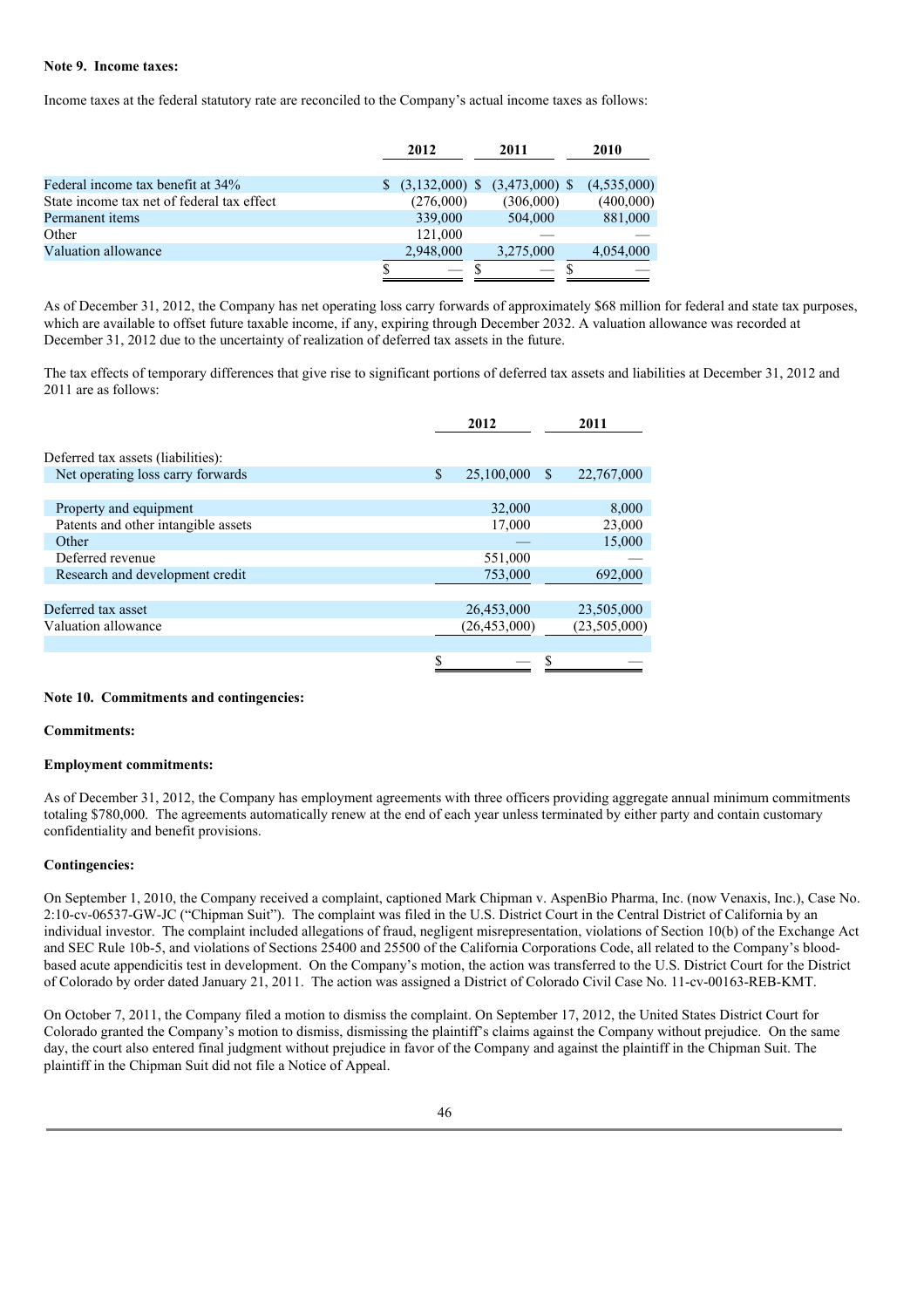**Note 9. Income taxes:**

Income taxes at the federal statutory rate are reconciled to the Company's actual income taxes as follows:

| | 2012 | 2011 | 2010 |
|---|---|---|---|
| Federal income tax benefit at 34% | $ (3,132,000) | $ (3,473,000) | $ (4,535,000) |
| State income tax net of federal tax effect | (276,000) | (306,000) | (400,000) |
| Permanent items | 339,000 | 504,000 | 881,000 |
| Other | 121,000 | — | — |
| Valuation allowance | 2,948,000 | 3,275,000 | 4,054,000 |
| | $ — | $ — | $ — |

As of December 31, 2012, the Company has net operating loss carry forwards of approximately $68 million for federal and state tax purposes, which are available to offset future taxable income, if any, expiring through December 2032. A valuation allowance was recorded at December 31, 2012 due to the uncertainty of realization of deferred tax assets in the future.

The tax effects of temporary differences that give rise to significant portions of deferred tax assets and liabilities at December 31, 2012 and 2011 are as follows:

| | 2012 | 2011 |
|---|---|---|
| Deferred tax assets (liabilities): | | |
| Net operating loss carry forwards | $ 25,100,000 | $ 22,767,000 |
| | | |
| Property and equipment | 32,000 | 8,000 |
| Patents and other intangible assets | 17,000 | 23,000 |
| Other | — | 15,000 |
| Deferred revenue | 551,000 | — |
| Research and development credit | 753,000 | 692,000 |
| | | |
| Deferred tax asset | 26,453,000 | 23,505,000 |
| Valuation allowance | (26,453,000) | (23,505,000) |
| | | |
| | $ — | $ — |

**Note 10. Commitments and contingencies:**

**Commitments:**

**Employment commitments:**

As of December 31, 2012, the Company has employment agreements with three officers providing aggregate annual minimum commitments totaling $780,000. The agreements automatically renew at the end of each year unless terminated by either party and contain customary confidentiality and benefit provisions.

**Contingencies:**

On September 1, 2010, the Company received a complaint, captioned Mark Chipman v. AspenBio Pharma, Inc. (now Venaxis, Inc.), Case No. 2:10-cv-06537-GW-JC ("Chipman Suit"). The complaint was filed in the U.S. District Court in the Central District of California by an individual investor. The complaint included allegations of fraud, negligent misrepresentation, violations of Section 10(b) of the Exchange Act and SEC Rule 10b-5, and violations of Sections 25400 and 25500 of the California Corporations Code, all related to the Company's blood-based acute appendicitis test in development. On the Company's motion, the action was transferred to the U.S. District Court for the District of Colorado by order dated January 21, 2011. The action was assigned a District of Colorado Civil Case No. 11-cv-00163-REB-KMT.

On October 7, 2011, the Company filed a motion to dismiss the complaint. On September 17, 2012, the United States District Court for Colorado granted the Company's motion to dismiss, dismissing the plaintiff's claims against the Company without prejudice. On the same day, the court also entered final judgment without prejudice in favor of the Company and against the plaintiff in the Chipman Suit. The plaintiff in the Chipman Suit did not file a Notice of Appeal.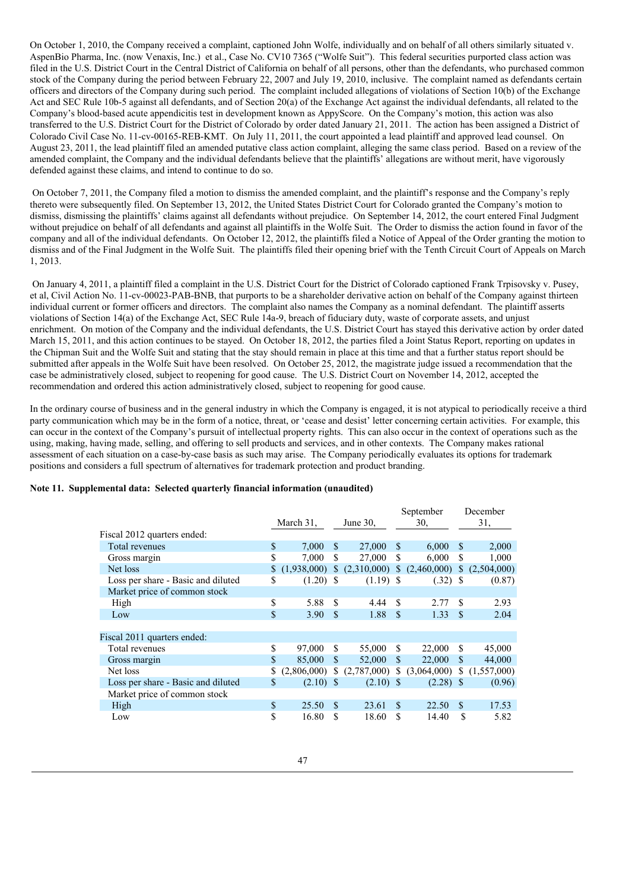On October 1, 2010, the Company received a complaint, captioned John Wolfe, individually and on behalf of all others similarly situated v. AspenBio Pharma, Inc. (now Venaxis, Inc.) et al., Case No. CV10 7365 ("Wolfe Suit"). This federal securities purported class action was filed in the U.S. District Court in the Central District of California on behalf of all persons, other than the defendants, who purchased common stock of the Company during the period between February 22, 2007 and July 19, 2010, inclusive. The complaint named as defendants certain officers and directors of the Company during such period. The complaint included allegations of violations of Section 10(b) of the Exchange Act and SEC Rule 10b-5 against all defendants, and of Section 20(a) of the Exchange Act against the individual defendants, all related to the Company's blood-based acute appendicitis test in development known as AppyScore. On the Company's motion, this action was also transferred to the U.S. District Court for the District of Colorado by order dated January 21, 2011. The action has been assigned a District of Colorado Civil Case No. 11-cv-00165-REB-KMT. On July 11, 2011, the court appointed a lead plaintiff and approved lead counsel. On August 23, 2011, the lead plaintiff filed an amended putative class action complaint, alleging the same class period. Based on a review of the amended complaint, the Company and the individual defendants believe that the plaintiffs' allegations are without merit, have vigorously defended against these claims, and intend to continue to do so.

On October 7, 2011, the Company filed a motion to dismiss the amended complaint, and the plaintiff's response and the Company's reply thereto were subsequently filed. On September 13, 2012, the United States District Court for Colorado granted the Company's motion to dismiss, dismissing the plaintiffs' claims against all defendants without prejudice. On September 14, 2012, the court entered Final Judgment without prejudice on behalf of all defendants and against all plaintiffs in the Wolfe Suit. The Order to dismiss the action found in favor of the company and all of the individual defendants. On October 12, 2012, the plaintiffs filed a Notice of Appeal of the Order granting the motion to dismiss and of the Final Judgment in the Wolfe Suit. The plaintiffs filed their opening brief with the Tenth Circuit Court of Appeals on March 1, 2013.

On January 4, 2011, a plaintiff filed a complaint in the U.S. District Court for the District of Colorado captioned Frank Trpisovsky v. Pusey, et al, Civil Action No. 11-cv-00023-PAB-BNB, that purports to be a shareholder derivative action on behalf of the Company against thirteen individual current or former officers and directors. The complaint also names the Company as a nominal defendant. The plaintiff asserts violations of Section 14(a) of the Exchange Act, SEC Rule 14a-9, breach of fiduciary duty, waste of corporate assets, and unjust enrichment. On motion of the Company and the individual defendants, the U.S. District Court has stayed this derivative action by order dated March 15, 2011, and this action continues to be stayed. On October 18, 2012, the parties filed a Joint Status Report, reporting on updates in the Chipman Suit and the Wolfe Suit and stating that the stay should remain in place at this time and that a further status report should be submitted after appeals in the Wolfe Suit have been resolved. On October 25, 2012, the magistrate judge issued a recommendation that the case be administratively closed, subject to reopening for good cause. The U.S. District Court on November 14, 2012, accepted the recommendation and ordered this action administratively closed, subject to reopening for good cause.

In the ordinary course of business and in the general industry in which the Company is engaged, it is not atypical to periodically receive a third party communication which may be in the form of a notice, threat, or 'cease and desist' letter concerning certain activities. For example, this can occur in the context of the Company's pursuit of intellectual property rights. This can also occur in the context of operations such as the using, making, having made, selling, and offering to sell products and services, and in other contexts. The Company makes rational assessment of each situation on a case-by-case basis as such may arise. The Company periodically evaluates its options for trademark positions and considers a full spectrum of alternatives for trademark protection and product branding.

**Note 11. Supplemental data: Selected quarterly financial information (unaudited)**

| | March 31, | June 30, | September 30, | December 31, |
|---|---|---|---|---|
| Fiscal 2012 quarters ended: | | | | |
| Total revenues | $ 7,000 | $ 27,000 | $ 6,000 | $ 2,000 |
| Gross margin | $ 7,000 | $ 27,000 | $ 6,000 | $ 1,000 |
| Net loss | $ (1,938,000) | $ (2,310,000) | $ (2,460,000) | $ (2,504,000) |
| Loss per share - Basic and diluted | $ (1.20) | $ (1.19) | $ (.32) | $ (0.87) |
| Market price of common stock | | | | |
| High | $ 5.88 | $ 4.44 | $ 2.77 | $ 2.93 |
| Low | $ 3.90 | $ 1.88 | $ 1.33 | $ 2.04 |
| | | | | |
| Fiscal 2011 quarters ended: | | | | |
| Total revenues | $ 97,000 | $ 55,000 | $ 22,000 | $ 45,000 |
| Gross margin | $ 85,000 | $ 52,000 | $ 22,000 | $ 44,000 |
| Net loss | $ (2,806,000) | $ (2,787,000) | $ (3,064,000) | $ (1,557,000) |
| Loss per share - Basic and diluted | $ (2.10) | $ (2.10) | $ (2.28) | $ (0.96) |
| Market price of common stock | | | | |
| High | $ 25.50 | $ 23.61 | $ 22.50 | $ 17.53 |
| Low | $ 16.80 | $ 18.60 | $ 14.40 | $ 5.82 |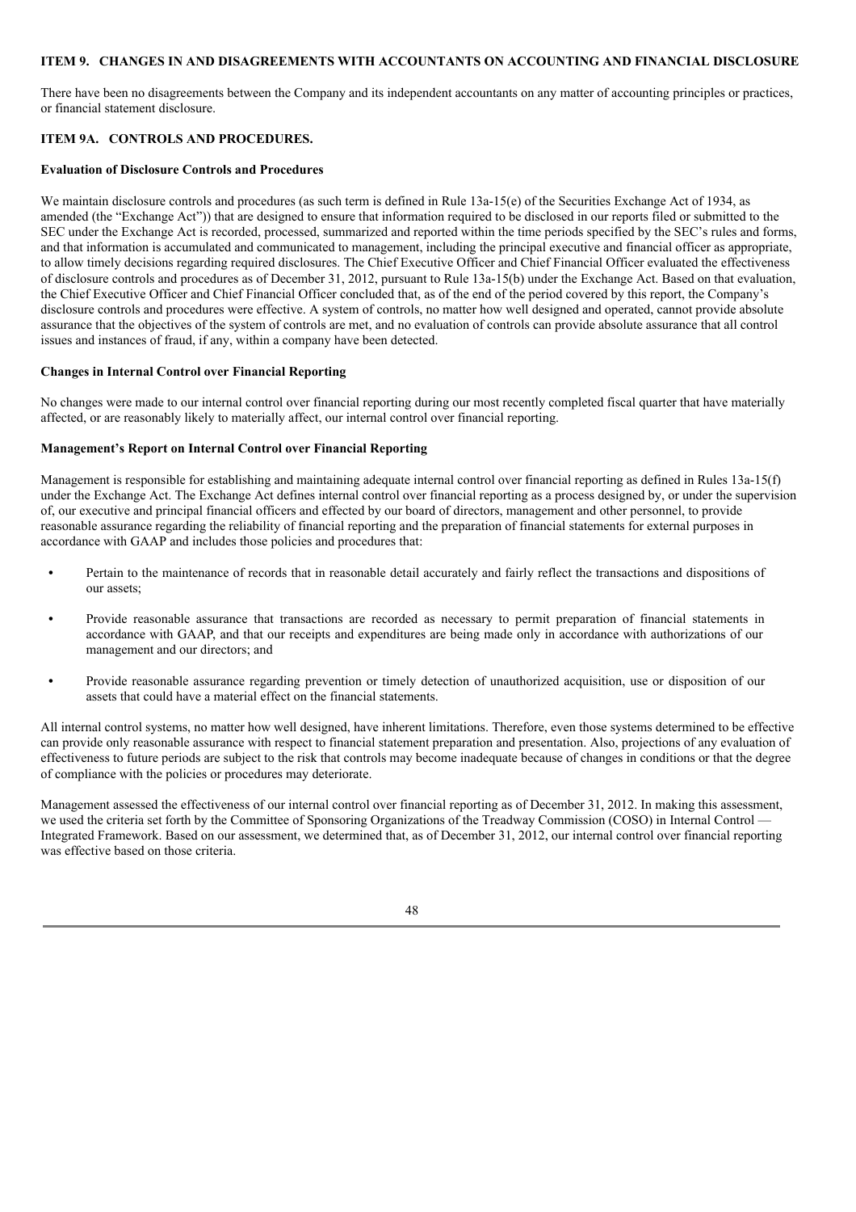## ITEM 9. CHANGES IN AND DISAGREEMENTS WITH ACCOUNTANTS ON ACCOUNTING AND FINANCIAL DISCLOSURE

There have been no disagreements between the Company and its independent accountants on any matter of accounting principles or practices, or financial statement disclosure.

## ITEM 9A. CONTROLS AND PROCEDURES.

### Evaluation of Disclosure Controls and Procedures

We maintain disclosure controls and procedures (as such term is defined in Rule 13a-15(e) of the Securities Exchange Act of 1934, as amended (the "Exchange Act")) that are designed to ensure that information required to be disclosed in our reports filed or submitted to the SEC under the Exchange Act is recorded, processed, summarized and reported within the time periods specified by the SEC's rules and forms, and that information is accumulated and communicated to management, including the principal executive and financial officer as appropriate, to allow timely decisions regarding required disclosures. The Chief Executive Officer and Chief Financial Officer evaluated the effectiveness of disclosure controls and procedures as of December 31, 2012, pursuant to Rule 13a-15(b) under the Exchange Act. Based on that evaluation, the Chief Executive Officer and Chief Financial Officer concluded that, as of the end of the period covered by this report, the Company's disclosure controls and procedures were effective. A system of controls, no matter how well designed and operated, cannot provide absolute assurance that the objectives of the system of controls are met, and no evaluation of controls can provide absolute assurance that all control issues and instances of fraud, if any, within a company have been detected.

### Changes in Internal Control over Financial Reporting

No changes were made to our internal control over financial reporting during our most recently completed fiscal quarter that have materially affected, or are reasonably likely to materially affect, our internal control over financial reporting.

### Management's Report on Internal Control over Financial Reporting

Management is responsible for establishing and maintaining adequate internal control over financial reporting as defined in Rules 13a-15(f) under the Exchange Act. The Exchange Act defines internal control over financial reporting as a process designed by, or under the supervision of, our executive and principal financial officers and effected by our board of directors, management and other personnel, to provide reasonable assurance regarding the reliability of financial reporting and the preparation of financial statements for external purposes in accordance with GAAP and includes those policies and procedures that:

- Pertain to the maintenance of records that in reasonable detail accurately and fairly reflect the transactions and dispositions of our assets;
- Provide reasonable assurance that transactions are recorded as necessary to permit preparation of financial statements in accordance with GAAP, and that our receipts and expenditures are being made only in accordance with authorizations of our management and our directors; and
- Provide reasonable assurance regarding prevention or timely detection of unauthorized acquisition, use or disposition of our assets that could have a material effect on the financial statements.

All internal control systems, no matter how well designed, have inherent limitations. Therefore, even those systems determined to be effective can provide only reasonable assurance with respect to financial statement preparation and presentation. Also, projections of any evaluation of effectiveness to future periods are subject to the risk that controls may become inadequate because of changes in conditions or that the degree of compliance with the policies or procedures may deteriorate.

Management assessed the effectiveness of our internal control over financial reporting as of December 31, 2012. In making this assessment, we used the criteria set forth by the Committee of Sponsoring Organizations of the Treadway Commission (COSO) in Internal Control — Integrated Framework. Based on our assessment, we determined that, as of December 31, 2012, our internal control over financial reporting was effective based on those criteria.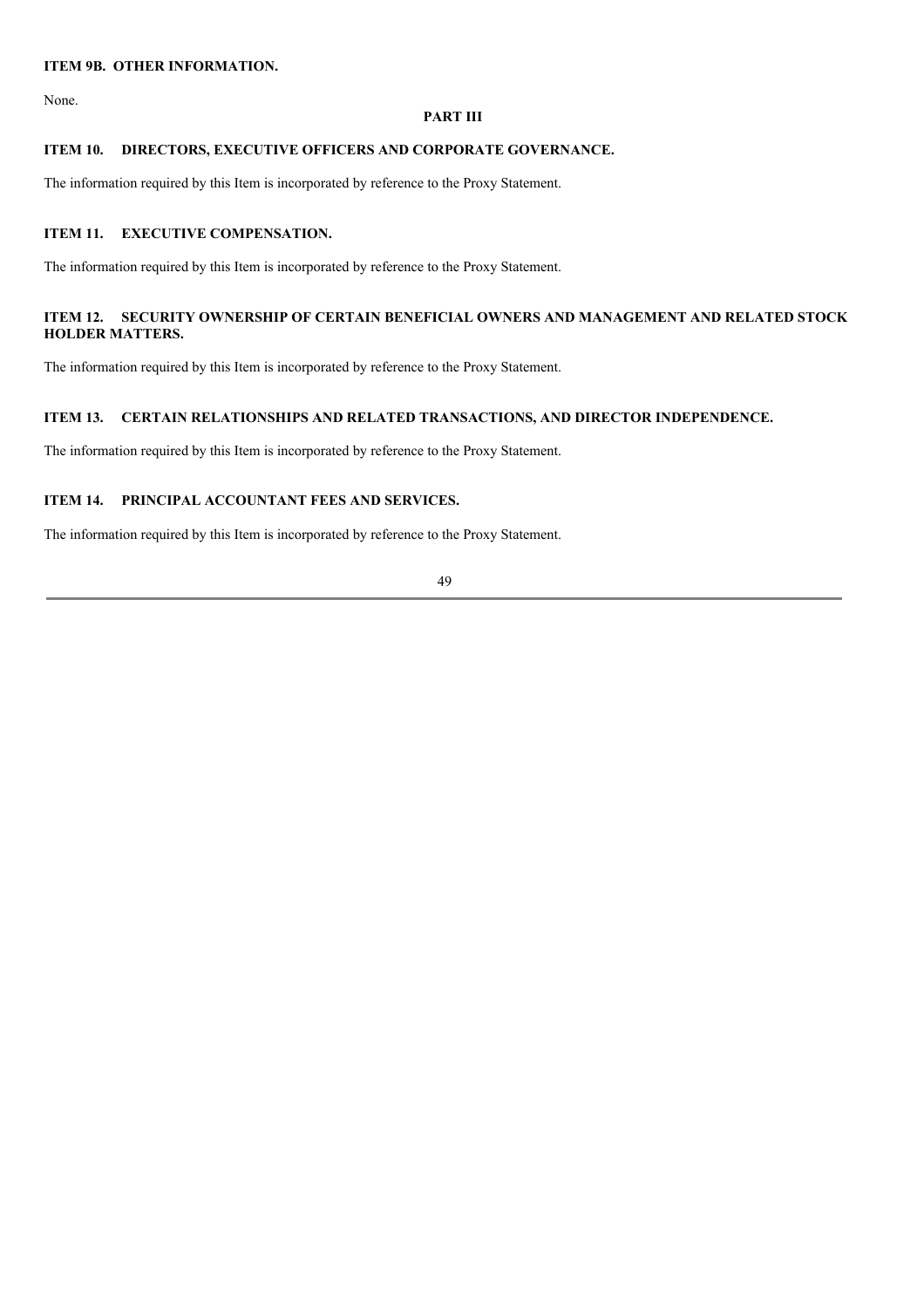## ITEM 9B. OTHER INFORMATION.

None.

# PART III

## ITEM 10. DIRECTORS, EXECUTIVE OFFICERS AND CORPORATE GOVERNANCE.

The information required by this Item is incorporated by reference to the Proxy Statement.

## ITEM 11. EXECUTIVE COMPENSATION.

The information required by this Item is incorporated by reference to the Proxy Statement.

## ITEM 12. SECURITY OWNERSHIP OF CERTAIN BENEFICIAL OWNERS AND MANAGEMENT AND RELATED STOCK HOLDER MATTERS.

The information required by this Item is incorporated by reference to the Proxy Statement.

## ITEM 13. CERTAIN RELATIONSHIPS AND RELATED TRANSACTIONS, AND DIRECTOR INDEPENDENCE.

The information required by this Item is incorporated by reference to the Proxy Statement.

## ITEM 14. PRINCIPAL ACCOUNTANT FEES AND SERVICES.

The information required by this Item is incorporated by reference to the Proxy Statement.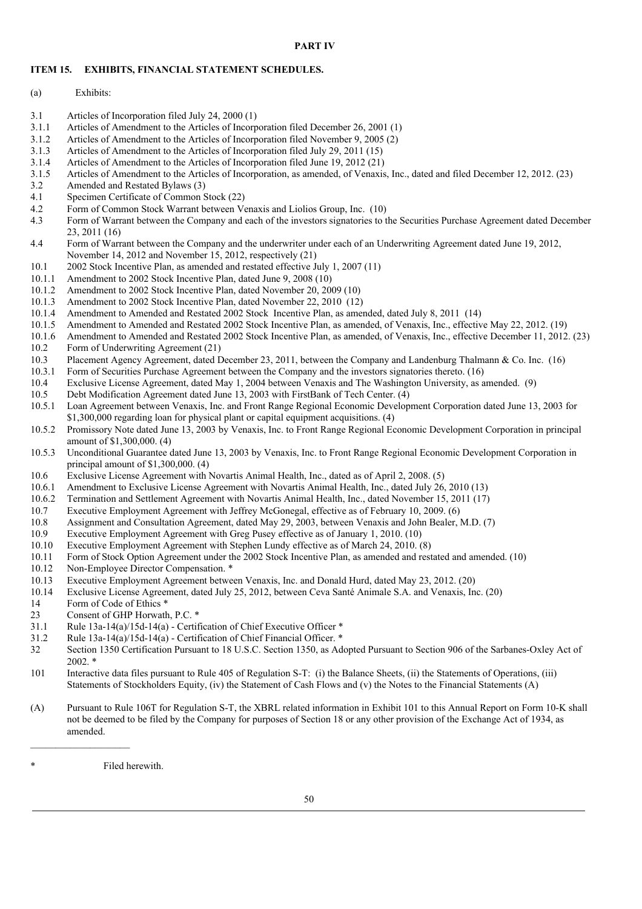**PART IV**

## ITEM 15. EXHIBITS, FINANCIAL STATEMENT SCHEDULES.

(a) Exhibits:

- 3.1 Articles of Incorporation filed July 24, 2000 (1)
- 3.1.1 Articles of Amendment to the Articles of Incorporation filed December 26, 2001 (1)
- 3.1.2 Articles of Amendment to the Articles of Incorporation filed November 9, 2005 (2)
- 3.1.3 Articles of Amendment to the Articles of Incorporation filed July 29, 2011 (15)
- 3.1.4 Articles of Amendment to the Articles of Incorporation filed June 19, 2012 (21)
- 3.1.5 Articles of Amendment to the Articles of Incorporation, as amended, of Venaxis, Inc., dated and filed December 12, 2012. (23)
- 3.2 Amended and Restated Bylaws (3)
- 4.1 Specimen Certificate of Common Stock (22)
- 4.2 Form of Common Stock Warrant between Venaxis and Liolios Group, Inc. (10)
- 4.3 Form of Warrant between the Company and each of the investors signatories to the Securities Purchase Agreement dated December 23, 2011 (16)
- 4.4 Form of Warrant between the Company and the underwriter under each of an Underwriting Agreement dated June 19, 2012, November 14, 2012 and November 15, 2012, respectively (21)
- 10.1 2002 Stock Incentive Plan, as amended and restated effective July 1, 2007 (11)
- 10.1.1 Amendment to 2002 Stock Incentive Plan, dated June 9, 2008 (10)
- 10.1.2 Amendment to 2002 Stock Incentive Plan, dated November 20, 2009 (10)
- 10.1.3 Amendment to 2002 Stock Incentive Plan, dated November 22, 2010 (12)
- 10.1.4 Amendment to Amended and Restated 2002 Stock Incentive Plan, as amended, dated July 8, 2011 (14)
- 10.1.5 Amendment to Amended and Restated 2002 Stock Incentive Plan, as amended, of Venaxis, Inc., effective May 22, 2012. (19)
- 10.1.6 Amendment to Amended and Restated 2002 Stock Incentive Plan, as amended, of Venaxis, Inc., effective December 11, 2012. (23)
- 10.2 Form of Underwriting Agreement (21)
- 10.3 Placement Agency Agreement, dated December 23, 2011, between the Company and Landenburg Thalmann & Co. Inc. (16)
- 10.3.1 Form of Securities Purchase Agreement between the Company and the investors signatories thereto. (16)
- 10.4 Exclusive License Agreement, dated May 1, 2004 between Venaxis and The Washington University, as amended. (9)
- 10.5 Debt Modification Agreement dated June 13, 2003 with FirstBank of Tech Center. (4)
- 10.5.1 Loan Agreement between Venaxis, Inc. and Front Range Regional Economic Development Corporation dated June 13, 2003 for $1,300,000 regarding loan for physical plant or capital equipment acquisitions. (4)
- 10.5.2 Promissory Note dated June 13, 2003 by Venaxis, Inc. to Front Range Regional Economic Development Corporation in principal amount of $1,300,000. (4)
- 10.5.3 Unconditional Guarantee dated June 13, 2003 by Venaxis, Inc. to Front Range Regional Economic Development Corporation in principal amount of $1,300,000. (4)
- 10.6 Exclusive License Agreement with Novartis Animal Health, Inc., dated as of April 2, 2008. (5)
- 10.6.1 Amendment to Exclusive License Agreement with Novartis Animal Health, Inc., dated July 26, 2010 (13)
- 10.6.2 Termination and Settlement Agreement with Novartis Animal Health, Inc., dated November 15, 2011 (17)
- 10.7 Executive Employment Agreement with Jeffrey McGonegal, effective as of February 10, 2009. (6)
- 10.8 Assignment and Consultation Agreement, dated May 29, 2003, between Venaxis and John Bealer, M.D. (7)
- 10.9 Executive Employment Agreement with Greg Pusey effective as of January 1, 2010. (10)
- 10.10 Executive Employment Agreement with Stephen Lundy effective as of March 24, 2010. (8)
- 10.11 Form of Stock Option Agreement under the 2002 Stock Incentive Plan, as amended and restated and amended. (10)
- 10.12 Non-Employee Director Compensation. *
- 10.13 Executive Employment Agreement between Venaxis, Inc. and Donald Hurd, dated May 23, 2012. (20)
- 10.14 Exclusive License Agreement, dated July 25, 2012, between Ceva Santé Animale S.A. and Venaxis, Inc. (20)
- 14 Form of Code of Ethics *
- 23 Consent of GHP Horwath, P.C. *
- 31.1 Rule 13a-14(a)/15d-14(a) - Certification of Chief Executive Officer *
- 31.2 Rule 13a-14(a)/15d-14(a) - Certification of Chief Financial Officer. *
- 32 Section 1350 Certification Pursuant to 18 U.S.C. Section 1350, as Adopted Pursuant to Section 906 of the Sarbanes-Oxley Act of 2002. *
- 101 Interactive data files pursuant to Rule 405 of Regulation S-T: (i) the Balance Sheets, (ii) the Statements of Operations, (iii) Statements of Stockholders Equity, (iv) the Statement of Cash Flows and (v) the Notes to the Financial Statements (A)

(A) Pursuant to Rule 106T for Regulation S-T, the XBRL related information in Exhibit 101 to this Annual Report on Form 10-K shall not be deemed to be filed by the Company for purposes of Section 18 or any other provision of the Exchange Act of 1934, as amended.

---

\* Filed herewith.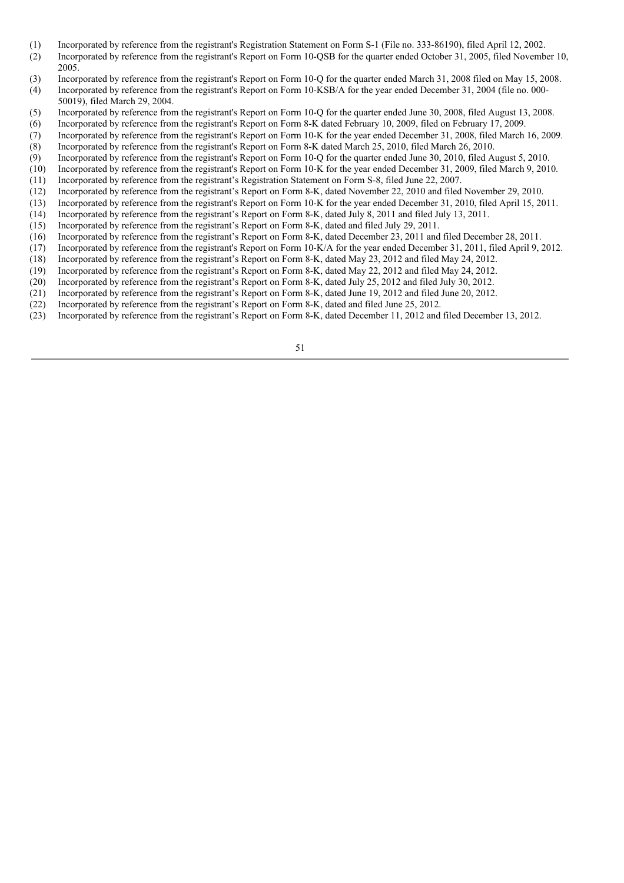(1) Incorporated by reference from the registrant's Registration Statement on Form S-1 (File no. 333-86190), filed April 12, 2002.

(2) Incorporated by reference from the registrant's Report on Form 10-QSB for the quarter ended October 31, 2005, filed November 10, 2005.

(3) Incorporated by reference from the registrant's Report on Form 10-Q for the quarter ended March 31, 2008 filed on May 15, 2008.

(4) Incorporated by reference from the registrant's Report on Form 10-KSB/A for the year ended December 31, 2004 (file no. 000-50019), filed March 29, 2004.

(5) Incorporated by reference from the registrant's Report on Form 10-Q for the quarter ended June 30, 2008, filed August 13, 2008.

(6) Incorporated by reference from the registrant's Report on Form 8-K dated February 10, 2009, filed on February 17, 2009.

(7) Incorporated by reference from the registrant's Report on Form 10-K for the year ended December 31, 2008, filed March 16, 2009.

(8) Incorporated by reference from the registrant's Report on Form 8-K dated March 25, 2010, filed March 26, 2010.

(9) Incorporated by reference from the registrant's Report on Form 10-Q for the quarter ended June 30, 2010, filed August 5, 2010.

(10) Incorporated by reference from the registrant's Report on Form 10-K for the year ended December 31, 2009, filed March 9, 2010.

(11) Incorporated by reference from the registrant's Registration Statement on Form S-8, filed June 22, 2007.

(12) Incorporated by reference from the registrant's Report on Form 8-K, dated November 22, 2010 and filed November 29, 2010.

(13) Incorporated by reference from the registrant's Report on Form 10-K for the year ended December 31, 2010, filed April 15, 2011.

(14) Incorporated by reference from the registrant's Report on Form 8-K, dated July 8, 2011 and filed July 13, 2011.

(15) Incorporated by reference from the registrant's Report on Form 8-K, dated and filed July 29, 2011.

(16) Incorporated by reference from the registrant's Report on Form 8-K, dated December 23, 2011 and filed December 28, 2011.

(17) Incorporated by reference from the registrant's Report on Form 10-K/A for the year ended December 31, 2011, filed April 9, 2012.

(18) Incorporated by reference from the registrant's Report on Form 8-K, dated May 23, 2012 and filed May 24, 2012.

(19) Incorporated by reference from the registrant's Report on Form 8-K, dated May 22, 2012 and filed May 24, 2012.

(20) Incorporated by reference from the registrant's Report on Form 8-K, dated July 25, 2012 and filed July 30, 2012.

(21) Incorporated by reference from the registrant's Report on Form 8-K, dated June 19, 2012 and filed June 20, 2012.

(22) Incorporated by reference from the registrant's Report on Form 8-K, dated and filed June 25, 2012.

(23) Incorporated by reference from the registrant's Report on Form 8-K, dated December 11, 2012 and filed December 13, 2012.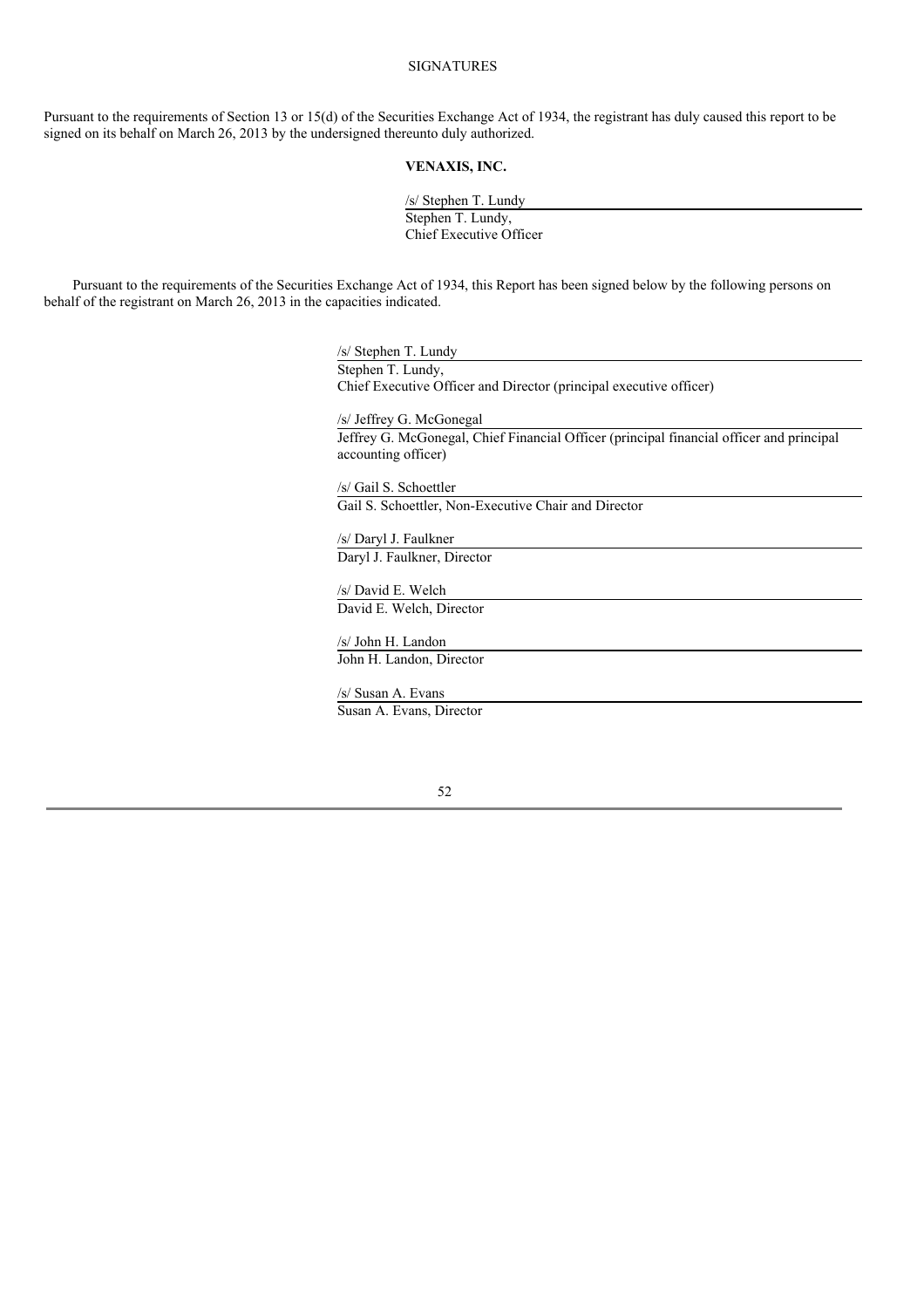# SIGNATURES

Pursuant to the requirements of Section 13 or 15(d) of the Securities Exchange Act of 1934, the registrant has duly caused this report to be signed on its behalf on March 26, 2013 by the undersigned thereunto duly authorized.

**VENAXIS, INC.**

/s/ Stephen T. Lundy
Stephen T. Lundy,
Chief Executive Officer

Pursuant to the requirements of the Securities Exchange Act of 1934, this Report has been signed below by the following persons on behalf of the registrant on March 26, 2013 in the capacities indicated.

/s/ Stephen T. Lundy
Stephen T. Lundy,
Chief Executive Officer and Director (principal executive officer)

/s/ Jeffrey G. McGonegal
Jeffrey G. McGonegal, Chief Financial Officer (principal financial officer and principal accounting officer)

/s/ Gail S. Schoettler
Gail S. Schoettler, Non-Executive Chair and Director

/s/ Daryl J. Faulkner
Daryl J. Faulkner, Director

/s/ David E. Welch
David E. Welch, Director

/s/ John H. Landon
John H. Landon, Director

/s/ Susan A. Evans
Susan A. Evans, Director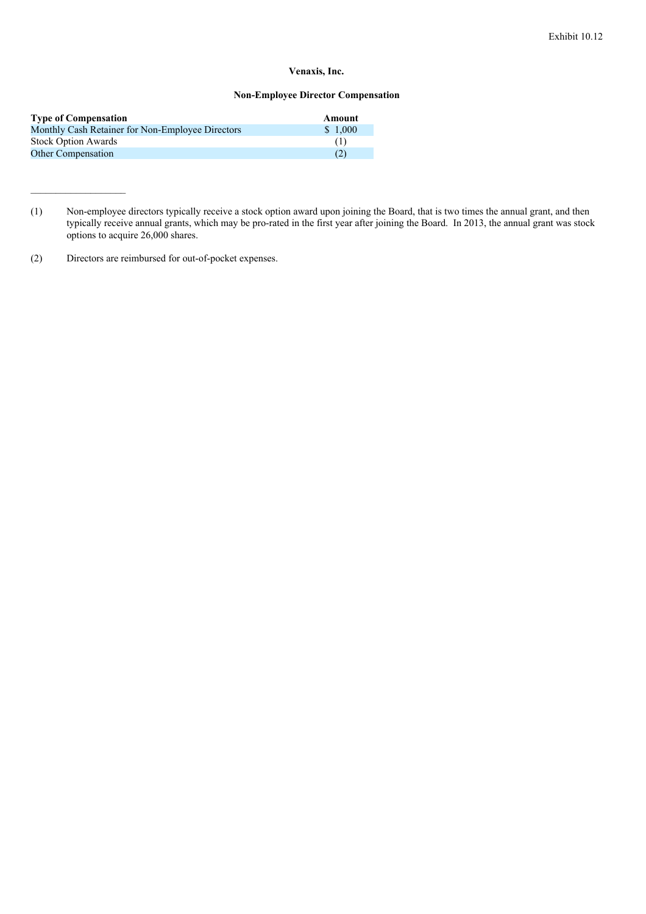Exhibit 10.12

**Venaxis, Inc.**

**Non-Employee Director Compensation**

| Type of Compensation | Amount |
|---|---|
| Monthly Cash Retainer for Non-Employee Directors | $ 1,000 |
| Stock Option Awards | (1) |
| Other Compensation | (2) |

---

(1) Non-employee directors typically receive a stock option award upon joining the Board, that is two times the annual grant, and then typically receive annual grants, which may be pro-rated in the first year after joining the Board. In 2013, the annual grant was stock options to acquire 26,000 shares.

(2) Directors are reimbursed for out-of-pocket expenses.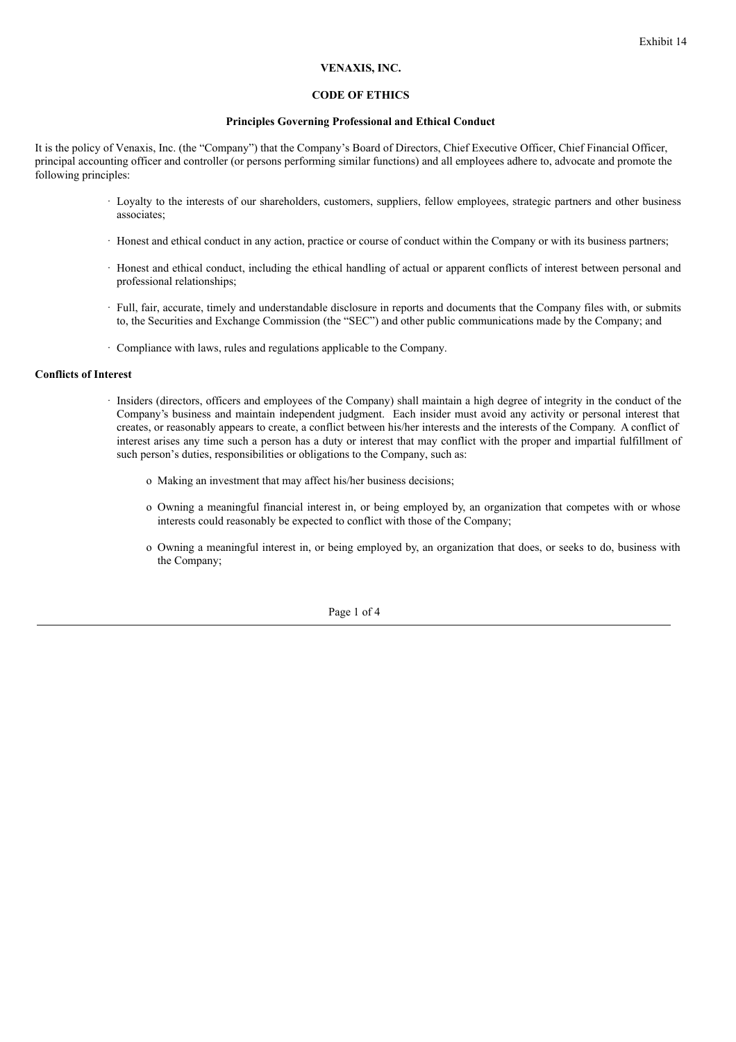Exhibit 14

**VENAXIS, INC.**

**CODE OF ETHICS**

**Principles Governing Professional and Ethical Conduct**

It is the policy of Venaxis, Inc. (the "Company") that the Company's Board of Directors, Chief Executive Officer, Chief Financial Officer, principal accounting officer and controller (or persons performing similar functions) and all employees adhere to, advocate and promote the following principles:

- Loyalty to the interests of our shareholders, customers, suppliers, fellow employees, strategic partners and other business associates;
- Honest and ethical conduct in any action, practice or course of conduct within the Company or with its business partners;
- Honest and ethical conduct, including the ethical handling of actual or apparent conflicts of interest between personal and professional relationships;
- Full, fair, accurate, timely and understandable disclosure in reports and documents that the Company files with, or submits to, the Securities and Exchange Commission (the "SEC") and other public communications made by the Company; and
- Compliance with laws, rules and regulations applicable to the Company.

**Conflicts of Interest**

- Insiders (directors, officers and employees of the Company) shall maintain a high degree of integrity in the conduct of the Company's business and maintain independent judgment. Each insider must avoid any activity or personal interest that creates, or reasonably appears to create, a conflict between his/her interests and the interests of the Company. A conflict of interest arises any time such a person has a duty or interest that may conflict with the proper and impartial fulfillment of such person's duties, responsibilities or obligations to the Company, such as:
  - Making an investment that may affect his/her business decisions;
  - Owning a meaningful financial interest in, or being employed by, an organization that competes with or whose interests could reasonably be expected to conflict with those of the Company;
  - Owning a meaningful interest in, or being employed by, an organization that does, or seeks to do, business with the Company;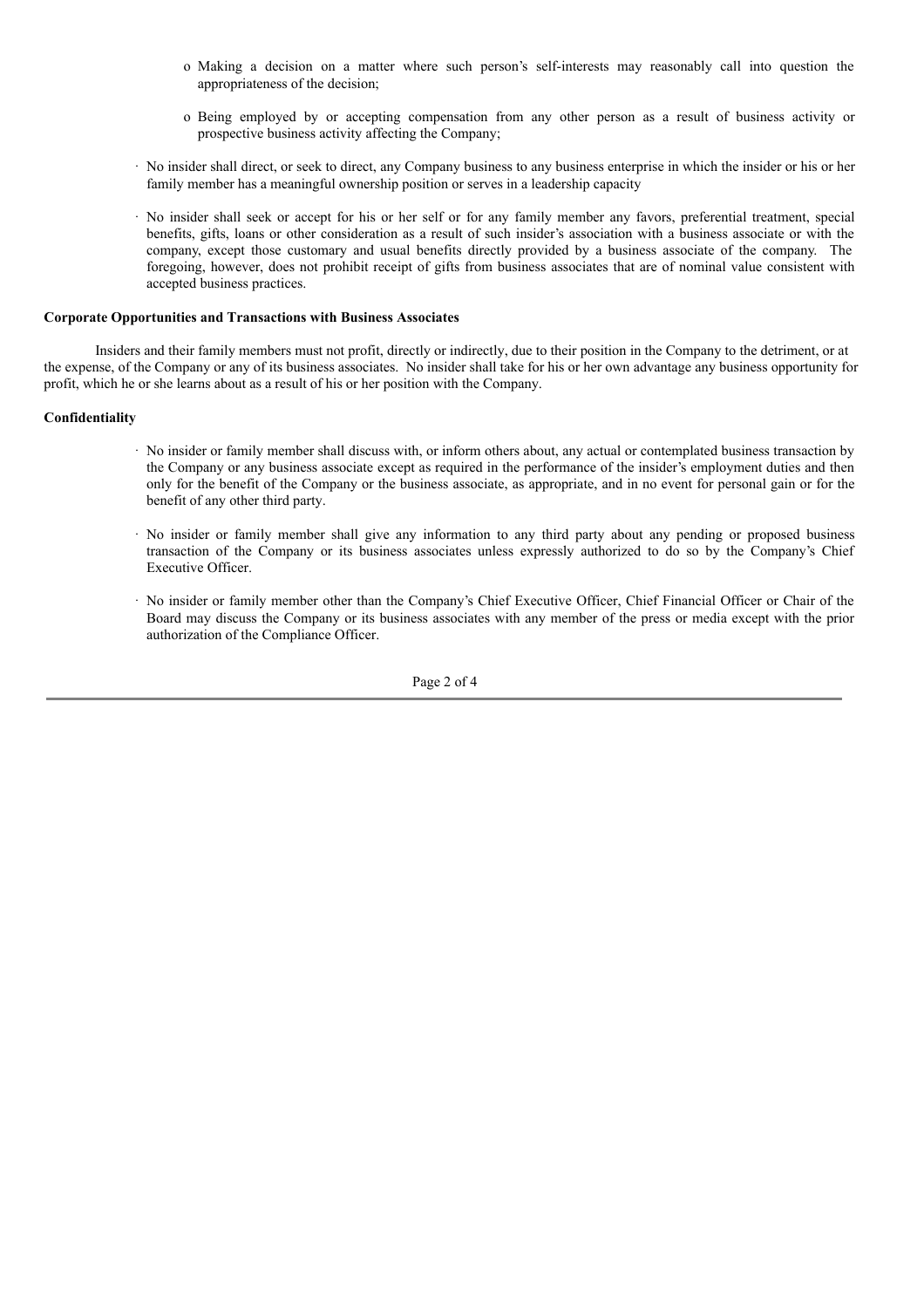- Making a decision on a matter where such person's self-interests may reasonably call into question the appropriateness of the decision;
- Being employed by or accepting compensation from any other person as a result of business activity or prospective business activity affecting the Company;

- No insider shall direct, or seek to direct, any Company business to any business enterprise in which the insider or his or her family member has a meaningful ownership position or serves in a leadership capacity
- No insider shall seek or accept for his or her self or for any family member any favors, preferential treatment, special benefits, gifts, loans or other consideration as a result of such insider's association with a business associate or with the company, except those customary and usual benefits directly provided by a business associate of the company. The foregoing, however, does not prohibit receipt of gifts from business associates that are of nominal value consistent with accepted business practices.

**Corporate Opportunities and Transactions with Business Associates**

Insiders and their family members must not profit, directly or indirectly, due to their position in the Company to the detriment, or at the expense, of the Company or any of its business associates. No insider shall take for his or her own advantage any business opportunity for profit, which he or she learns about as a result of his or her position with the Company.

**Confidentiality**

- No insider or family member shall discuss with, or inform others about, any actual or contemplated business transaction by the Company or any business associate except as required in the performance of the insider's employment duties and then only for the benefit of the Company or the business associate, as appropriate, and in no event for personal gain or for the benefit of any other third party.
- No insider or family member shall give any information to any third party about any pending or proposed business transaction of the Company or its business associates unless expressly authorized to do so by the Company's Chief Executive Officer.
- No insider or family member other than the Company's Chief Executive Officer, Chief Financial Officer or Chair of the Board may discuss the Company or its business associates with any member of the press or media except with the prior authorization of the Compliance Officer.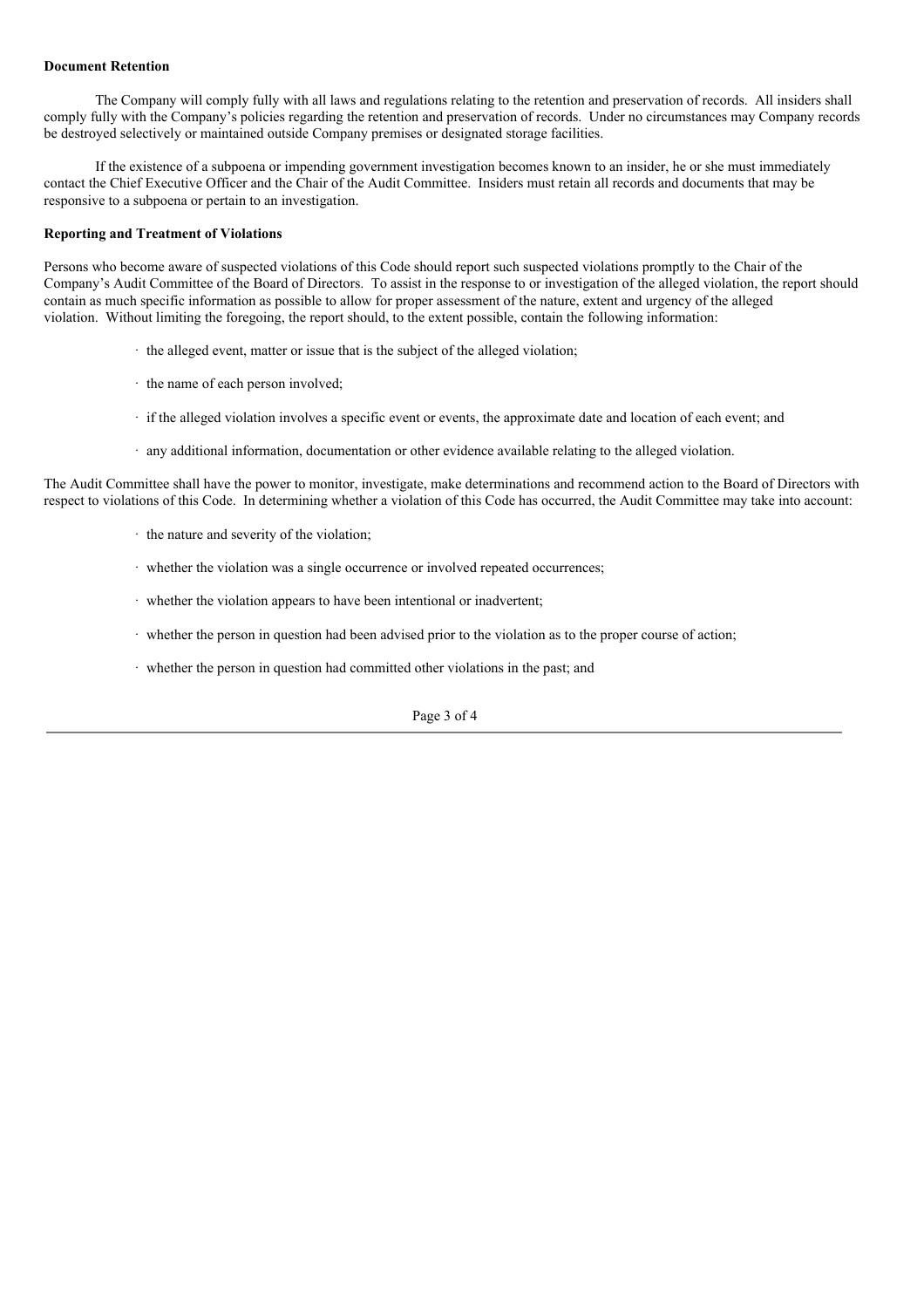**Document Retention**

The Company will comply fully with all laws and regulations relating to the retention and preservation of records. All insiders shall comply fully with the Company's policies regarding the retention and preservation of records. Under no circumstances may Company records be destroyed selectively or maintained outside Company premises or designated storage facilities.

If the existence of a subpoena or impending government investigation becomes known to an insider, he or she must immediately contact the Chief Executive Officer and the Chair of the Audit Committee. Insiders must retain all records and documents that may be responsive to a subpoena or pertain to an investigation.

**Reporting and Treatment of Violations**

Persons who become aware of suspected violations of this Code should report such suspected violations promptly to the Chair of the Company's Audit Committee of the Board of Directors. To assist in the response to or investigation of the alleged violation, the report should contain as much specific information as possible to allow for proper assessment of the nature, extent and urgency of the alleged violation. Without limiting the foregoing, the report should, to the extent possible, contain the following information:

- the alleged event, matter or issue that is the subject of the alleged violation;
- the name of each person involved;
- if the alleged violation involves a specific event or events, the approximate date and location of each event; and
- any additional information, documentation or other evidence available relating to the alleged violation.

The Audit Committee shall have the power to monitor, investigate, make determinations and recommend action to the Board of Directors with respect to violations of this Code. In determining whether a violation of this Code has occurred, the Audit Committee may take into account:

- the nature and severity of the violation;
- whether the violation was a single occurrence or involved repeated occurrences;
- whether the violation appears to have been intentional or inadvertent;
- whether the person in question had been advised prior to the violation as to the proper course of action;
- whether the person in question had committed other violations in the past; and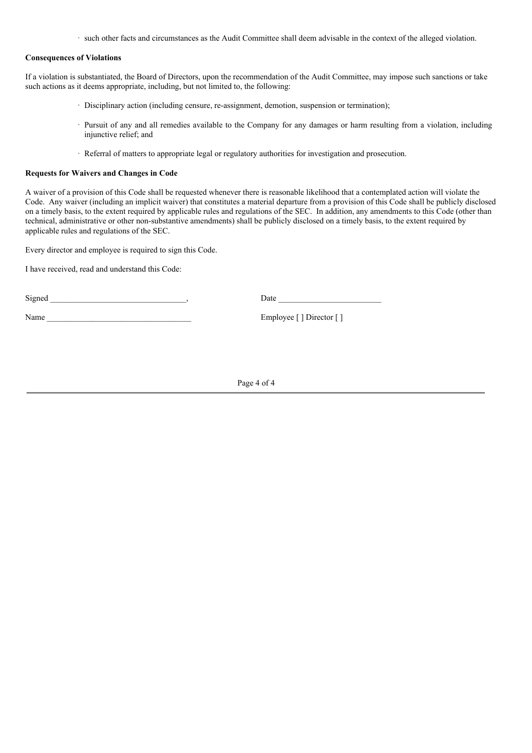- such other facts and circumstances as the Audit Committee shall deem advisable in the context of the alleged violation.

**Consequences of Violations**

If a violation is substantiated, the Board of Directors, upon the recommendation of the Audit Committee, may impose such sanctions or take such actions as it deems appropriate, including, but not limited to, the following:

- Disciplinary action (including censure, re-assignment, demotion, suspension or termination);
- Pursuit of any and all remedies available to the Company for any damages or harm resulting from a violation, including injunctive relief; and
- Referral of matters to appropriate legal or regulatory authorities for investigation and prosecution.

**Requests for Waivers and Changes in Code**

A waiver of a provision of this Code shall be requested whenever there is reasonable likelihood that a contemplated action will violate the Code. Any waiver (including an implicit waiver) that constitutes a material departure from a provision of this Code shall be publicly disclosed on a timely basis, to the extent required by applicable rules and regulations of the SEC. In addition, any amendments to this Code (other than technical, administrative or other non-substantive amendments) shall be publicly disclosed on a timely basis, to the extent required by applicable rules and regulations of the SEC.

Every director and employee is required to sign this Code.

I have received, read and understand this Code:

Signed _________________________________, Date _________________________

Name ___________________________________ Employee [ ] Director [ ]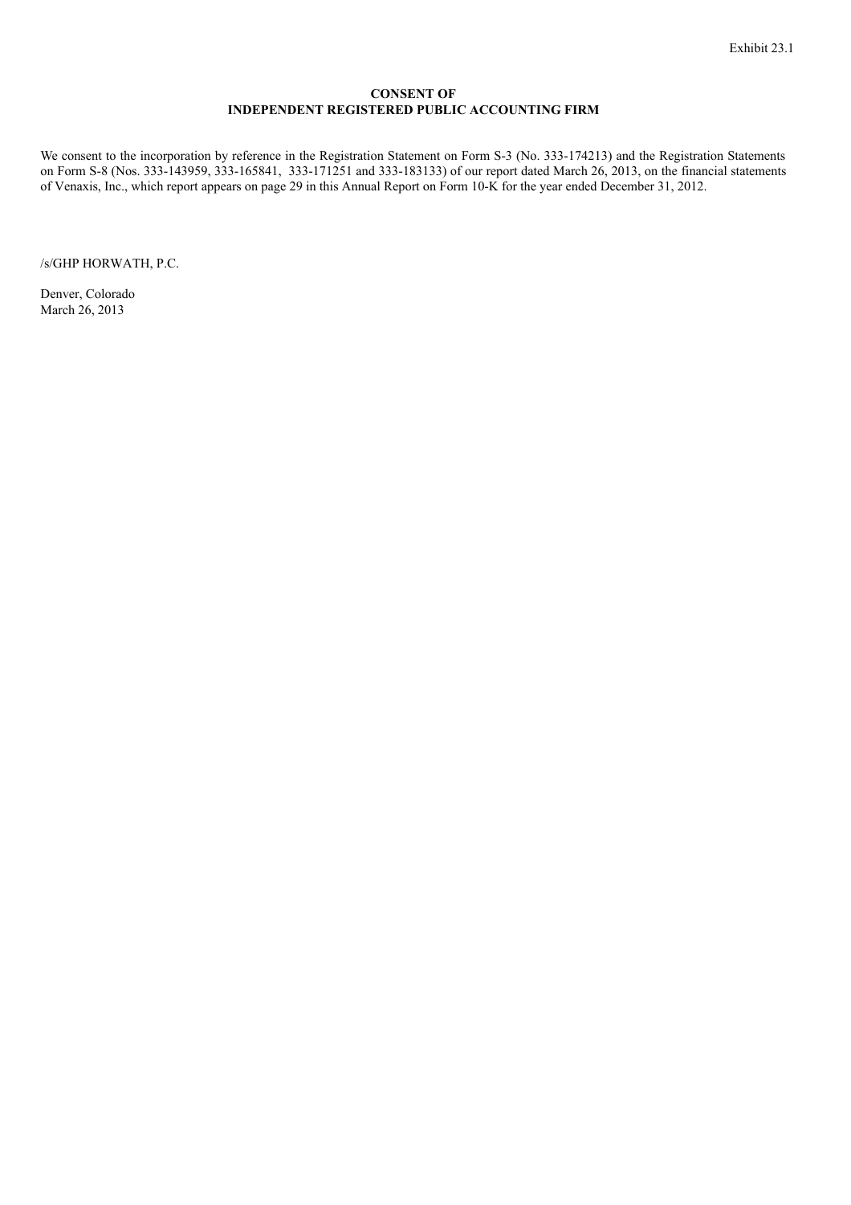Exhibit 23.1

**CONSENT OF**
**INDEPENDENT REGISTERED PUBLIC ACCOUNTING FIRM**

We consent to the incorporation by reference in the Registration Statement on Form S-3 (No. 333-174213) and the Registration Statements on Form S-8 (Nos. 333-143959, 333-165841, 333-171251 and 333-183133) of our report dated March 26, 2013, on the financial statements of Venaxis, Inc., which report appears on page 29 in this Annual Report on Form 10-K for the year ended December 31, 2012.

/s/GHP HORWATH, P.C.

Denver, Colorado
March 26, 2013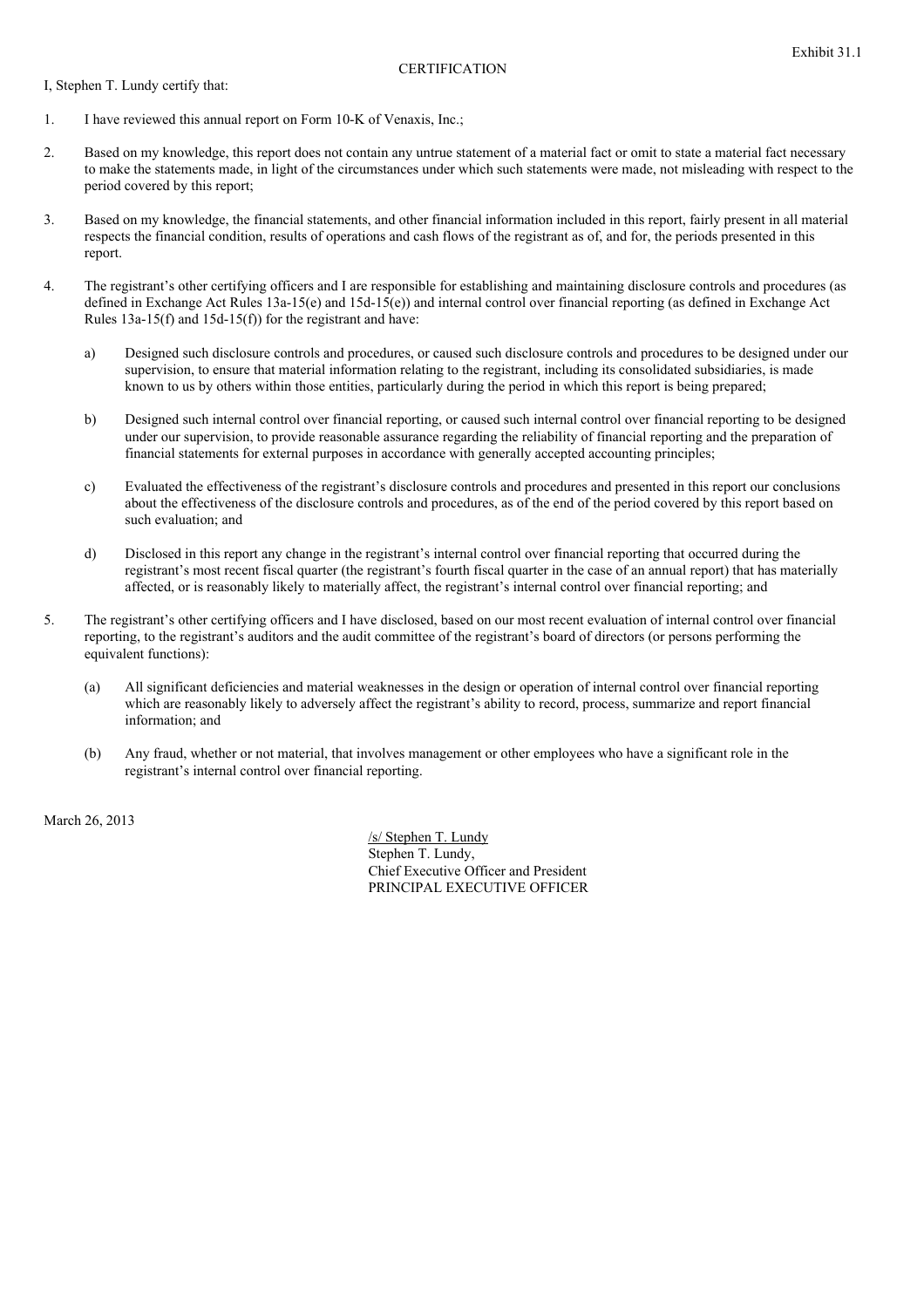Exhibit 31.1

CERTIFICATION

I, Stephen T. Lundy certify that:

1. I have reviewed this annual report on Form 10-K of Venaxis, Inc.;

2. Based on my knowledge, this report does not contain any untrue statement of a material fact or omit to state a material fact necessary to make the statements made, in light of the circumstances under which such statements were made, not misleading with respect to the period covered by this report;

3. Based on my knowledge, the financial statements, and other financial information included in this report, fairly present in all material respects the financial condition, results of operations and cash flows of the registrant as of, and for, the periods presented in this report.

4. The registrant's other certifying officers and I are responsible for establishing and maintaining disclosure controls and procedures (as defined in Exchange Act Rules 13a-15(e) and 15d-15(e)) and internal control over financial reporting (as defined in Exchange Act Rules 13a-15(f) and 15d-15(f)) for the registrant and have:

   a) Designed such disclosure controls and procedures, or caused such disclosure controls and procedures to be designed under our supervision, to ensure that material information relating to the registrant, including its consolidated subsidiaries, is made known to us by others within those entities, particularly during the period in which this report is being prepared;

   b) Designed such internal control over financial reporting, or caused such internal control over financial reporting to be designed under our supervision, to provide reasonable assurance regarding the reliability of financial reporting and the preparation of financial statements for external purposes in accordance with generally accepted accounting principles;

   c) Evaluated the effectiveness of the registrant's disclosure controls and procedures and presented in this report our conclusions about the effectiveness of the disclosure controls and procedures, as of the end of the period covered by this report based on such evaluation; and

   d) Disclosed in this report any change in the registrant's internal control over financial reporting that occurred during the registrant's most recent fiscal quarter (the registrant's fourth fiscal quarter in the case of an annual report) that has materially affected, or is reasonably likely to materially affect, the registrant's internal control over financial reporting; and

5. The registrant's other certifying officers and I have disclosed, based on our most recent evaluation of internal control over financial reporting, to the registrant's auditors and the audit committee of the registrant's board of directors (or persons performing the equivalent functions):

   (a) All significant deficiencies and material weaknesses in the design or operation of internal control over financial reporting which are reasonably likely to adversely affect the registrant's ability to record, process, summarize and report financial information; and

   (b) Any fraud, whether or not material, that involves management or other employees who have a significant role in the registrant's internal control over financial reporting.

March 26, 2013

/s/ Stephen T. Lundy
Stephen T. Lundy,
Chief Executive Officer and President
PRINCIPAL EXECUTIVE OFFICER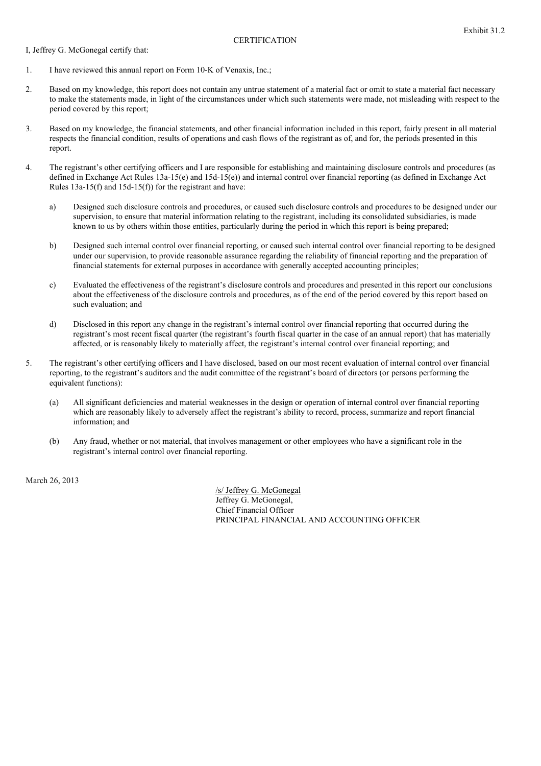Exhibit 31.2

# CERTIFICATION

I, Jeffrey G. McGonegal certify that:

1. I have reviewed this annual report on Form 10-K of Venaxis, Inc.;

2. Based on my knowledge, this report does not contain any untrue statement of a material fact or omit to state a material fact necessary to make the statements made, in light of the circumstances under which such statements were made, not misleading with respect to the period covered by this report;

3. Based on my knowledge, the financial statements, and other financial information included in this report, fairly present in all material respects the financial condition, results of operations and cash flows of the registrant as of, and for, the periods presented in this report.

4. The registrant's other certifying officers and I are responsible for establishing and maintaining disclosure controls and procedures (as defined in Exchange Act Rules 13a-15(e) and 15d-15(e)) and internal control over financial reporting (as defined in Exchange Act Rules 13a-15(f) and 15d-15(f)) for the registrant and have:

   a) Designed such disclosure controls and procedures, or caused such disclosure controls and procedures to be designed under our supervision, to ensure that material information relating to the registrant, including its consolidated subsidiaries, is made known to us by others within those entities, particularly during the period in which this report is being prepared;

   b) Designed such internal control over financial reporting, or caused such internal control over financial reporting to be designed under our supervision, to provide reasonable assurance regarding the reliability of financial reporting and the preparation of financial statements for external purposes in accordance with generally accepted accounting principles;

   c) Evaluated the effectiveness of the registrant's disclosure controls and procedures and presented in this report our conclusions about the effectiveness of the disclosure controls and procedures, as of the end of the period covered by this report based on such evaluation; and

   d) Disclosed in this report any change in the registrant's internal control over financial reporting that occurred during the registrant's most recent fiscal quarter (the registrant's fourth fiscal quarter in the case of an annual report) that has materially affected, or is reasonably likely to materially affect, the registrant's internal control over financial reporting; and

5. The registrant's other certifying officers and I have disclosed, based on our most recent evaluation of internal control over financial reporting, to the registrant's auditors and the audit committee of the registrant's board of directors (or persons performing the equivalent functions):

   (a) All significant deficiencies and material weaknesses in the design or operation of internal control over financial reporting which are reasonably likely to adversely affect the registrant's ability to record, process, summarize and report financial information; and

   (b) Any fraud, whether or not material, that involves management or other employees who have a significant role in the registrant's internal control over financial reporting.

March 26, 2013

/s/ Jeffrey G. McGonegal
Jeffrey G. McGonegal,
Chief Financial Officer
PRINCIPAL FINANCIAL AND ACCOUNTING OFFICER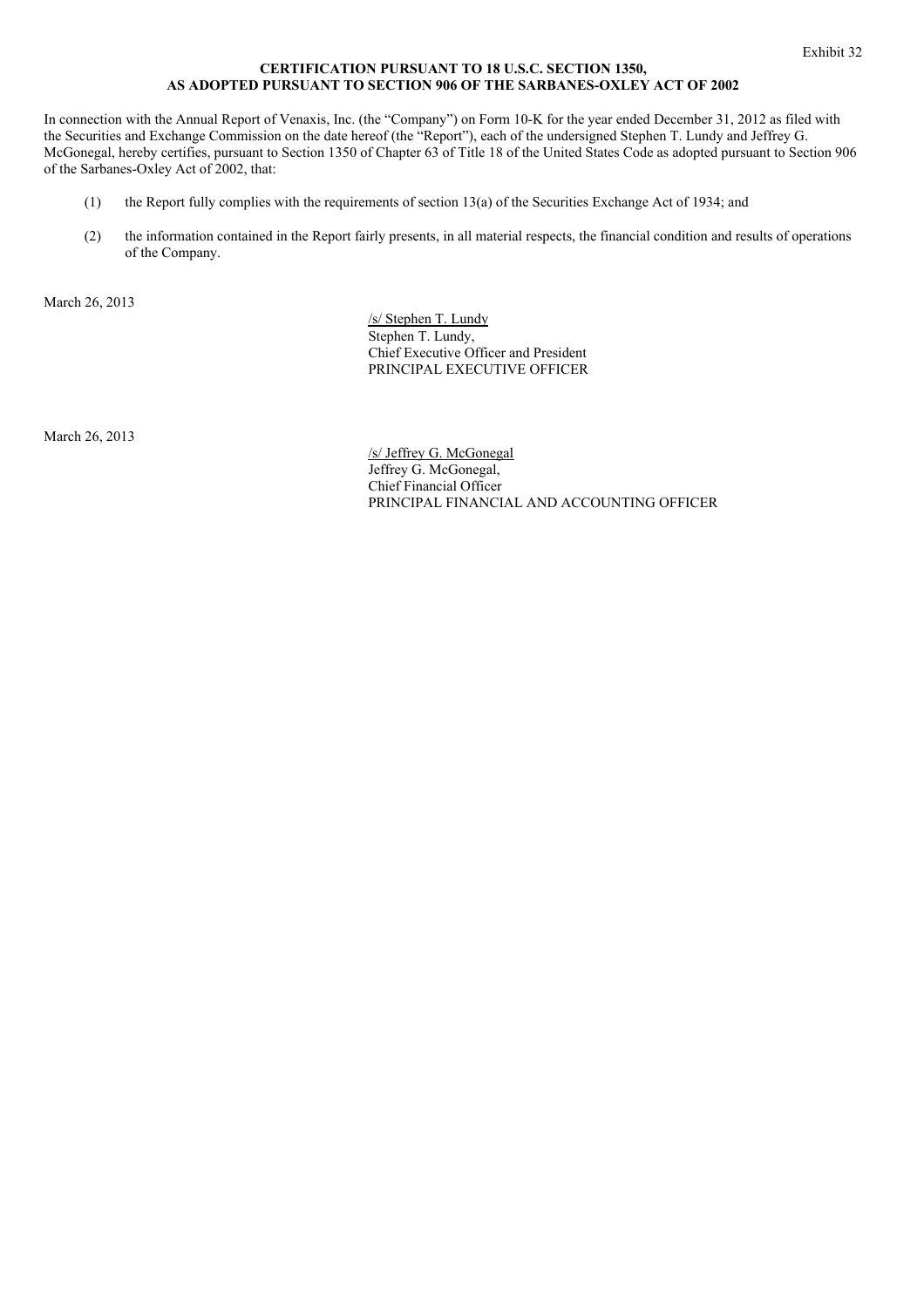Exhibit 32

**CERTIFICATION PURSUANT TO 18 U.S.C. SECTION 1350, AS ADOPTED PURSUANT TO SECTION 906 OF THE SARBANES-OXLEY ACT OF 2002**

In connection with the Annual Report of Venaxis, Inc. (the "Company") on Form 10-K for the year ended December 31, 2012 as filed with the Securities and Exchange Commission on the date hereof (the "Report"), each of the undersigned Stephen T. Lundy and Jeffrey G. McGonegal, hereby certifies, pursuant to Section 1350 of Chapter 63 of Title 18 of the United States Code as adopted pursuant to Section 906 of the Sarbanes-Oxley Act of 2002, that:

(1) the Report fully complies with the requirements of section 13(a) of the Securities Exchange Act of 1934; and

(2) the information contained in the Report fairly presents, in all material respects, the financial condition and results of operations of the Company.

March 26, 2013

/s/ Stephen T. Lundy
Stephen T. Lundy,
Chief Executive Officer and President
PRINCIPAL EXECUTIVE OFFICER

March 26, 2013

/s/ Jeffrey G. McGonegal
Jeffrey G. McGonegal,
Chief Financial Officer
PRINCIPAL FINANCIAL AND ACCOUNTING OFFICER